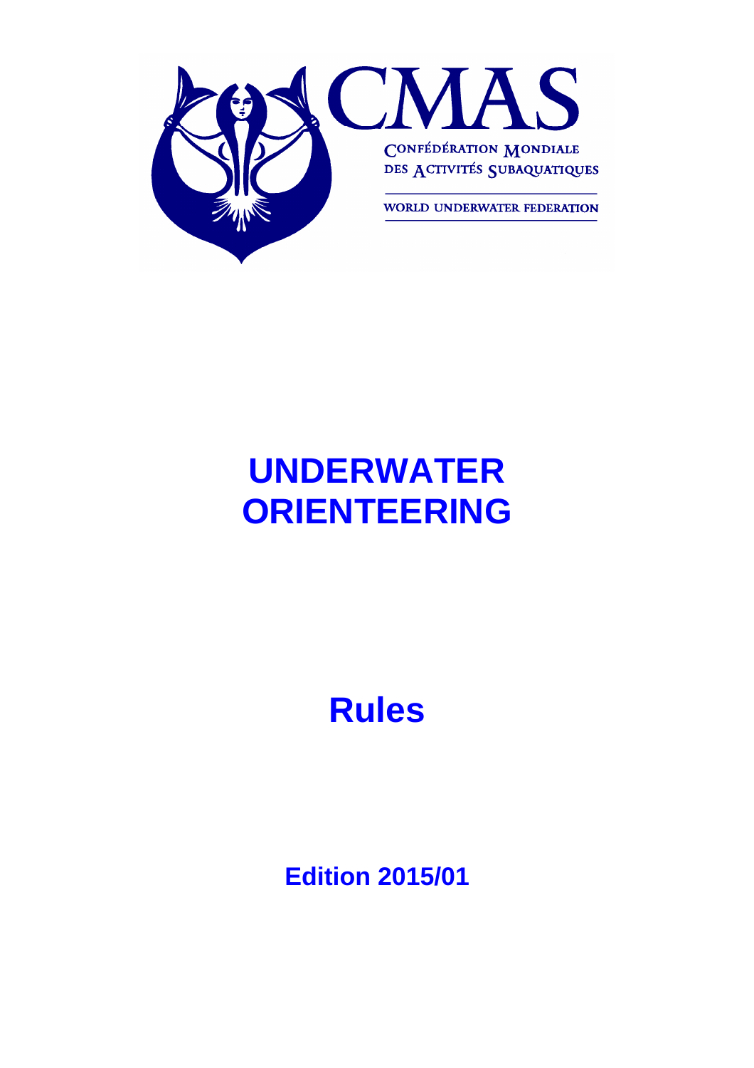CMAS

CONFÉDÉRATION MONDIALE DES ACTIVITÉS SUBAQUATIQUES

WORLD UNDERWATER FEDERATION

# UNDERWATER ORIENTEERING

# Rules

## Edition 2015/01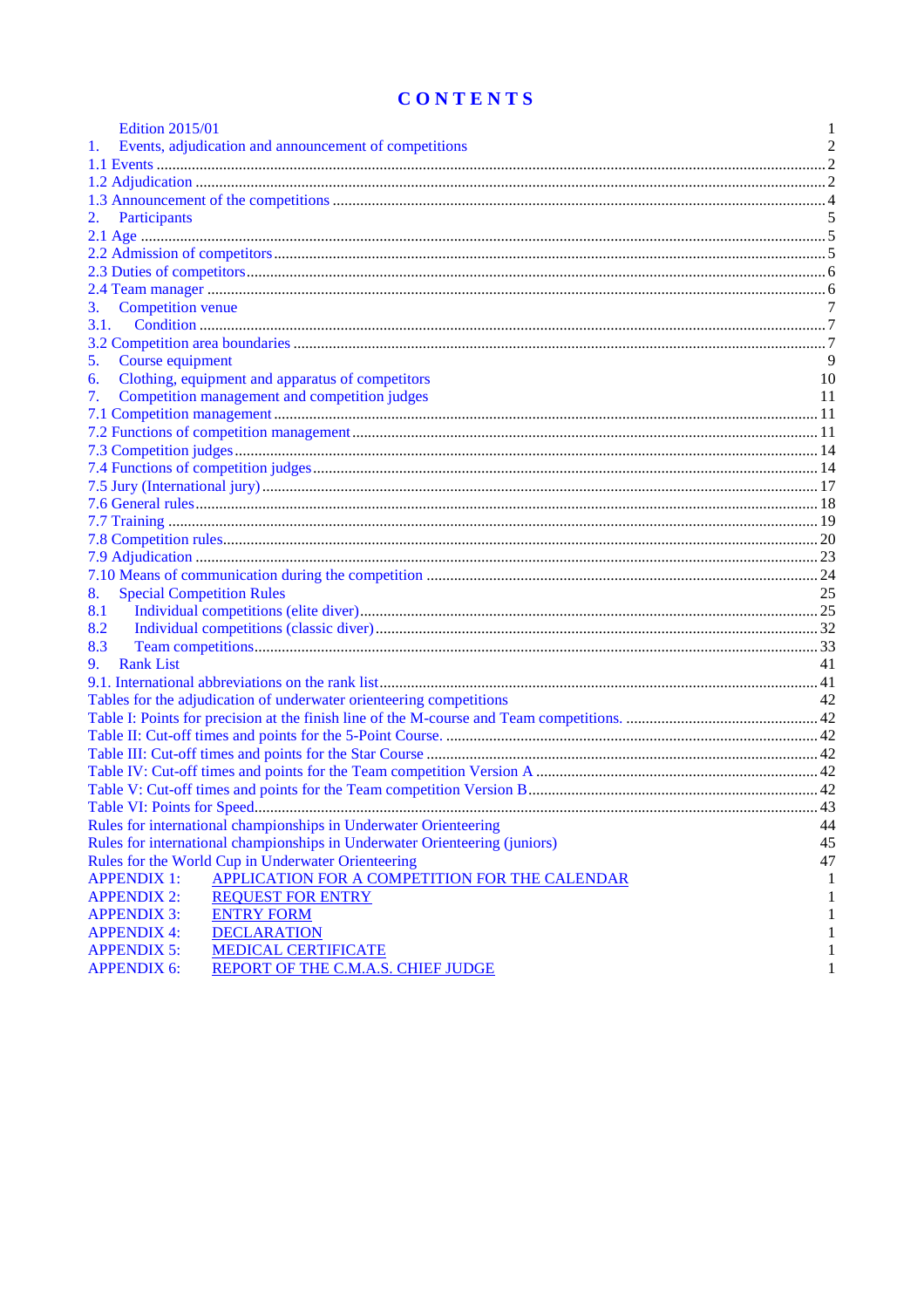# CONTENTS

Edition 2015/01 1
1. Events, adjudication and announcement of competitions 2
1.1 Events ........ 2
1.2 Adjudication ........ 2
1.3 Announcement of the competitions ........ 4
2. Participants 5
2.1 Age ........ 5
2.2 Admission of competitors ........ 5
2.3 Duties of competitors ........ 6
2.4 Team manager ........ 6
3. Competition venue 7
3.1. Condition ........ 7
3.2 Competition area boundaries ........ 7
5. Course equipment 9
6. Clothing, equipment and apparatus of competitors 10
7. Competition management and competition judges 11
7.1 Competition management ........ 11
7.2 Functions of competition management ........ 11
7.3 Competition judges ........ 14
7.4 Functions of competition judges ........ 14
7.5 Jury (International jury) ........ 17
7.6 General rules ........ 18
7.7 Training ........ 19
7.8 Competition rules ........ 20
7.9 Adjudication ........ 23
7.10 Means of communication during the competition ........ 24
8. Special Competition Rules 25
8.1 Individual competitions (elite diver) ........ 25
8.2 Individual competitions (classic diver) ........ 32
8.3 Team competitions ........ 33
9. Rank List 41
9.1. International abbreviations on the rank list ........ 41
Tables for the adjudication of underwater orienteering competitions 42
Table I: Points for precision at the finish line of the M-course and Team competitions. ........ 42
Table II: Cut-off times and points for the 5-Point Course. ........ 42
Table III: Cut-off times and points for the Star Course ........ 42
Table IV: Cut-off times and points for the Team competition Version A ........ 42
Table V: Cut-off times and points for the Team competition Version B ........ 42
Table VI: Points for Speed ........ 43
Rules for international championships in Underwater Orienteering 44
Rules for international championships in Underwater Orienteering (juniors) 45
Rules for the World Cup in Underwater Orienteering 47
APPENDIX 1: APPLICATION FOR A COMPETITION FOR THE CALENDAR 1
APPENDIX 2: REQUEST FOR ENTRY 1
APPENDIX 3: ENTRY FORM 1
APPENDIX 4: DECLARATION 1
APPENDIX 5: MEDICAL CERTIFICATE 1
APPENDIX 6: REPORT OF THE C.M.A.S. CHIEF JUDGE 1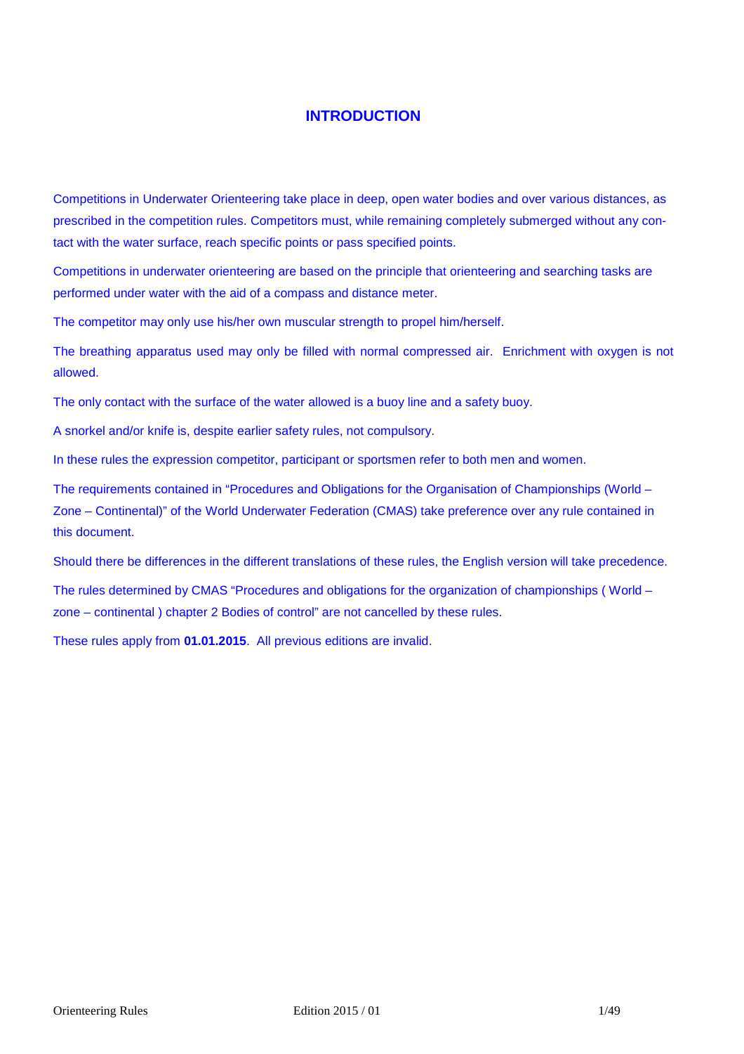# INTRODUCTION

Competitions in Underwater Orienteering take place in deep, open water bodies and over various distances, as prescribed in the competition rules. Competitors must, while remaining completely submerged without any contact with the water surface, reach specific points or pass specified points.

Competitions in underwater orienteering are based on the principle that orienteering and searching tasks are performed under water with the aid of a compass and distance meter.

The competitor may only use his/her own muscular strength to propel him/herself.

The breathing apparatus used may only be filled with normal compressed air. Enrichment with oxygen is not allowed.

The only contact with the surface of the water allowed is a buoy line and a safety buoy.

A snorkel and/or knife is, despite earlier safety rules, not compulsory.

In these rules the expression competitor, participant or sportsmen refer to both men and women.

The requirements contained in "Procedures and Obligations for the Organisation of Championships (World – Zone – Continental)" of the World Underwater Federation (CMAS) take preference over any rule contained in this document.

Should there be differences in the different translations of these rules, the English version will take precedence.

The rules determined by CMAS "Procedures and obligations for the organization of championships ( World – zone – continental ) chapter 2 Bodies of control" are not cancelled by these rules.

These rules apply from **01.01.2015**. All previous editions are invalid.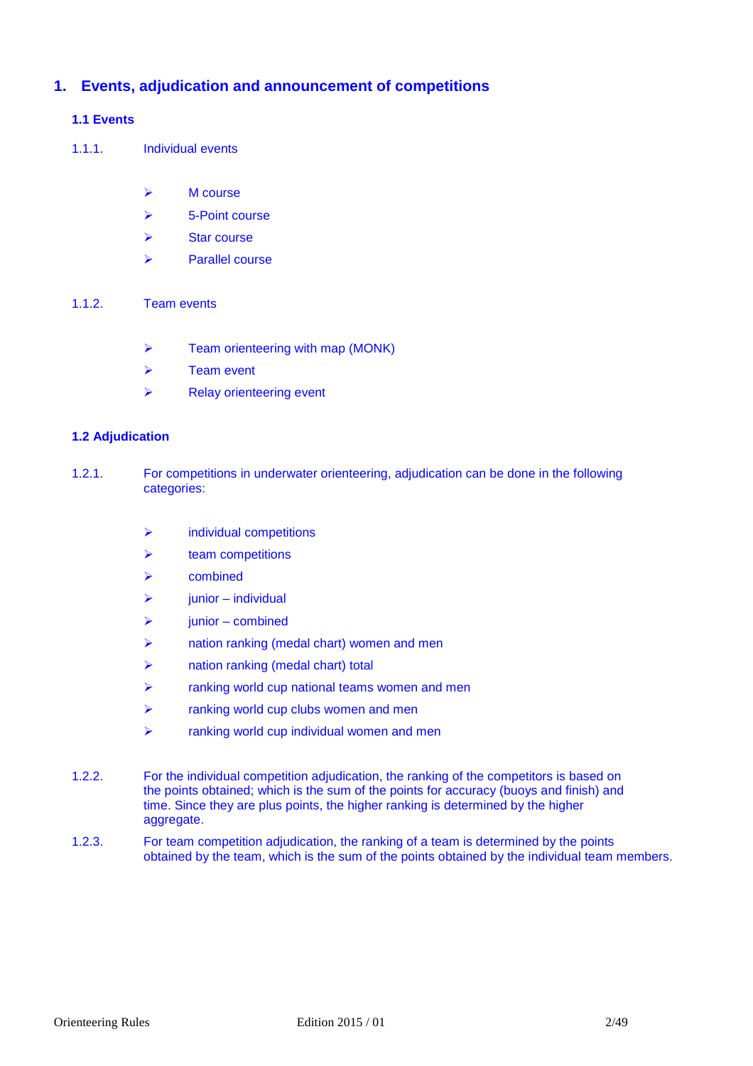# 1. Events, adjudication and announcement of competitions

## 1.1 Events

1.1.1. Individual events

- M course
- 5-Point course
- Star course
- Parallel course

1.1.2. Team events

- Team orienteering with map (MONK)
- Team event
- Relay orienteering event

## 1.2 Adjudication

1.2.1. For competitions in underwater orienteering, adjudication can be done in the following categories:

- individual competitions
- team competitions
- combined
- junior – individual
- junior – combined
- nation ranking (medal chart) women and men
- nation ranking (medal chart) total
- ranking world cup national teams women and men
- ranking world cup clubs women and men
- ranking world cup individual women and men

1.2.2. For the individual competition adjudication, the ranking of the competitors is based on the points obtained; which is the sum of the points for accuracy (buoys and finish) and time. Since they are plus points, the higher ranking is determined by the higher aggregate.

1.2.3. For team competition adjudication, the ranking of a team is determined by the points obtained by the team, which is the sum of the points obtained by the individual team members.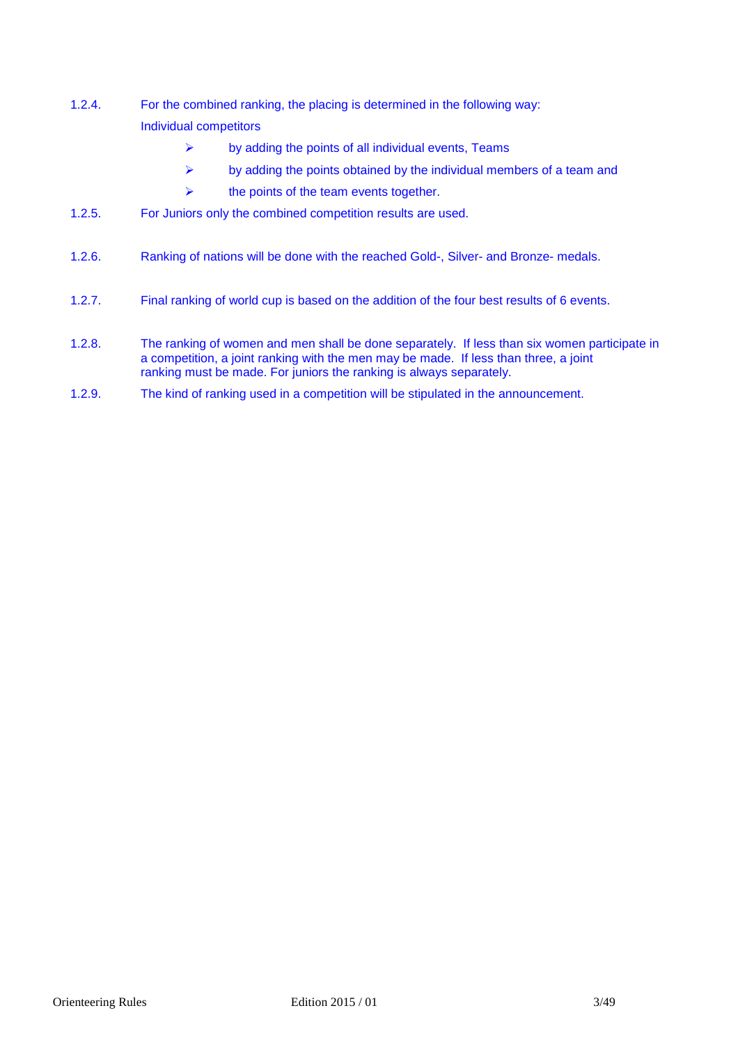1.2.4. For the combined ranking, the placing is determined in the following way:

Individual competitors

- by adding the points of all individual events, Teams
- by adding the points obtained by the individual members of a team and
- the points of the team events together.

1.2.5. For Juniors only the combined competition results are used.

1.2.6. Ranking of nations will be done with the reached Gold-, Silver- and Bronze- medals.

1.2.7. Final ranking of world cup is based on the addition of the four best results of 6 events.

1.2.8. The ranking of women and men shall be done separately. If less than six women participate in a competition, a joint ranking with the men may be made. If less than three, a joint ranking must be made. For juniors the ranking is always separately.

1.2.9. The kind of ranking used in a competition will be stipulated in the announcement.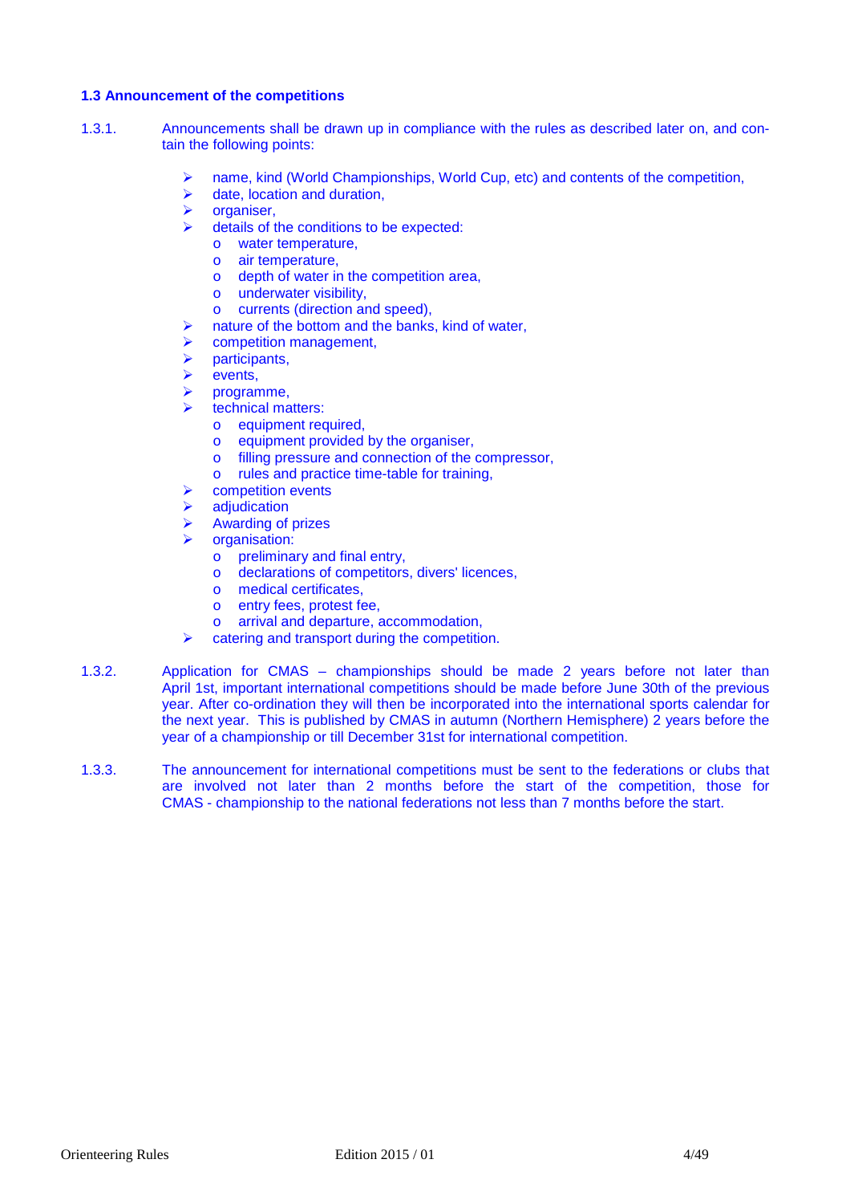### 1.3 Announcement of the competitions

1.3.1. Announcements shall be drawn up in compliance with the rules as described later on, and contain the following points:

- name, kind (World Championships, World Cup, etc) and contents of the competition,
- date, location and duration,
- organiser,
- details of the conditions to be expected:
  - water temperature,
  - air temperature,
  - depth of water in the competition area,
  - underwater visibility,
  - currents (direction and speed),
- nature of the bottom and the banks, kind of water,
- competition management,
- participants,
- events,
- programme,
- technical matters:
  - equipment required,
  - equipment provided by the organiser,
  - filling pressure and connection of the compressor,
  - rules and practice time-table for training,
- competition events
- adjudication
- Awarding of prizes
- organisation:
  - preliminary and final entry,
  - declarations of competitors, divers' licences,
  - medical certificates,
  - entry fees, protest fee,
  - arrival and departure, accommodation,
- catering and transport during the competition.

1.3.2. Application for CMAS – championships should be made 2 years before not later than April 1st, important international competitions should be made before June 30th of the previous year. After co-ordination they will then be incorporated into the international sports calendar for the next year. This is published by CMAS in autumn (Northern Hemisphere) 2 years before the year of a championship or till December 31st for international competition.

1.3.3. The announcement for international competitions must be sent to the federations or clubs that are involved not later than 2 months before the start of the competition, those for CMAS - championship to the national federations not less than 7 months before the start.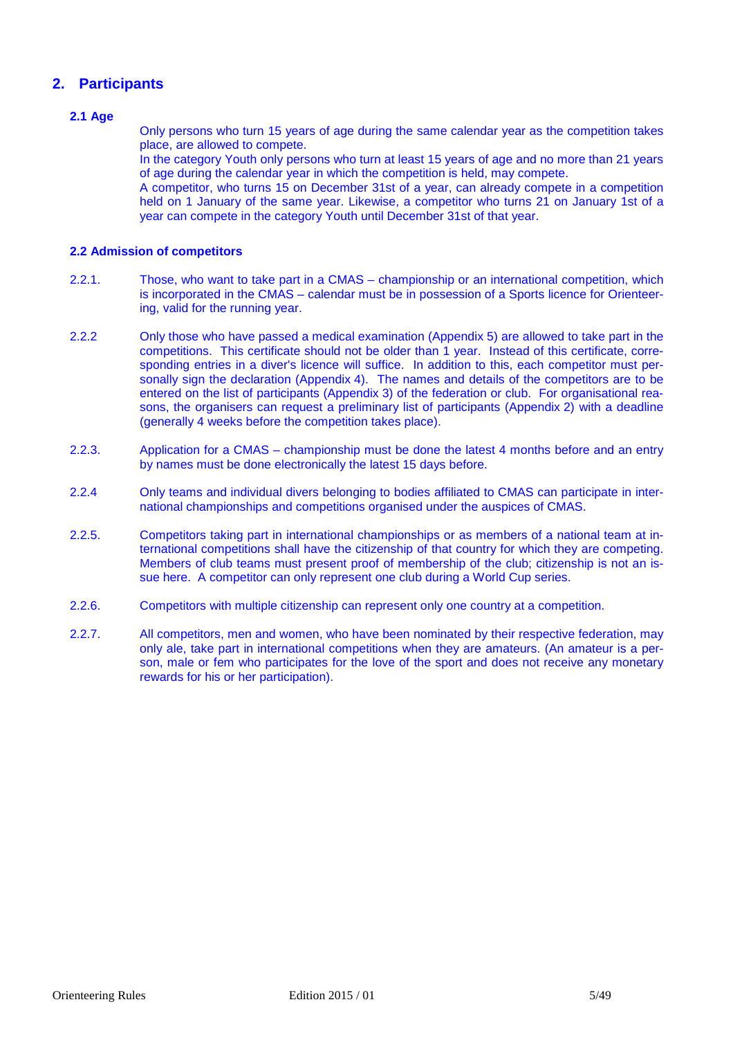## 2. Participants

### 2.1 Age

Only persons who turn 15 years of age during the same calendar year as the competition takes place, are allowed to compete.
In the category Youth only persons who turn at least 15 years of age and no more than 21 years of age during the calendar year in which the competition is held, may compete.
A competitor, who turns 15 on December 31st of a year, can already compete in a competition held on 1 January of the same year. Likewise, a competitor who turns 21 on January 1st of a year can compete in the category Youth until December 31st of that year.

### 2.2 Admission of competitors

2.2.1. Those, who want to take part in a CMAS – championship or an international competition, which is incorporated in the CMAS – calendar must be in possession of a Sports licence for Orienteering, valid for the running year.

2.2.2 Only those who have passed a medical examination (Appendix 5) are allowed to take part in the competitions. This certificate should not be older than 1 year. Instead of this certificate, corresponding entries in a diver's licence will suffice. In addition to this, each competitor must personally sign the declaration (Appendix 4). The names and details of the competitors are to be entered on the list of participants (Appendix 3) of the federation or club. For organisational reasons, the organisers can request a preliminary list of participants (Appendix 2) with a deadline (generally 4 weeks before the competition takes place).

2.2.3. Application for a CMAS – championship must be done the latest 4 months before and an entry by names must be done electronically the latest 15 days before.

2.2.4 Only teams and individual divers belonging to bodies affiliated to CMAS can participate in international championships and competitions organised under the auspices of CMAS.

2.2.5. Competitors taking part in international championships or as members of a national team at international competitions shall have the citizenship of that country for which they are competing. Members of club teams must present proof of membership of the club; citizenship is not an issue here. A competitor can only represent one club during a World Cup series.

2.2.6. Competitors with multiple citizenship can represent only one country at a competition.

2.2.7. All competitors, men and women, who have been nominated by their respective federation, may only ale, take part in international competitions when they are amateurs. (An amateur is a person, male or fem who participates for the love of the sport and does not receive any monetary rewards for his or her participation).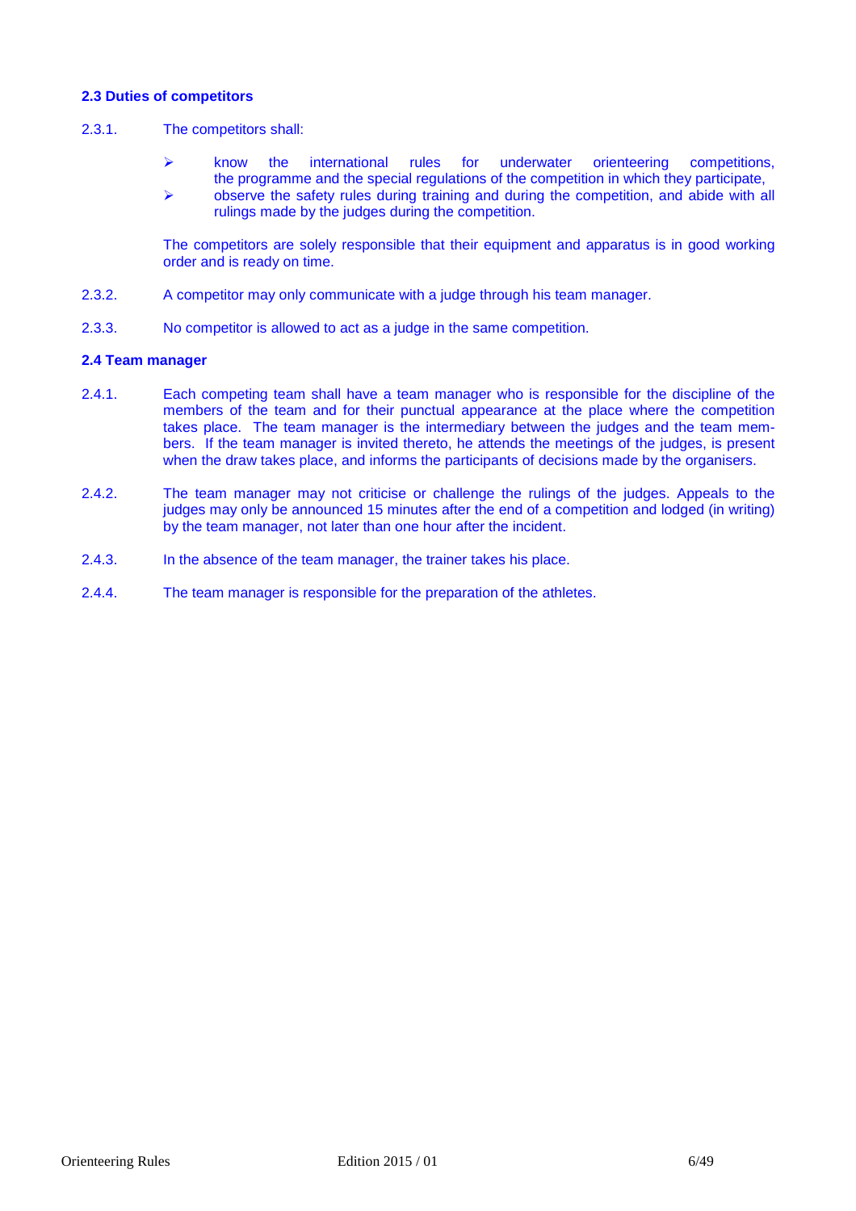### 2.3 Duties of competitors

2.3.1. The competitors shall:

- know the international rules for underwater orienteering competitions, the programme and the special regulations of the competition in which they participate,
- observe the safety rules during training and during the competition, and abide with all rulings made by the judges during the competition.

The competitors are solely responsible that their equipment and apparatus is in good working order and is ready on time.

2.3.2. A competitor may only communicate with a judge through his team manager.

2.3.3. No competitor is allowed to act as a judge in the same competition.

### 2.4 Team manager

2.4.1. Each competing team shall have a team manager who is responsible for the discipline of the members of the team and for their punctual appearance at the place where the competition takes place. The team manager is the intermediary between the judges and the team members. If the team manager is invited thereto, he attends the meetings of the judges, is present when the draw takes place, and informs the participants of decisions made by the organisers.

2.4.2. The team manager may not criticise or challenge the rulings of the judges. Appeals to the judges may only be announced 15 minutes after the end of a competition and lodged (in writing) by the team manager, not later than one hour after the incident.

2.4.3. In the absence of the team manager, the trainer takes his place.

2.4.4. The team manager is responsible for the preparation of the athletes.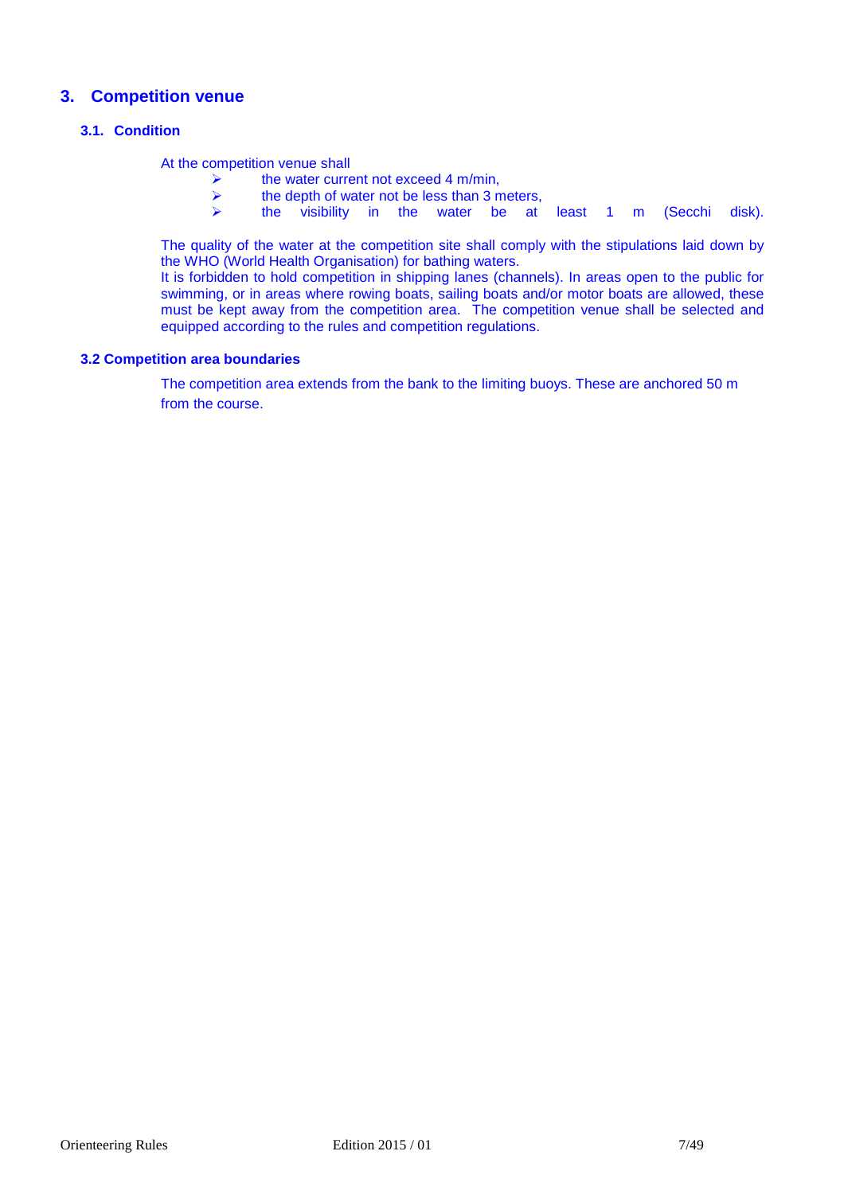## 3. Competition venue

### 3.1. Condition

At the competition venue shall

- the water current not exceed 4 m/min,
- the depth of water not be less than 3 meters,
- the visibility in the water be at least 1 m (Secchi disk).

The quality of the water at the competition site shall comply with the stipulations laid down by the WHO (World Health Organisation) for bathing waters.
It is forbidden to hold competition in shipping lanes (channels). In areas open to the public for swimming, or in areas where rowing boats, sailing boats and/or motor boats are allowed, these must be kept away from the competition area. The competition venue shall be selected and equipped according to the rules and competition regulations.

### 3.2 Competition area boundaries

The competition area extends from the bank to the limiting buoys. These are anchored 50 m from the course.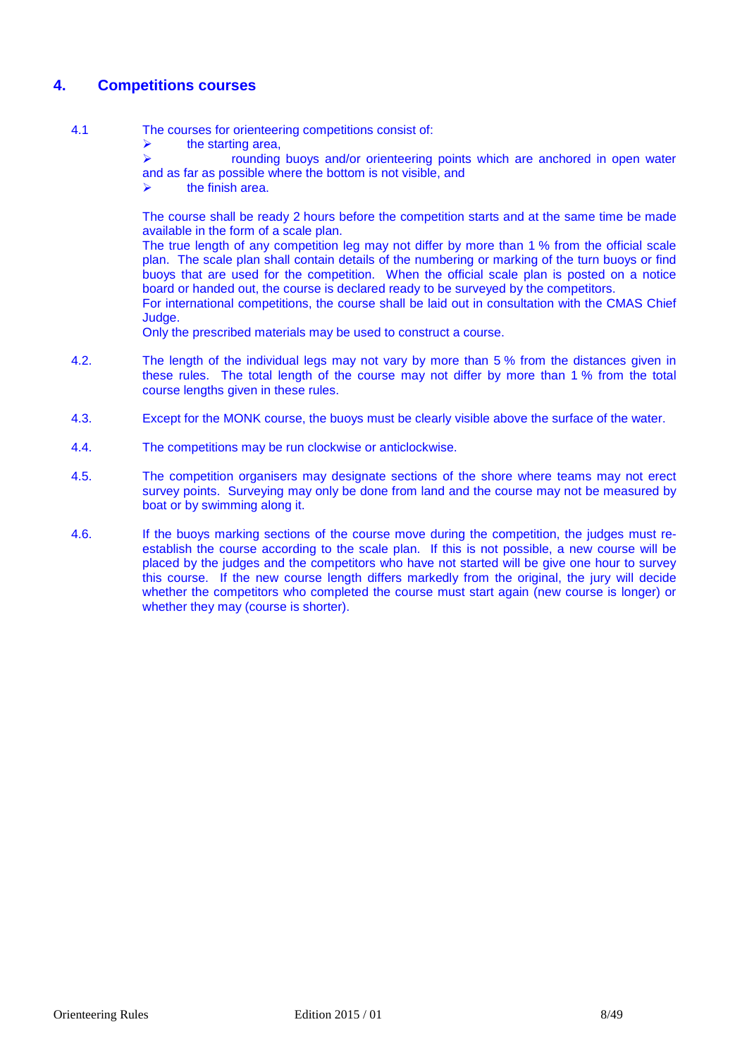## 4. Competitions courses

4.1 The courses for orienteering competitions consist of:

- the starting area,
- rounding buoys and/or orienteering points which are anchored in open water and as far as possible where the bottom is not visible, and
- the finish area.

The course shall be ready 2 hours before the competition starts and at the same time be made available in the form of a scale plan.
The true length of any competition leg may not differ by more than 1 % from the official scale plan. The scale plan shall contain details of the numbering or marking of the turn buoys or find buoys that are used for the competition. When the official scale plan is posted on a notice board or handed out, the course is declared ready to be surveyed by the competitors.
For international competitions, the course shall be laid out in consultation with the CMAS Chief Judge.
Only the prescribed materials may be used to construct a course.

4.2. The length of the individual legs may not vary by more than 5 % from the distances given in these rules. The total length of the course may not differ by more than 1 % from the total course lengths given in these rules.

4.3. Except for the MONK course, the buoys must be clearly visible above the surface of the water.

4.4. The competitions may be run clockwise or anticlockwise.

4.5. The competition organisers may designate sections of the shore where teams may not erect survey points. Surveying may only be done from land and the course may not be measured by boat or by swimming along it.

4.6. If the buoys marking sections of the course move during the competition, the judges must re-establish the course according to the scale plan. If this is not possible, a new course will be placed by the judges and the competitors who have not started will be give one hour to survey this course. If the new course length differs markedly from the original, the jury will decide whether the competitors who completed the course must start again (new course is longer) or whether they may (course is shorter).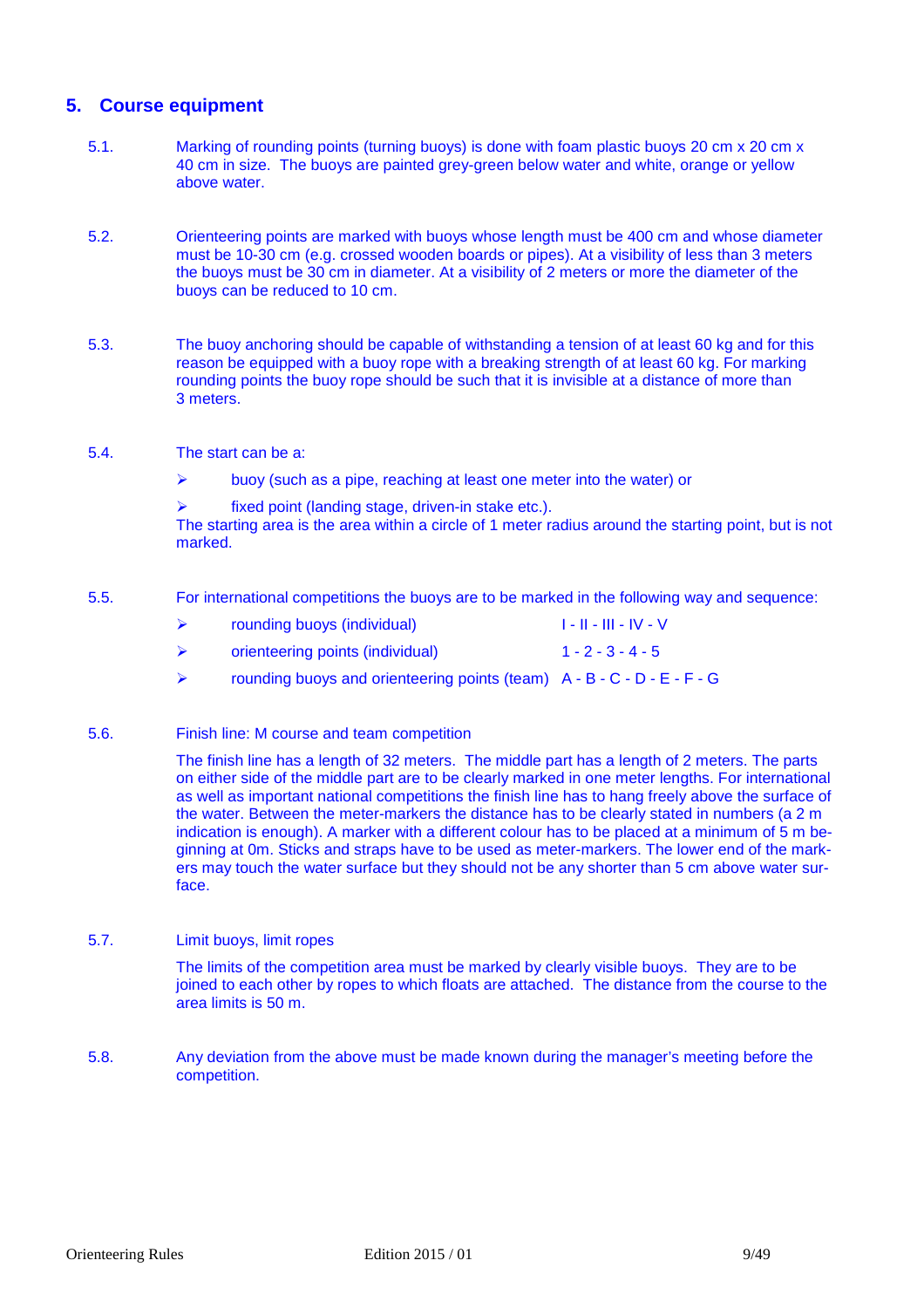## 5. Course equipment

5.1. Marking of rounding points (turning buoys) is done with foam plastic buoys 20 cm x 20 cm x 40 cm in size. The buoys are painted grey-green below water and white, orange or yellow above water.

5.2. Orienteering points are marked with buoys whose length must be 400 cm and whose diameter must be 10-30 cm (e.g. crossed wooden boards or pipes). At a visibility of less than 3 meters the buoys must be 30 cm in diameter. At a visibility of 2 meters or more the diameter of the buoys can be reduced to 10 cm.

5.3. The buoy anchoring should be capable of withstanding a tension of at least 60 kg and for this reason be equipped with a buoy rope with a breaking strength of at least 60 kg. For marking rounding points the buoy rope should be such that it is invisible at a distance of more than 3 meters.

5.4. The start can be a:

- buoy (such as a pipe, reaching at least one meter into the water) or
- fixed point (landing stage, driven-in stake etc.).

The starting area is the area within a circle of 1 meter radius around the starting point, but is not marked.

5.5. For international competitions the buoys are to be marked in the following way and sequence:

- rounding buoys (individual) I - II - III - IV - V
- orienteering points (individual) 1 - 2 - 3 - 4 - 5
- rounding buoys and orienteering points (team) A - B - C - D - E - F - G

5.6. Finish line: M course and team competition

The finish line has a length of 32 meters. The middle part has a length of 2 meters. The parts on either side of the middle part are to be clearly marked in one meter lengths. For international as well as important national competitions the finish line has to hang freely above the surface of the water. Between the meter-markers the distance has to be clearly stated in numbers (a 2 m indication is enough). A marker with a different colour has to be placed at a minimum of 5 m beginning at 0m. Sticks and straps have to be used as meter-markers. The lower end of the markers may touch the water surface but they should not be any shorter than 5 cm above water surface.

5.7. Limit buoys, limit ropes

The limits of the competition area must be marked by clearly visible buoys. They are to be joined to each other by ropes to which floats are attached. The distance from the course to the area limits is 50 m.

5.8. Any deviation from the above must be made known during the manager's meeting before the competition.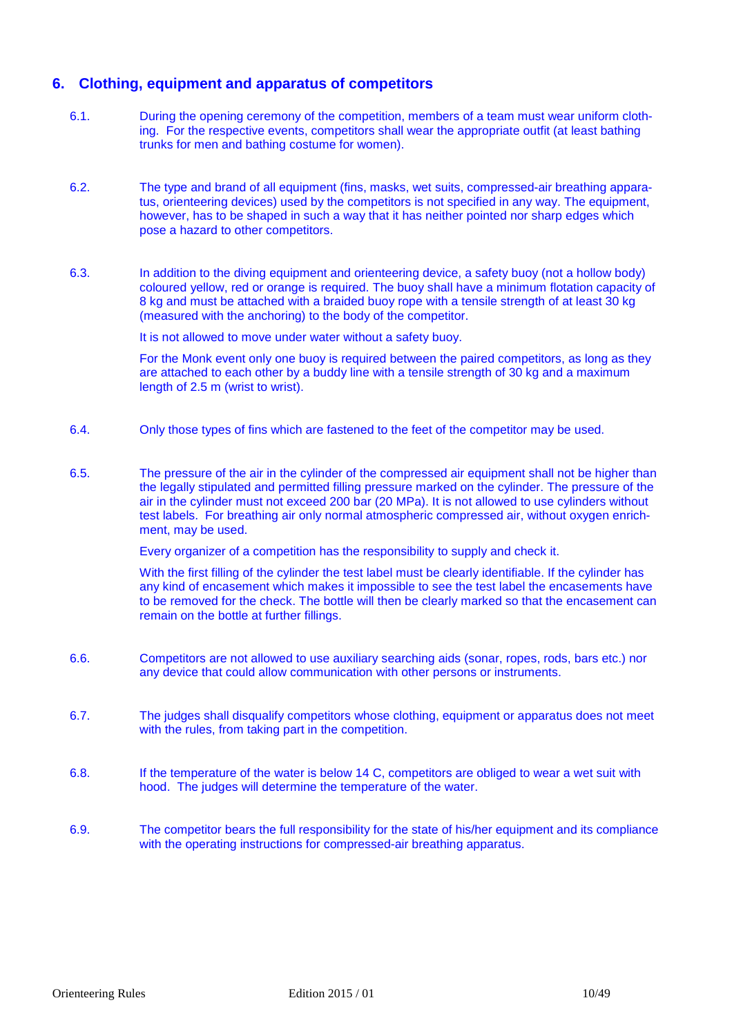## 6. Clothing, equipment and apparatus of competitors

6.1. During the opening ceremony of the competition, members of a team must wear uniform clothing. For the respective events, competitors shall wear the appropriate outfit (at least bathing trunks for men and bathing costume for women).

6.2. The type and brand of all equipment (fins, masks, wet suits, compressed-air breathing apparatus, orienteering devices) used by the competitors is not specified in any way. The equipment, however, has to be shaped in such a way that it has neither pointed nor sharp edges which pose a hazard to other competitors.

6.3. In addition to the diving equipment and orienteering device, a safety buoy (not a hollow body) coloured yellow, red or orange is required. The buoy shall have a minimum flotation capacity of 8 kg and must be attached with a braided buoy rope with a tensile strength of at least 30 kg (measured with the anchoring) to the body of the competitor.

It is not allowed to move under water without a safety buoy.

For the Monk event only one buoy is required between the paired competitors, as long as they are attached to each other by a buddy line with a tensile strength of 30 kg and a maximum length of 2.5 m (wrist to wrist).

6.4. Only those types of fins which are fastened to the feet of the competitor may be used.

6.5. The pressure of the air in the cylinder of the compressed air equipment shall not be higher than the legally stipulated and permitted filling pressure marked on the cylinder. The pressure of the air in the cylinder must not exceed 200 bar (20 MPa). It is not allowed to use cylinders without test labels. For breathing air only normal atmospheric compressed air, without oxygen enrichment, may be used.

Every organizer of a competition has the responsibility to supply and check it.

With the first filling of the cylinder the test label must be clearly identifiable. If the cylinder has any kind of encasement which makes it impossible to see the test label the encasements have to be removed for the check. The bottle will then be clearly marked so that the encasement can remain on the bottle at further fillings.

6.6. Competitors are not allowed to use auxiliary searching aids (sonar, ropes, rods, bars etc.) nor any device that could allow communication with other persons or instruments.

6.7. The judges shall disqualify competitors whose clothing, equipment or apparatus does not meet with the rules, from taking part in the competition.

6.8. If the temperature of the water is below 14 C, competitors are obliged to wear a wet suit with hood. The judges will determine the temperature of the water.

6.9. The competitor bears the full responsibility for the state of his/her equipment and its compliance with the operating instructions for compressed-air breathing apparatus.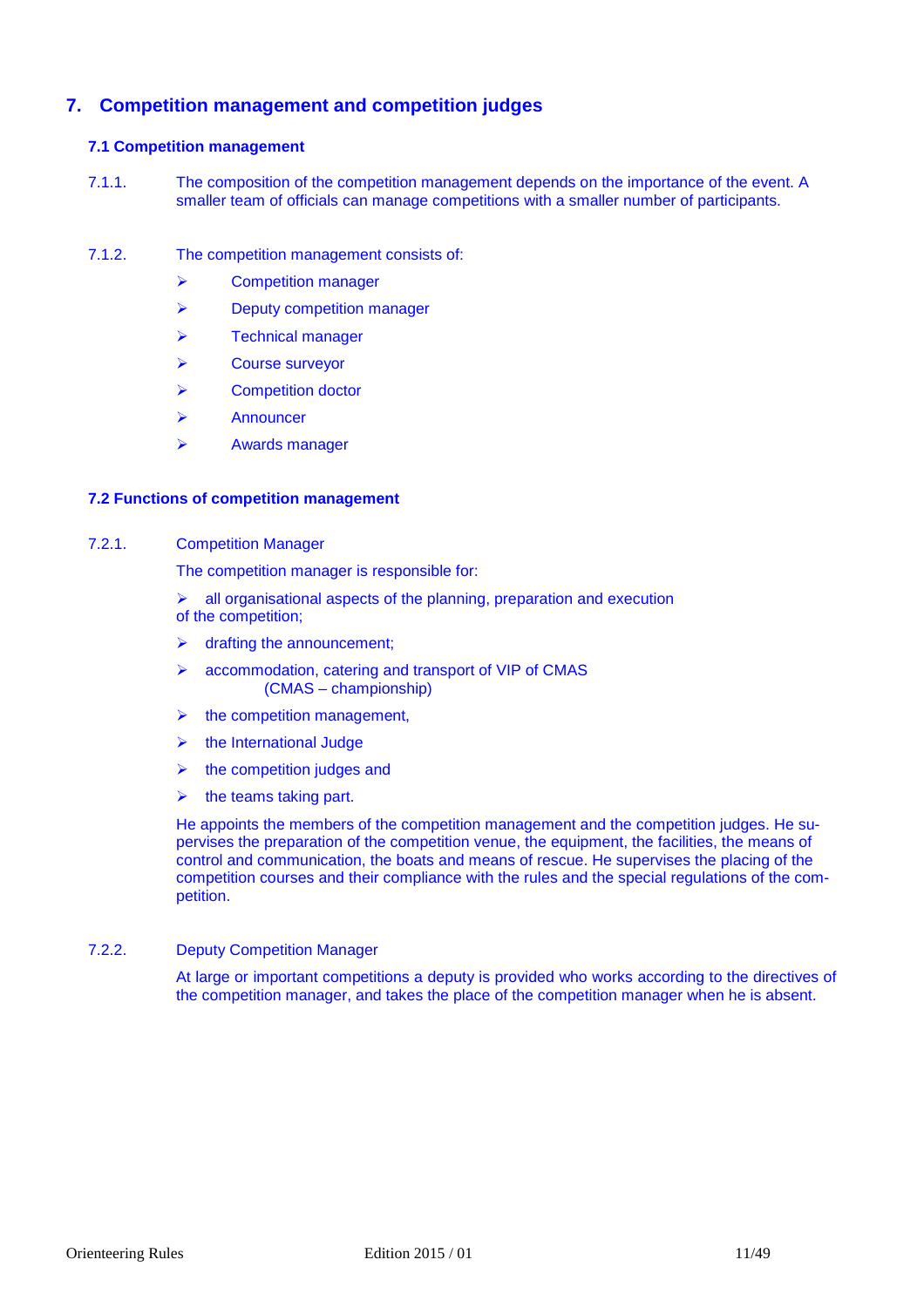# 7. Competition management and competition judges

## 7.1 Competition management

7.1.1. The composition of the competition management depends on the importance of the event. A smaller team of officials can manage competitions with a smaller number of participants.

7.1.2. The competition management consists of:

- Competition manager
- Deputy competition manager
- Technical manager
- Course surveyor
- Competition doctor
- Announcer
- Awards manager

## 7.2 Functions of competition management

7.2.1. Competition Manager

The competition manager is responsible for:

- all organisational aspects of the planning, preparation and execution of the competition;
- drafting the announcement;
- accommodation, catering and transport of VIP of CMAS (CMAS – championship)
- the competition management,
- the International Judge
- the competition judges and
- the teams taking part.

He appoints the members of the competition management and the competition judges. He supervises the preparation of the competition venue, the equipment, the facilities, the means of control and communication, the boats and means of rescue. He supervises the placing of the competition courses and their compliance with the rules and the special regulations of the competition.

7.2.2. Deputy Competition Manager

At large or important competitions a deputy is provided who works according to the directives of the competition manager, and takes the place of the competition manager when he is absent.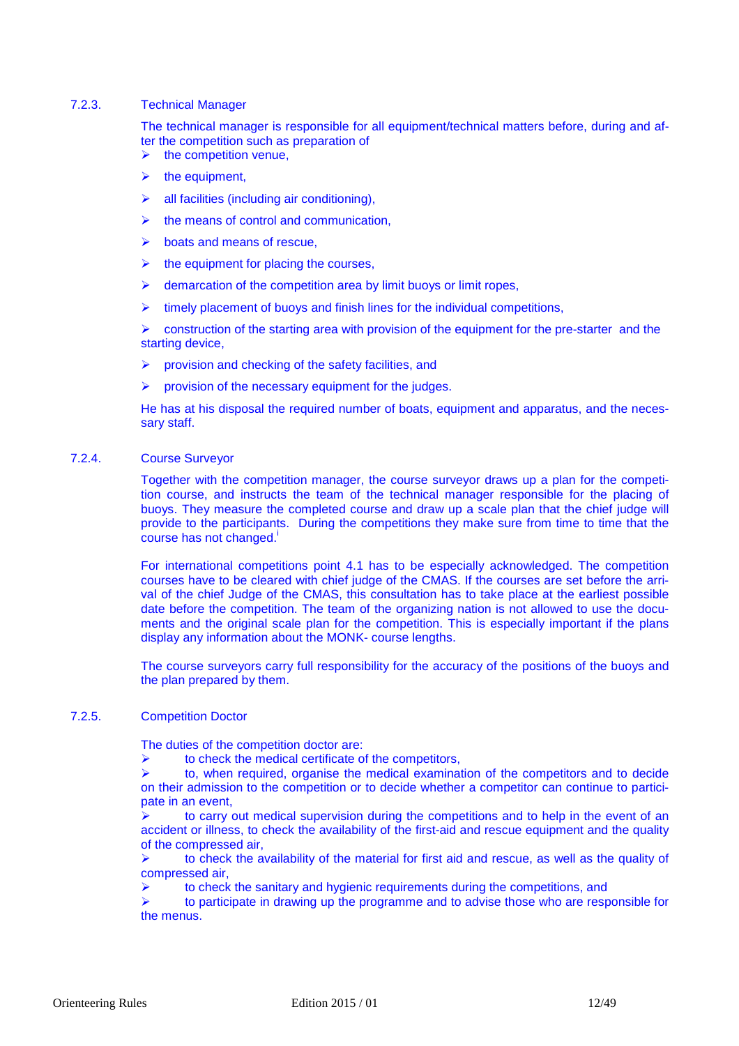### 7.2.3. Technical Manager

The technical manager is responsible for all equipment/technical matters before, during and after the competition such as preparation of

- the competition venue,
- the equipment,
- all facilities (including air conditioning),
- the means of control and communication,
- boats and means of rescue,
- the equipment for placing the courses,
- demarcation of the competition area by limit buoys or limit ropes,
- timely placement of buoys and finish lines for the individual competitions,
- construction of the starting area with provision of the equipment for the pre-starter and the starting device,
- provision and checking of the safety facilities, and
- provision of the necessary equipment for the judges.

He has at his disposal the required number of boats, equipment and apparatus, and the necessary staff.

### 7.2.4. Course Surveyor

Together with the competition manager, the course surveyor draws up a plan for the competition course, and instructs the team of the technical manager responsible for the placing of buoys. They measure the completed course and draw up a scale plan that the chief judge will provide to the participants. During the competitions they make sure from time to time that the course has not changed.[i]

For international competitions point 4.1 has to be especially acknowledged. The competition courses have to be cleared with chief judge of the CMAS. If the courses are set before the arrival of the chief Judge of the CMAS, this consultation has to take place at the earliest possible date before the competition. The team of the organizing nation is not allowed to use the documents and the original scale plan for the competition. This is especially important if the plans display any information about the MONK- course lengths.

The course surveyors carry full responsibility for the accuracy of the positions of the buoys and the plan prepared by them.

### 7.2.5. Competition Doctor

The duties of the competition doctor are:

- to check the medical certificate of the competitors,
- to, when required, organise the medical examination of the competitors and to decide on their admission to the competition or to decide whether a competitor can continue to participate in an event,
- to carry out medical supervision during the competitions and to help in the event of an accident or illness, to check the availability of the first-aid and rescue equipment and the quality of the compressed air,
- to check the availability of the material for first aid and rescue, as well as the quality of compressed air,
- to check the sanitary and hygienic requirements during the competitions, and
- to participate in drawing up the programme and to advise those who are responsible for the menus.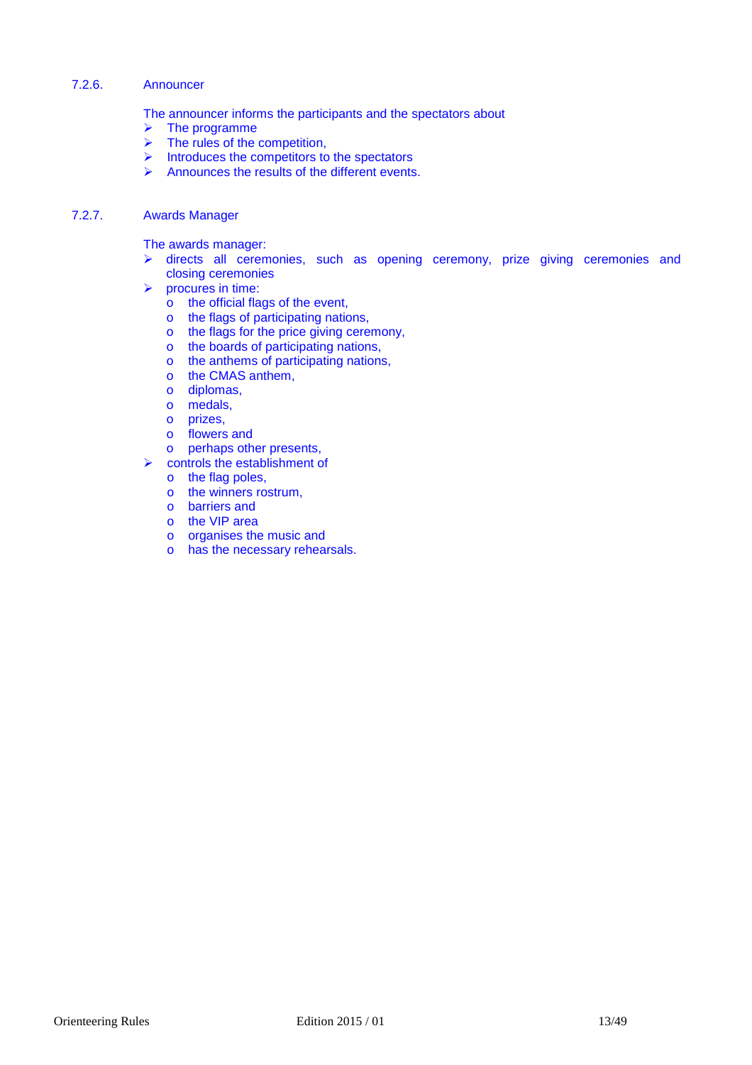#### 7.2.6. Announcer

The announcer informs the participants and the spectators about

- The programme
- The rules of the competition,
- Introduces the competitors to the spectators
- Announces the results of the different events.

#### 7.2.7. Awards Manager

The awards manager:

- directs all ceremonies, such as opening ceremony, prize giving ceremonies and closing ceremonies
- procures in time:
  - the official flags of the event,
  - the flags of participating nations,
  - the flags for the price giving ceremony,
  - the boards of participating nations,
  - the anthems of participating nations,
  - the CMAS anthem,
  - diplomas,
  - medals,
  - prizes,
  - flowers and
  - perhaps other presents,
- controls the establishment of
  - the flag poles,
  - the winners rostrum,
  - barriers and
  - the VIP area
  - organises the music and
  - has the necessary rehearsals.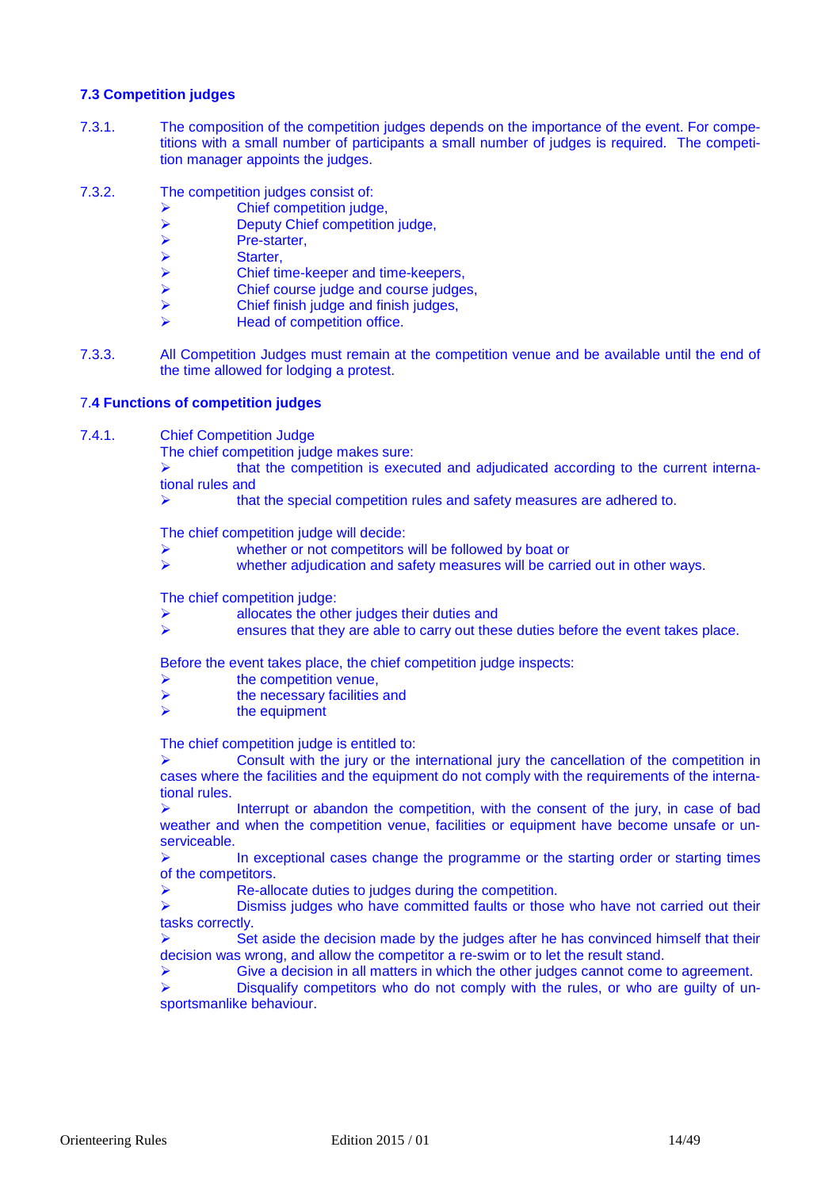### 7.3 Competition judges

7.3.1. The composition of the competition judges depends on the importance of the event. For competitions with a small number of participants a small number of judges is required. The competition manager appoints the judges.

7.3.2. The competition judges consist of:

- Chief competition judge,
- Deputy Chief competition judge,
- Pre-starter,
- Starter,
- Chief time-keeper and time-keepers,
- Chief course judge and course judges,
- Chief finish judge and finish judges,
- Head of competition office.

7.3.3. All Competition Judges must remain at the competition venue and be available until the end of the time allowed for lodging a protest.

### 7.4 Functions of competition judges

7.4.1. Chief Competition Judge

The chief competition judge makes sure:

- that the competition is executed and adjudicated according to the current international rules and
- that the special competition rules and safety measures are adhered to.

The chief competition judge will decide:

- whether or not competitors will be followed by boat or
- whether adjudication and safety measures will be carried out in other ways.

The chief competition judge:

- allocates the other judges their duties and
- ensures that they are able to carry out these duties before the event takes place.

Before the event takes place, the chief competition judge inspects:

- the competition venue,
- the necessary facilities and
- the equipment

The chief competition judge is entitled to:

- Consult with the jury or the international jury the cancellation of the competition in cases where the facilities and the equipment do not comply with the requirements of the international rules.
- Interrupt or abandon the competition, with the consent of the jury, in case of bad weather and when the competition venue, facilities or equipment have become unsafe or unserviceable.
- In exceptional cases change the programme or the starting order or starting times of the competitors.
- Re-allocate duties to judges during the competition.
- Dismiss judges who have committed faults or those who have not carried out their tasks correctly.
- Set aside the decision made by the judges after he has convinced himself that their decision was wrong, and allow the competitor a re-swim or to let the result stand.
- Give a decision in all matters in which the other judges cannot come to agreement.
- Disqualify competitors who do not comply with the rules, or who are guilty of unsportsmanlike behaviour.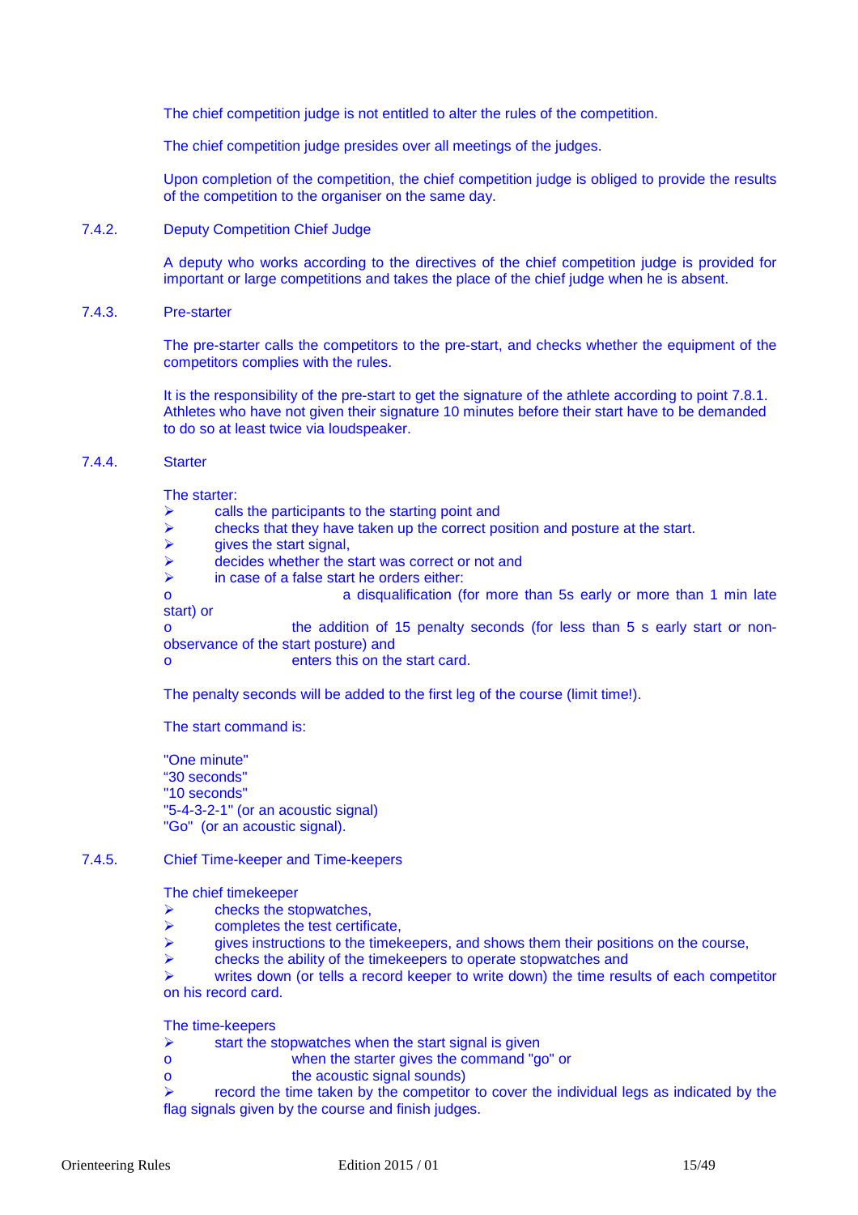The chief competition judge is not entitled to alter the rules of the competition.

The chief competition judge presides over all meetings of the judges.

Upon completion of the competition, the chief competition judge is obliged to provide the results of the competition to the organiser on the same day.

### 7.4.2. Deputy Competition Chief Judge

A deputy who works according to the directives of the chief competition judge is provided for important or large competitions and takes the place of the chief judge when he is absent.

### 7.4.3. Pre-starter

The pre-starter calls the competitors to the pre-start, and checks whether the equipment of the competitors complies with the rules.

It is the responsibility of the pre-start to get the signature of the athlete according to point 7.8.1. Athletes who have not given their signature 10 minutes before their start have to be demanded to do so at least twice via loudspeaker.

### 7.4.4. Starter

The starter:

- calls the participants to the starting point and
- checks that they have taken up the correct position and posture at the start.
- gives the start signal,
- decides whether the start was correct or not and
- in case of a false start he orders either:
  - a disqualification (for more than 5s early or more than 1 min late start) or
  - the addition of 15 penalty seconds (for less than 5 s early start or non-observance of the start posture) and
  - enters this on the start card.

The penalty seconds will be added to the first leg of the course (limit time!).

The start command is:

"One minute"
"30 seconds"
"10 seconds"
"5-4-3-2-1" (or an acoustic signal)
"Go" (or an acoustic signal).

### 7.4.5. Chief Time-keeper and Time-keepers

The chief timekeeper

- checks the stopwatches,
- completes the test certificate,
- gives instructions to the timekeepers, and shows them their positions on the course,
- checks the ability of the timekeepers to operate stopwatches and
- writes down (or tells a record keeper to write down) the time results of each competitor on his record card.

The time-keepers

- start the stopwatches when the start signal is given
  - when the starter gives the command "go" or
  - the acoustic signal sounds)
- record the time taken by the competitor to cover the individual legs as indicated by the flag signals given by the course and finish judges.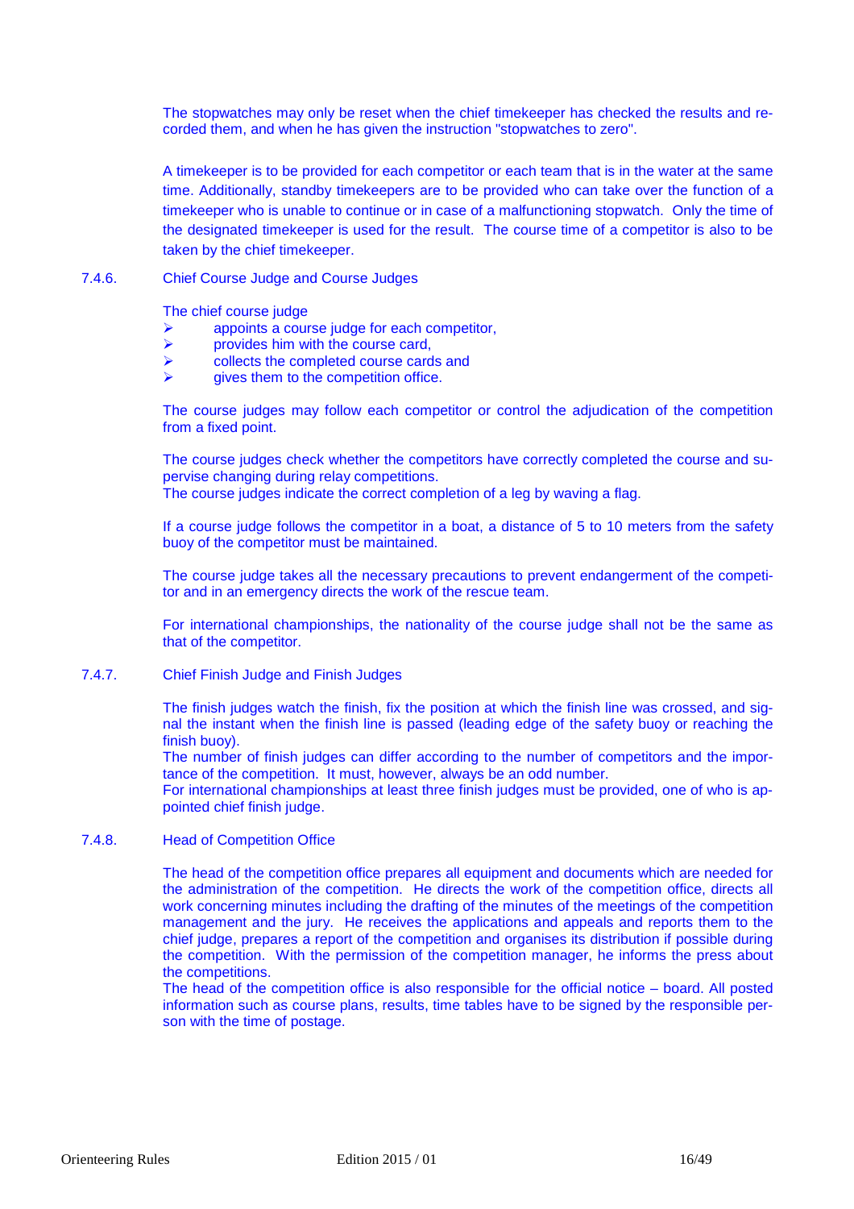The stopwatches may only be reset when the chief timekeeper has checked the results and recorded them, and when he has given the instruction "stopwatches to zero".

A timekeeper is to be provided for each competitor or each team that is in the water at the same time. Additionally, standby timekeepers are to be provided who can take over the function of a timekeeper who is unable to continue or in case of a malfunctioning stopwatch. Only the time of the designated timekeeper is used for the result. The course time of a competitor is also to be taken by the chief timekeeper.

### 7.4.6. Chief Course Judge and Course Judges

The chief course judge

- appoints a course judge for each competitor,
- provides him with the course card,
- collects the completed course cards and
- gives them to the competition office.

The course judges may follow each competitor or control the adjudication of the competition from a fixed point.

The course judges check whether the competitors have correctly completed the course and supervise changing during relay competitions.
The course judges indicate the correct completion of a leg by waving a flag.

If a course judge follows the competitor in a boat, a distance of 5 to 10 meters from the safety buoy of the competitor must be maintained.

The course judge takes all the necessary precautions to prevent endangerment of the competitor and in an emergency directs the work of the rescue team.

For international championships, the nationality of the course judge shall not be the same as that of the competitor.

### 7.4.7. Chief Finish Judge and Finish Judges

The finish judges watch the finish, fix the position at which the finish line was crossed, and signal the instant when the finish line is passed (leading edge of the safety buoy or reaching the finish buoy).
The number of finish judges can differ according to the number of competitors and the importance of the competition. It must, however, always be an odd number.
For international championships at least three finish judges must be provided, one of who is appointed chief finish judge.

### 7.4.8. Head of Competition Office

The head of the competition office prepares all equipment and documents which are needed for the administration of the competition. He directs the work of the competition office, directs all work concerning minutes including the drafting of the minutes of the meetings of the competition management and the jury. He receives the applications and appeals and reports them to the chief judge, prepares a report of the competition and organises its distribution if possible during the competition. With the permission of the competition manager, he informs the press about the competitions.
The head of the competition office is also responsible for the official notice – board. All posted information such as course plans, results, time tables have to be signed by the responsible person with the time of postage.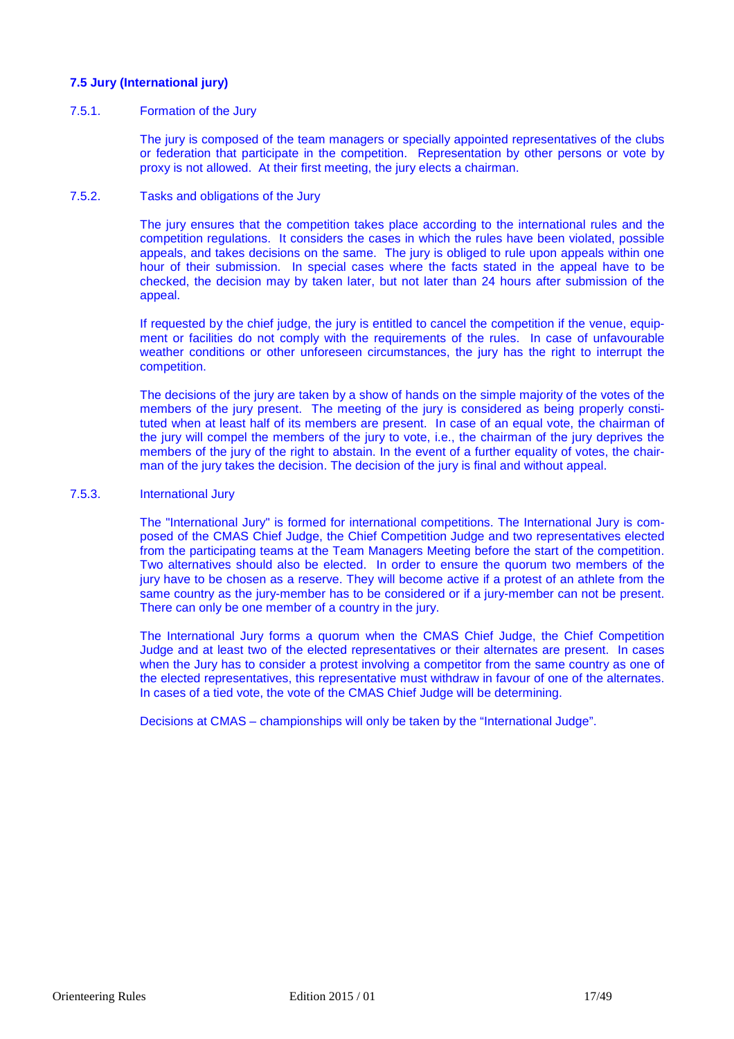### 7.5 Jury (International jury)

#### 7.5.1. Formation of the Jury

The jury is composed of the team managers or specially appointed representatives of the clubs or federation that participate in the competition. Representation by other persons or vote by proxy is not allowed. At their first meeting, the jury elects a chairman.

#### 7.5.2. Tasks and obligations of the Jury

The jury ensures that the competition takes place according to the international rules and the competition regulations. It considers the cases in which the rules have been violated, possible appeals, and takes decisions on the same. The jury is obliged to rule upon appeals within one hour of their submission. In special cases where the facts stated in the appeal have to be checked, the decision may by taken later, but not later than 24 hours after submission of the appeal.

If requested by the chief judge, the jury is entitled to cancel the competition if the venue, equipment or facilities do not comply with the requirements of the rules. In case of unfavourable weather conditions or other unforeseen circumstances, the jury has the right to interrupt the competition.

The decisions of the jury are taken by a show of hands on the simple majority of the votes of the members of the jury present. The meeting of the jury is considered as being properly constituted when at least half of its members are present. In case of an equal vote, the chairman of the jury will compel the members of the jury to vote, i.e., the chairman of the jury deprives the members of the jury of the right to abstain. In the event of a further equality of votes, the chairman of the jury takes the decision. The decision of the jury is final and without appeal.

#### 7.5.3. International Jury

The "International Jury" is formed for international competitions. The International Jury is composed of the CMAS Chief Judge, the Chief Competition Judge and two representatives elected from the participating teams at the Team Managers Meeting before the start of the competition. Two alternatives should also be elected. In order to ensure the quorum two members of the jury have to be chosen as a reserve. They will become active if a protest of an athlete from the same country as the jury-member has to be considered or if a jury-member can not be present. There can only be one member of a country in the jury.

The International Jury forms a quorum when the CMAS Chief Judge, the Chief Competition Judge and at least two of the elected representatives or their alternates are present. In cases when the Jury has to consider a protest involving a competitor from the same country as one of the elected representatives, this representative must withdraw in favour of one of the alternates. In cases of a tied vote, the vote of the CMAS Chief Judge will be determining.

Decisions at CMAS – championships will only be taken by the "International Judge".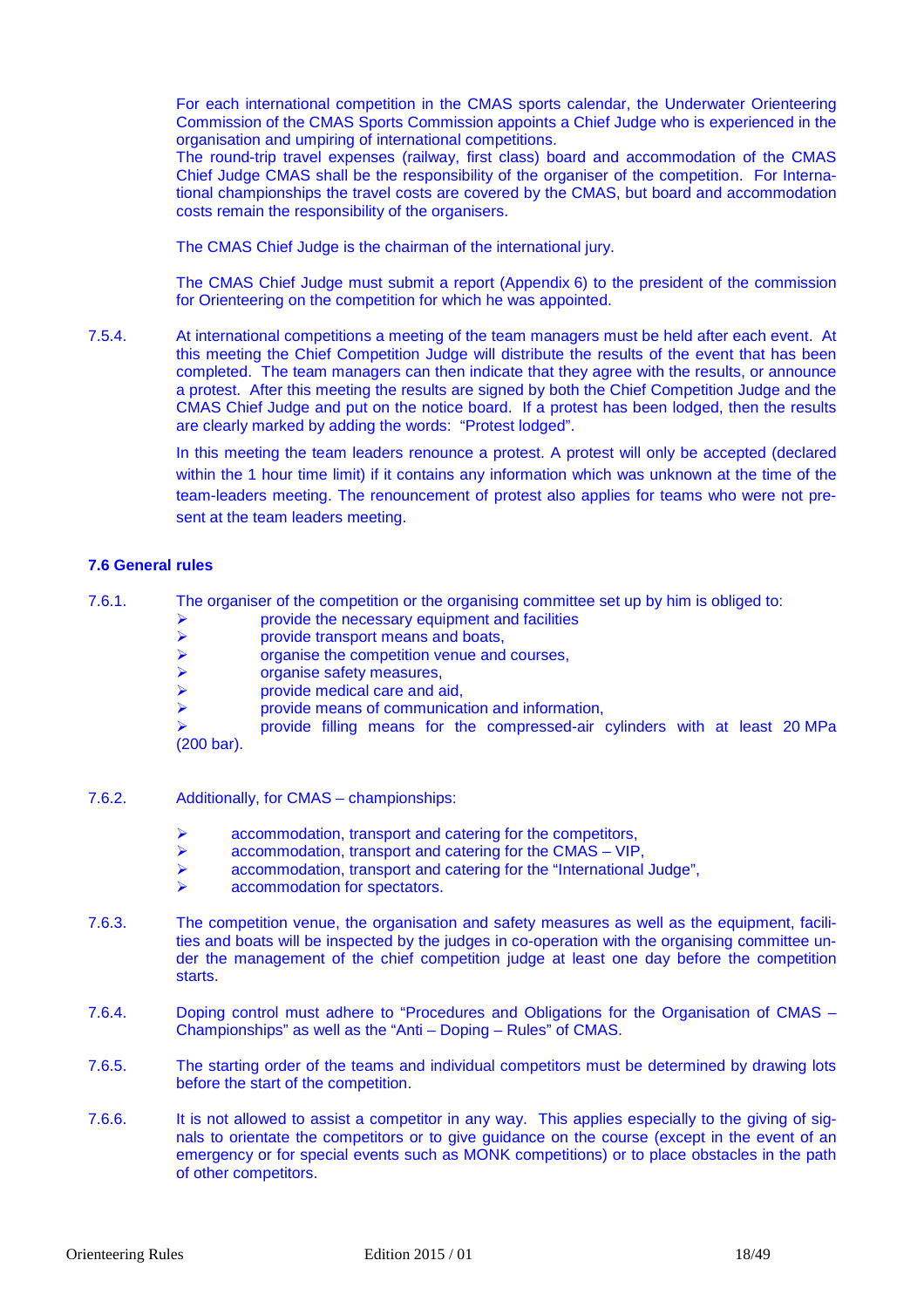For each international competition in the CMAS sports calendar, the Underwater Orienteering Commission of the CMAS Sports Commission appoints a Chief Judge who is experienced in the organisation and umpiring of international competitions.
The round-trip travel expenses (railway, first class) board and accommodation of the CMAS Chief Judge CMAS shall be the responsibility of the organiser of the competition. For International championships the travel costs are covered by the CMAS, but board and accommodation costs remain the responsibility of the organisers.

The CMAS Chief Judge is the chairman of the international jury.

The CMAS Chief Judge must submit a report (Appendix 6) to the president of the commission for Orienteering on the competition for which he was appointed.

7.5.4. At international competitions a meeting of the team managers must be held after each event. At this meeting the Chief Competition Judge will distribute the results of the event that has been completed. The team managers can then indicate that they agree with the results, or announce a protest. After this meeting the results are signed by both the Chief Competition Judge and the CMAS Chief Judge and put on the notice board. If a protest has been lodged, then the results are clearly marked by adding the words: "Protest lodged".

In this meeting the team leaders renounce a protest. A protest will only be accepted (declared within the 1 hour time limit) if it contains any information which was unknown at the time of the team-leaders meeting. The renouncement of protest also applies for teams who were not present at the team leaders meeting.

### 7.6 General rules

7.6.1. The organiser of the competition or the organising committee set up by him is obliged to:

- provide the necessary equipment and facilities
- provide transport means and boats,
- organise the competition venue and courses,
- organise safety measures,
- provide medical care and aid,
- provide means of communication and information,
- provide filling means for the compressed-air cylinders with at least 20 MPa (200 bar).

7.6.2. Additionally, for CMAS – championships:

- accommodation, transport and catering for the competitors,
- accommodation, transport and catering for the CMAS – VIP,
- accommodation, transport and catering for the "International Judge",
- accommodation for spectators.

7.6.3. The competition venue, the organisation and safety measures as well as the equipment, facilities and boats will be inspected by the judges in co-operation with the organising committee under the management of the chief competition judge at least one day before the competition starts.

7.6.4. Doping control must adhere to "Procedures and Obligations for the Organisation of CMAS – Championships" as well as the "Anti – Doping – Rules" of CMAS.

7.6.5. The starting order of the teams and individual competitors must be determined by drawing lots before the start of the competition.

7.6.6. It is not allowed to assist a competitor in any way. This applies especially to the giving of signals to orientate the competitors or to give guidance on the course (except in the event of an emergency or for special events such as MONK competitions) or to place obstacles in the path of other competitors.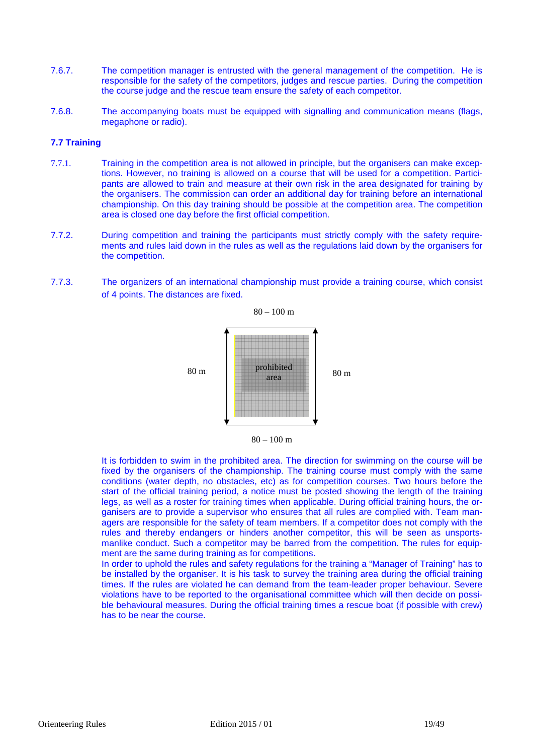7.6.7. The competition manager is entrusted with the general management of the competition. He is responsible for the safety of the competitors, judges and rescue parties. During the competition the course judge and the rescue team ensure the safety of each competitor.

7.6.8. The accompanying boats must be equipped with signalling and communication means (flags, megaphone or radio).

### 7.7 Training

7.7.1. Training in the competition area is not allowed in principle, but the organisers can make exceptions. However, no training is allowed on a course that will be used for a competition. Participants are allowed to train and measure at their own risk in the area designated for training by the organisers. The commission can order an additional day for training before an international championship. On this day training should be possible at the competition area. The competition area is closed one day before the first official competition.

7.7.2. During competition and training the participants must strictly comply with the safety requirements and rules laid down in the rules as well as the regulations laid down by the organisers for the competition.

7.7.3. The organizers of an international championship must provide a training course, which consist of 4 points. The distances are fixed.

80 – 100 m

80 m | prohibited area | 80 m

80 – 100 m

It is forbidden to swim in the prohibited area. The direction for swimming on the course will be fixed by the organisers of the championship. The training course must comply with the same conditions (water depth, no obstacles, etc) as for competition courses. Two hours before the start of the official training period, a notice must be posted showing the length of the training legs, as well as a roster for training times when applicable. During official training hours, the organisers are to provide a supervisor who ensures that all rules are complied with. Team managers are responsible for the safety of team members. If a competitor does not comply with the rules and thereby endangers or hinders another competitor, this will be seen as unsportsmanlike conduct. Such a competitor may be barred from the competition. The rules for equipment are the same during training as for competitions.

In order to uphold the rules and safety regulations for the training a "Manager of Training" has to be installed by the organiser. It is his task to survey the training area during the official training times. If the rules are violated he can demand from the team-leader proper behaviour. Severe violations have to be reported to the organisational committee which will then decide on possible behavioural measures. During the official training times a rescue boat (if possible with crew) has to be near the course.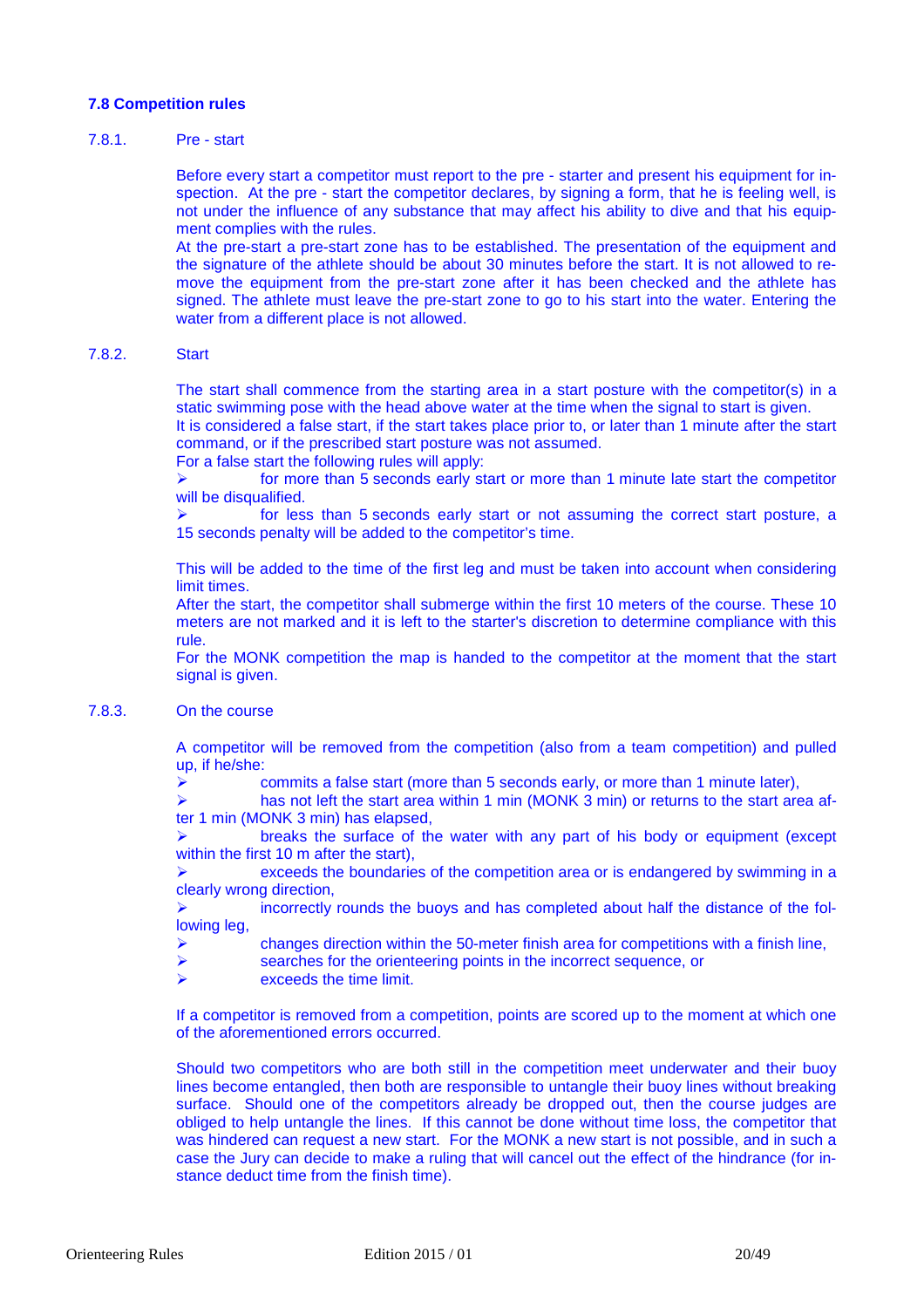### 7.8 Competition rules

#### 7.8.1. Pre - start

Before every start a competitor must report to the pre - starter and present his equipment for inspection. At the pre - start the competitor declares, by signing a form, that he is feeling well, is not under the influence of any substance that may affect his ability to dive and that his equipment complies with the rules.
At the pre-start a pre-start zone has to be established. The presentation of the equipment and the signature of the athlete should be about 30 minutes before the start. It is not allowed to remove the equipment from the pre-start zone after it has been checked and the athlete has signed. The athlete must leave the pre-start zone to go to his start into the water. Entering the water from a different place is not allowed.

#### 7.8.2. Start

The start shall commence from the starting area in a start posture with the competitor(s) in a static swimming pose with the head above water at the time when the signal to start is given.
It is considered a false start, if the start takes place prior to, or later than 1 minute after the start command, or if the prescribed start posture was not assumed.
For a false start the following rules will apply:

- for more than 5 seconds early start or more than 1 minute late start the competitor will be disqualified.
- for less than 5 seconds early start or not assuming the correct start posture, a 15 seconds penalty will be added to the competitor's time.

This will be added to the time of the first leg and must be taken into account when considering limit times.
After the start, the competitor shall submerge within the first 10 meters of the course. These 10 meters are not marked and it is left to the starter's discretion to determine compliance with this rule.
For the MONK competition the map is handed to the competitor at the moment that the start signal is given.

#### 7.8.3. On the course

A competitor will be removed from the competition (also from a team competition) and pulled up, if he/she:

- commits a false start (more than 5 seconds early, or more than 1 minute later),
- has not left the start area within 1 min (MONK 3 min) or returns to the start area after 1 min (MONK 3 min) has elapsed,
- breaks the surface of the water with any part of his body or equipment (except within the first 10 m after the start),
- exceeds the boundaries of the competition area or is endangered by swimming in a clearly wrong direction,
- incorrectly rounds the buoys and has completed about half the distance of the following leg,
- changes direction within the 50-meter finish area for competitions with a finish line,
- searches for the orienteering points in the incorrect sequence, or
- exceeds the time limit.

If a competitor is removed from a competition, points are scored up to the moment at which one of the aforementioned errors occurred.

Should two competitors who are both still in the competition meet underwater and their buoy lines become entangled, then both are responsible to untangle their buoy lines without breaking surface. Should one of the competitors already be dropped out, then the course judges are obliged to help untangle the lines. If this cannot be done without time loss, the competitor that was hindered can request a new start. For the MONK a new start is not possible, and in such a case the Jury can decide to make a ruling that will cancel out the effect of the hindrance (for instance deduct time from the finish time).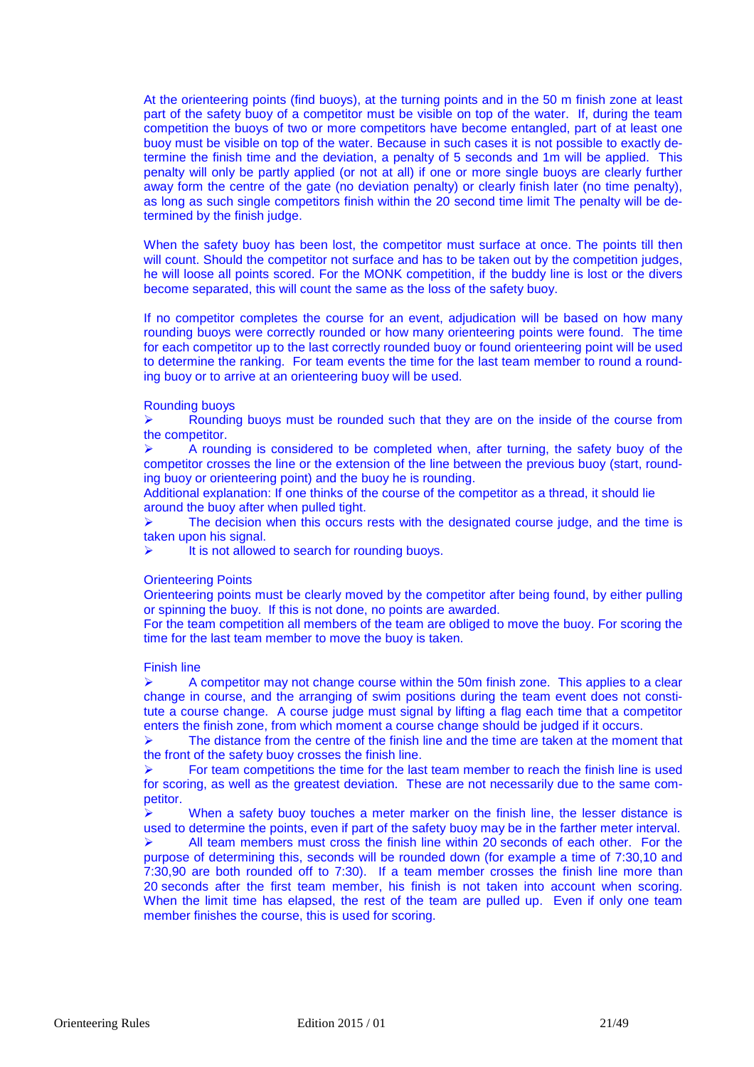At the orienteering points (find buoys), at the turning points and in the 50 m finish zone at least part of the safety buoy of a competitor must be visible on top of the water. If, during the team competition the buoys of two or more competitors have become entangled, part of at least one buoy must be visible on top of the water. Because in such cases it is not possible to exactly determine the finish time and the deviation, a penalty of 5 seconds and 1m will be applied. This penalty will only be partly applied (or not at all) if one or more single buoys are clearly further away form the centre of the gate (no deviation penalty) or clearly finish later (no time penalty), as long as such single competitors finish within the 20 second time limit The penalty will be determined by the finish judge.

When the safety buoy has been lost, the competitor must surface at once. The points till then will count. Should the competitor not surface and has to be taken out by the competition judges, he will loose all points scored. For the MONK competition, if the buddy line is lost or the divers become separated, this will count the same as the loss of the safety buoy.

If no competitor completes the course for an event, adjudication will be based on how many rounding buoys were correctly rounded or how many orienteering points were found. The time for each competitor up to the last correctly rounded buoy or found orienteering point will be used to determine the ranking. For team events the time for the last team member to round a rounding buoy or to arrive at an orienteering buoy will be used.

Rounding buoys

- Rounding buoys must be rounded such that they are on the inside of the course from the competitor.
- A rounding is considered to be completed when, after turning, the safety buoy of the competitor crosses the line or the extension of the line between the previous buoy (start, rounding buoy or orienteering point) and the buoy he is rounding.

Additional explanation: If one thinks of the course of the competitor as a thread, it should lie around the buoy after when pulled tight.

- The decision when this occurs rests with the designated course judge, and the time is taken upon his signal.
- It is not allowed to search for rounding buoys.

Orienteering Points

Orienteering points must be clearly moved by the competitor after being found, by either pulling or spinning the buoy. If this is not done, no points are awarded.

For the team competition all members of the team are obliged to move the buoy. For scoring the time for the last team member to move the buoy is taken.

Finish line

- A competitor may not change course within the 50m finish zone. This applies to a clear change in course, and the arranging of swim positions during the team event does not constitute a course change. A course judge must signal by lifting a flag each time that a competitor enters the finish zone, from which moment a course change should be judged if it occurs.
- The distance from the centre of the finish line and the time are taken at the moment that the front of the safety buoy crosses the finish line.
- For team competitions the time for the last team member to reach the finish line is used for scoring, as well as the greatest deviation. These are not necessarily due to the same competitor.
- When a safety buoy touches a meter marker on the finish line, the lesser distance is used to determine the points, even if part of the safety buoy may be in the farther meter interval.
- All team members must cross the finish line within 20 seconds of each other. For the purpose of determining this, seconds will be rounded down (for example a time of 7:30,10 and 7:30,90 are both rounded off to 7:30). If a team member crosses the finish line more than 20 seconds after the first team member, his finish is not taken into account when scoring. When the limit time has elapsed, the rest of the team are pulled up. Even if only one team member finishes the course, this is used for scoring.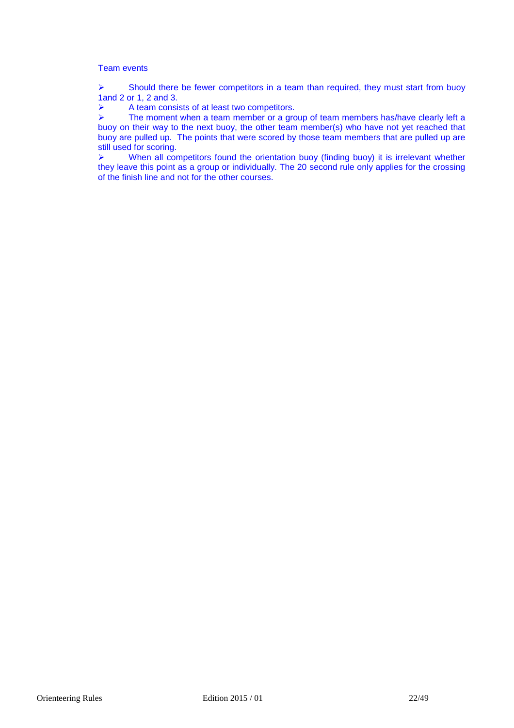Team events

- Should there be fewer competitors in a team than required, they must start from buoy 1and 2 or 1, 2 and 3.
- A team consists of at least two competitors.
- The moment when a team member or a group of team members has/have clearly left a buoy on their way to the next buoy, the other team member(s) who have not yet reached that buoy are pulled up. The points that were scored by those team members that are pulled up are still used for scoring.
- When all competitors found the orientation buoy (finding buoy) it is irrelevant whether they leave this point as a group or individually. The 20 second rule only applies for the crossing of the finish line and not for the other courses.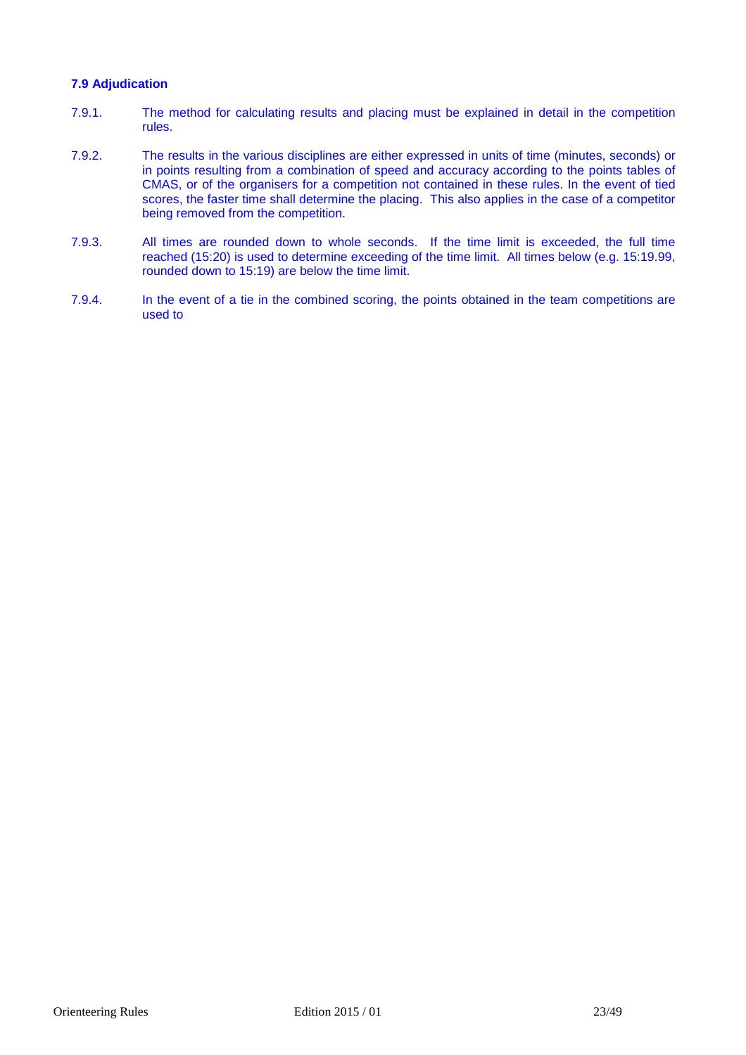### 7.9 Adjudication

7.9.1. The method for calculating results and placing must be explained in detail in the competition rules.

7.9.2. The results in the various disciplines are either expressed in units of time (minutes, seconds) or in points resulting from a combination of speed and accuracy according to the points tables of CMAS, or of the organisers for a competition not contained in these rules. In the event of tied scores, the faster time shall determine the placing. This also applies in the case of a competitor being removed from the competition.

7.9.3. All times are rounded down to whole seconds. If the time limit is exceeded, the full time reached (15:20) is used to determine exceeding of the time limit. All times below (e.g. 15:19.99, rounded down to 15:19) are below the time limit.

7.9.4. In the event of a tie in the combined scoring, the points obtained in the team competitions are used to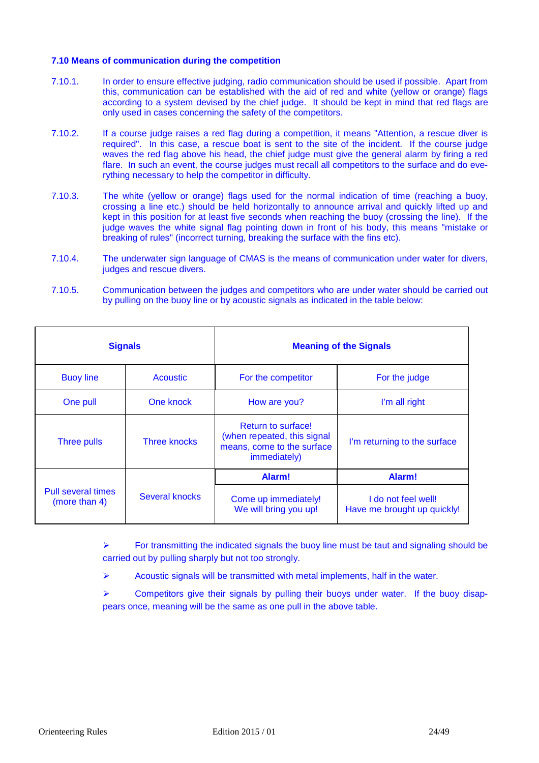### 7.10 Means of communication during the competition

7.10.1. In order to ensure effective judging, radio communication should be used if possible. Apart from this, communication can be established with the aid of red and white (yellow or orange) flags according to a system devised by the chief judge. It should be kept in mind that red flags are only used in cases concerning the safety of the competitors.

7.10.2. If a course judge raises a red flag during a competition, it means "Attention, a rescue diver is required". In this case, a rescue boat is sent to the site of the incident. If the course judge waves the red flag above his head, the chief judge must give the general alarm by firing a red flare. In such an event, the course judges must recall all competitors to the surface and do everything necessary to help the competitor in difficulty.

7.10.3. The white (yellow or orange) flags used for the normal indication of time (reaching a buoy, crossing a line etc.) should be held horizontally to announce arrival and quickly lifted up and kept in this position for at least five seconds when reaching the buoy (crossing the line). If the judge waves the white signal flag pointing down in front of his body, this means "mistake or breaking of rules" (incorrect turning, breaking the surface with the fins etc).

7.10.4. The underwater sign language of CMAS is the means of communication under water for divers, judges and rescue divers.

7.10.5. Communication between the judges and competitors who are under water should be carried out by pulling on the buoy line or by acoustic signals as indicated in the table below:

| **Signals** | | **Meaning of the Signals** | |
|---|---|---|---|
| Buoy line | Acoustic | For the competitor | For the judge |
| One pull | One knock | How are you? | I'm all right |
| Three pulls | Three knocks | Return to surface! (when repeated, this signal means, come to the surface immediately) | I'm returning to the surface |
| Pull several times (more than 4) | Several knocks | **Alarm!** Come up immediately! We will bring you up! | **Alarm!** I do not feel well! Have me brought up quickly! |

- For transmitting the indicated signals the buoy line must be taut and signaling should be carried out by pulling sharply but not too strongly.
- Acoustic signals will be transmitted with metal implements, half in the water.
- Competitors give their signals by pulling their buoys under water. If the buoy disappears once, meaning will be the same as one pull in the above table.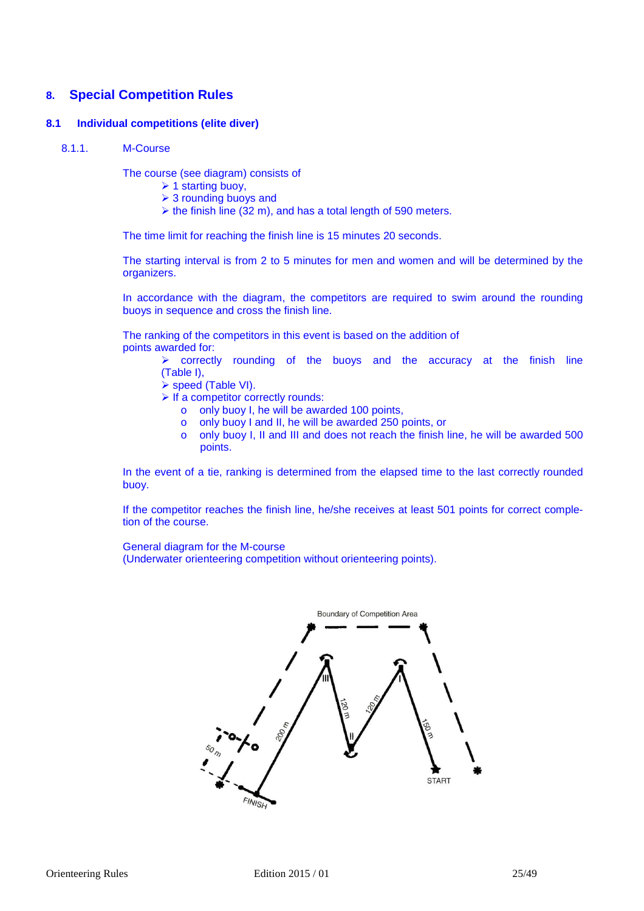# 8. Special Competition Rules

## 8.1 Individual competitions (elite diver)

### 8.1.1. M-Course

The course (see diagram) consists of

- 1 starting buoy,
- 3 rounding buoys and
- the finish line (32 m), and has a total length of 590 meters.

The time limit for reaching the finish line is 15 minutes 20 seconds.

The starting interval is from 2 to 5 minutes for men and women and will be determined by the organizers.

In accordance with the diagram, the competitors are required to swim around the rounding buoys in sequence and cross the finish line.

The ranking of the competitors in this event is based on the addition of points awarded for:

- correctly rounding of the buoys and the accuracy at the finish line (Table I),
- speed (Table VI).
- If a competitor correctly rounds:
  - only buoy I, he will be awarded 100 points,
  - only buoy I and II, he will be awarded 250 points, or
  - only buoy I, II and III and does not reach the finish line, he will be awarded 500 points.

In the event of a tie, ranking is determined from the elapsed time to the last correctly rounded buoy.

If the competitor reaches the finish line, he/she receives at least 501 points for correct completion of the course.

General diagram for the M-course
(Underwater orienteering competition without orienteering points).

Boundary of Competition Area

200 m, 120 m, 120 m, 150 m, 50 m, III, II, I, START, FINISH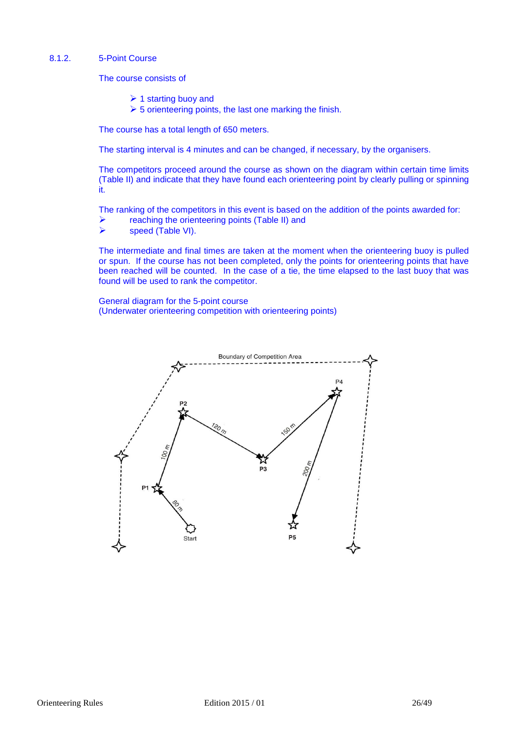### 8.1.2. 5-Point Course

The course consists of

- 1 starting buoy and
- 5 orienteering points, the last one marking the finish.

The course has a total length of 650 meters.

The starting interval is 4 minutes and can be changed, if necessary, by the organisers.

The competitors proceed around the course as shown on the diagram within certain time limits (Table II) and indicate that they have found each orienteering point by clearly pulling or spinning it.

The ranking of the competitors in this event is based on the addition of the points awarded for:

- reaching the orienteering points (Table II) and
- speed (Table VI).

The intermediate and final times are taken at the moment when the orienteering buoy is pulled or spun. If the course has not been completed, only the points for orienteering points that have been reached will be counted. In the case of a tie, the time elapsed to the last buoy that was found will be used to rank the competitor.

General diagram for the 5-point course
(Underwater orienteering competition with orienteering points)

Boundary of Competition Area

P4

P2

120 m

150 m

100 m

P3

200 m

P1

80 m

Start

P5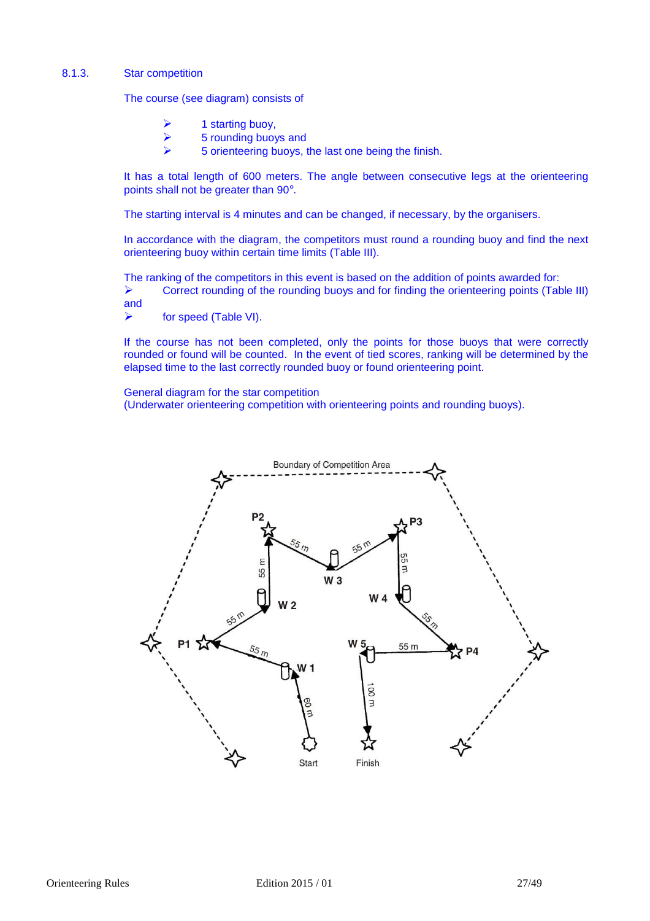### 8.1.3. Star competition

The course (see diagram) consists of

- 1 starting buoy,
- 5 rounding buoys and
- 5 orienteering buoys, the last one being the finish.

It has a total length of 600 meters. The angle between consecutive legs at the orienteering points shall not be greater than 90°.

The starting interval is 4 minutes and can be changed, if necessary, by the organisers.

In accordance with the diagram, the competitors must round a rounding buoy and find the next orienteering buoy within certain time limits (Table III).

The ranking of the competitors in this event is based on the addition of points awarded for:

- Correct rounding of the rounding buoys and for finding the orienteering points (Table III) and
- for speed (Table VI).

If the course has not been completed, only the points for those buoys that were correctly rounded or found will be counted. In the event of tied scores, ranking will be determined by the elapsed time to the last correctly rounded buoy or found orienteering point.

General diagram for the star competition
(Underwater orienteering competition with orienteering points and rounding buoys).

Boundary of Competition Area

P2, P3, W 3, W 2, W 4, P1, P4, W 5, W 1, Start, Finish, 55 m, 60 m, 100 m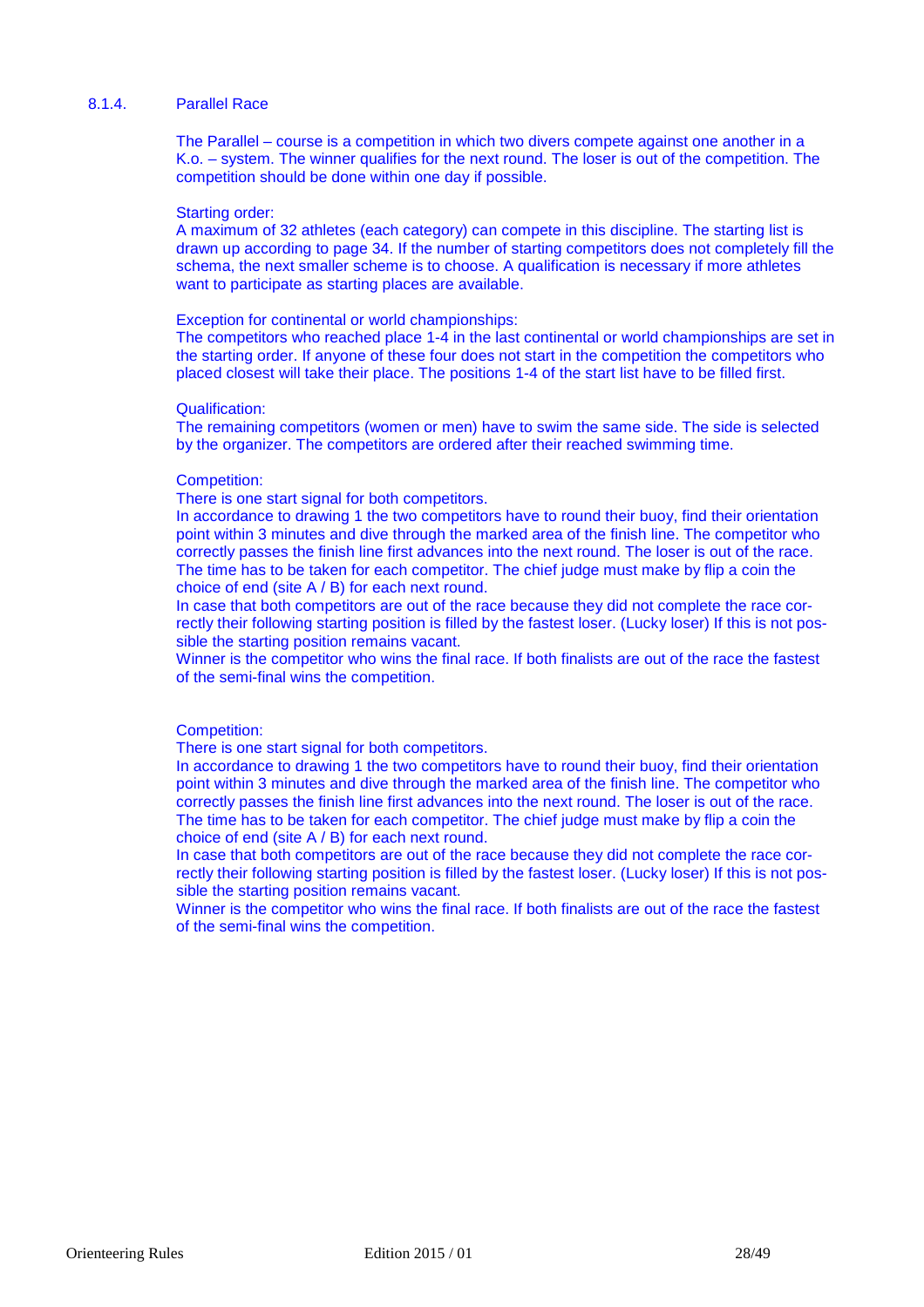### 8.1.4. Parallel Race

The Parallel – course is a competition in which two divers compete against one another in a K.o. – system. The winner qualifies for the next round. The loser is out of the competition. The competition should be done within one day if possible.

Starting order:
A maximum of 32 athletes (each category) can compete in this discipline. The starting list is drawn up according to page 34. If the number of starting competitors does not completely fill the schema, the next smaller scheme is to choose. A qualification is necessary if more athletes want to participate as starting places are available.

Exception for continental or world championships:
The competitors who reached place 1-4 in the last continental or world championships are set in the starting order. If anyone of these four does not start in the competition the competitors who placed closest will take their place. The positions 1-4 of the start list have to be filled first.

Qualification:
The remaining competitors (women or men) have to swim the same side. The side is selected by the organizer. The competitors are ordered after their reached swimming time.

Competition:
There is one start signal for both competitors.
In accordance to drawing 1 the two competitors have to round their buoy, find their orientation point within 3 minutes and dive through the marked area of the finish line. The competitor who correctly passes the finish line first advances into the next round. The loser is out of the race. The time has to be taken for each competitor. The chief judge must make by flip a coin the choice of end (site A / B) for each next round.
In case that both competitors are out of the race because they did not complete the race correctly their following starting position is filled by the fastest loser. (Lucky loser) If this is not possible the starting position remains vacant.
Winner is the competitor who wins the final race. If both finalists are out of the race the fastest of the semi-final wins the competition.

Competition:
There is one start signal for both competitors.
In accordance to drawing 1 the two competitors have to round their buoy, find their orientation point within 3 minutes and dive through the marked area of the finish line. The competitor who correctly passes the finish line first advances into the next round. The loser is out of the race. The time has to be taken for each competitor. The chief judge must make by flip a coin the choice of end (site A / B) for each next round.
In case that both competitors are out of the race because they did not complete the race correctly their following starting position is filled by the fastest loser. (Lucky loser) If this is not possible the starting position remains vacant.
Winner is the competitor who wins the final race. If both finalists are out of the race the fastest of the semi-final wins the competition.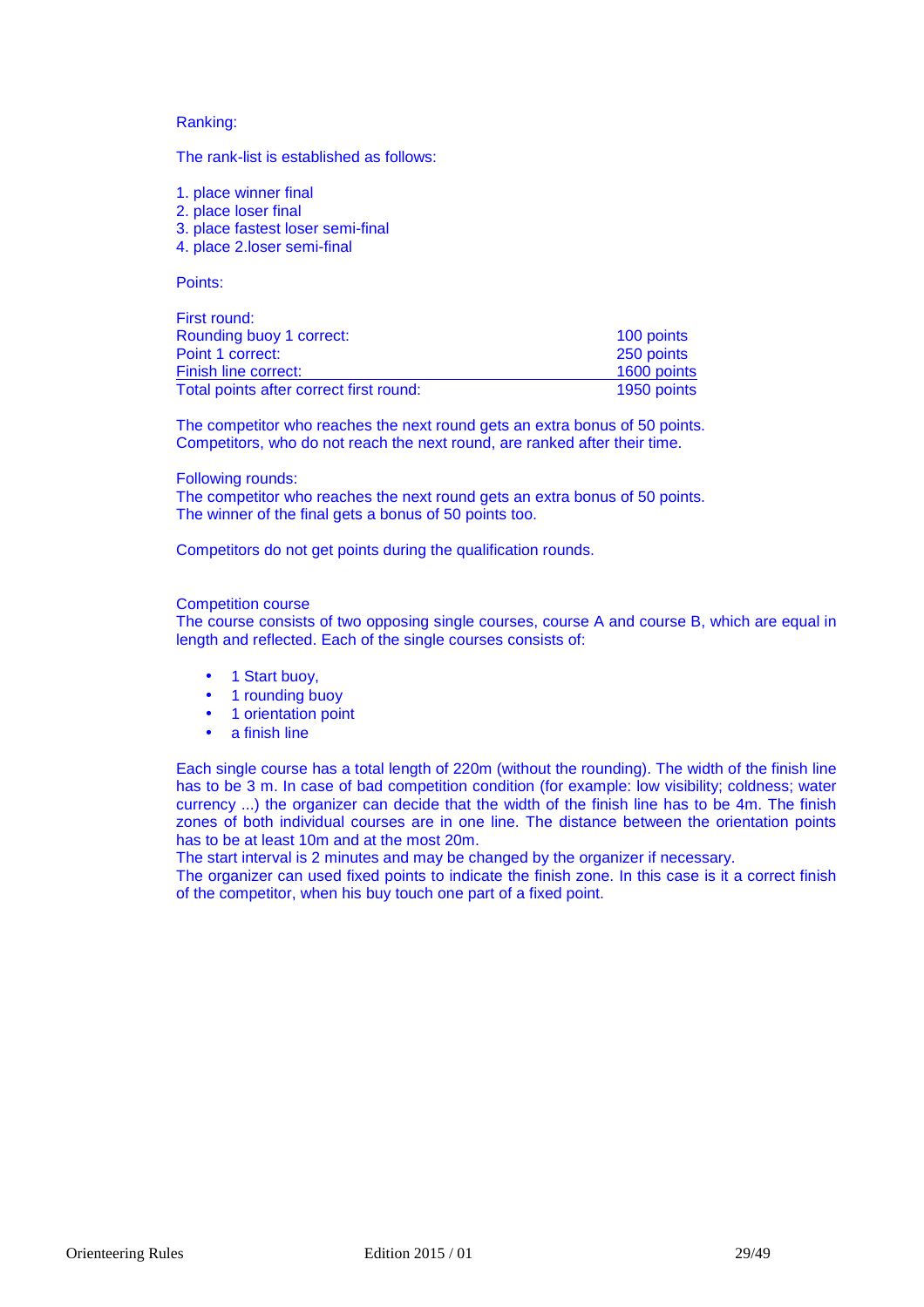Ranking:

The rank-list is established as follows:

1. place winner final
2. place loser final
3. place fastest loser semi-final
4. place 2.loser semi-final

Points:

| First round: | |
|---|---|
| Rounding buoy 1 correct: | 100 points |
| Point 1 correct: | 250 points |
| Finish line correct: | 1600 points |
| Total points after correct first round: | 1950 points |

The competitor who reaches the next round gets an extra bonus of 50 points.
Competitors, who do not reach the next round, are ranked after their time.

Following rounds:
The competitor who reaches the next round gets an extra bonus of 50 points.
The winner of the final gets a bonus of 50 points too.

Competitors do not get points during the qualification rounds.

Competition course
The course consists of two opposing single courses, course A and course B, which are equal in length and reflected. Each of the single courses consists of:

- 1 Start buoy,
- 1 rounding buoy
- 1 orientation point
- a finish line

Each single course has a total length of 220m (without the rounding). The width of the finish line has to be 3 m. In case of bad competition condition (for example: low visibility; coldness; water currency ...) the organizer can decide that the width of the finish line has to be 4m. The finish zones of both individual courses are in one line. The distance between the orientation points has to be at least 10m and at the most 20m.
The start interval is 2 minutes and may be changed by the organizer if necessary.
The organizer can used fixed points to indicate the finish zone. In this case is it a correct finish of the competitor, when his buy touch one part of a fixed point.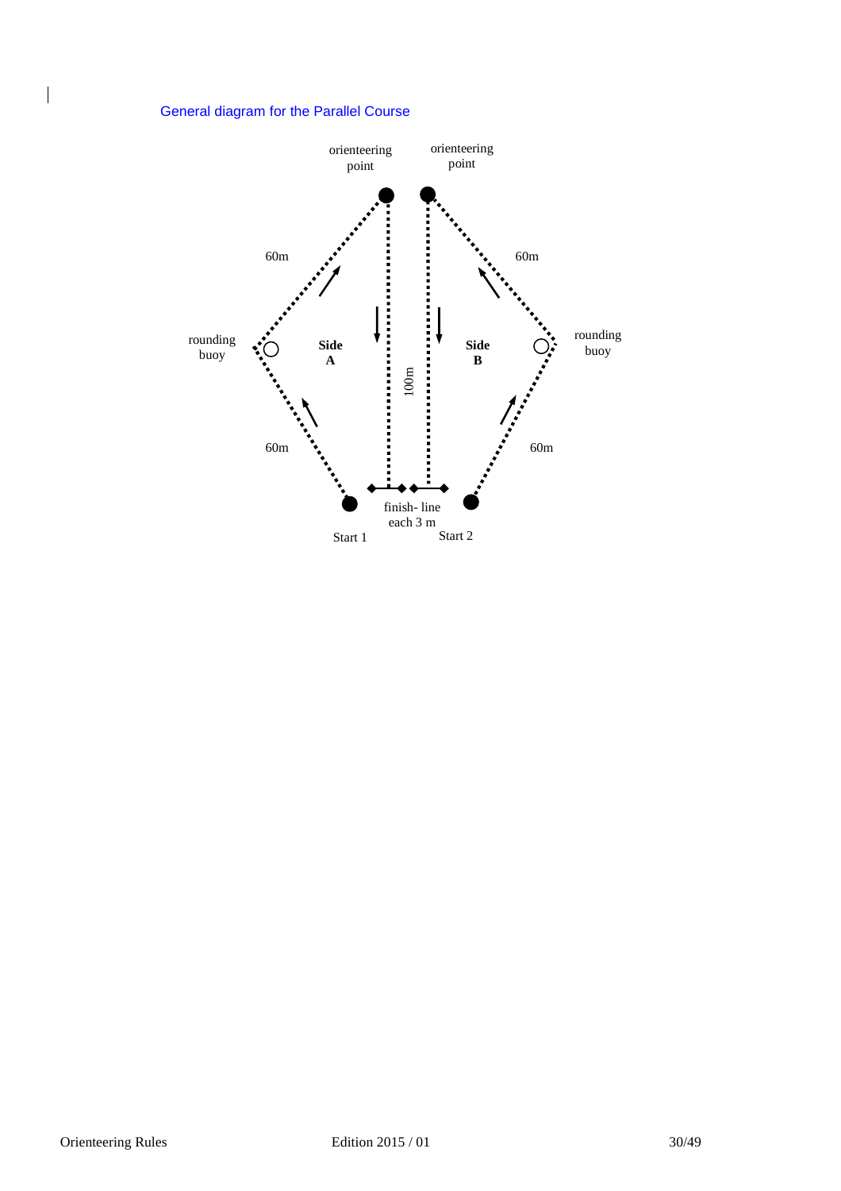General diagram for the Parallel Course

orienteering point

orienteering point

60m

60m

rounding buoy

Side A

100m

Side B

rounding buoy

60m

60m

finish- line each 3 m

Start 1

Start 2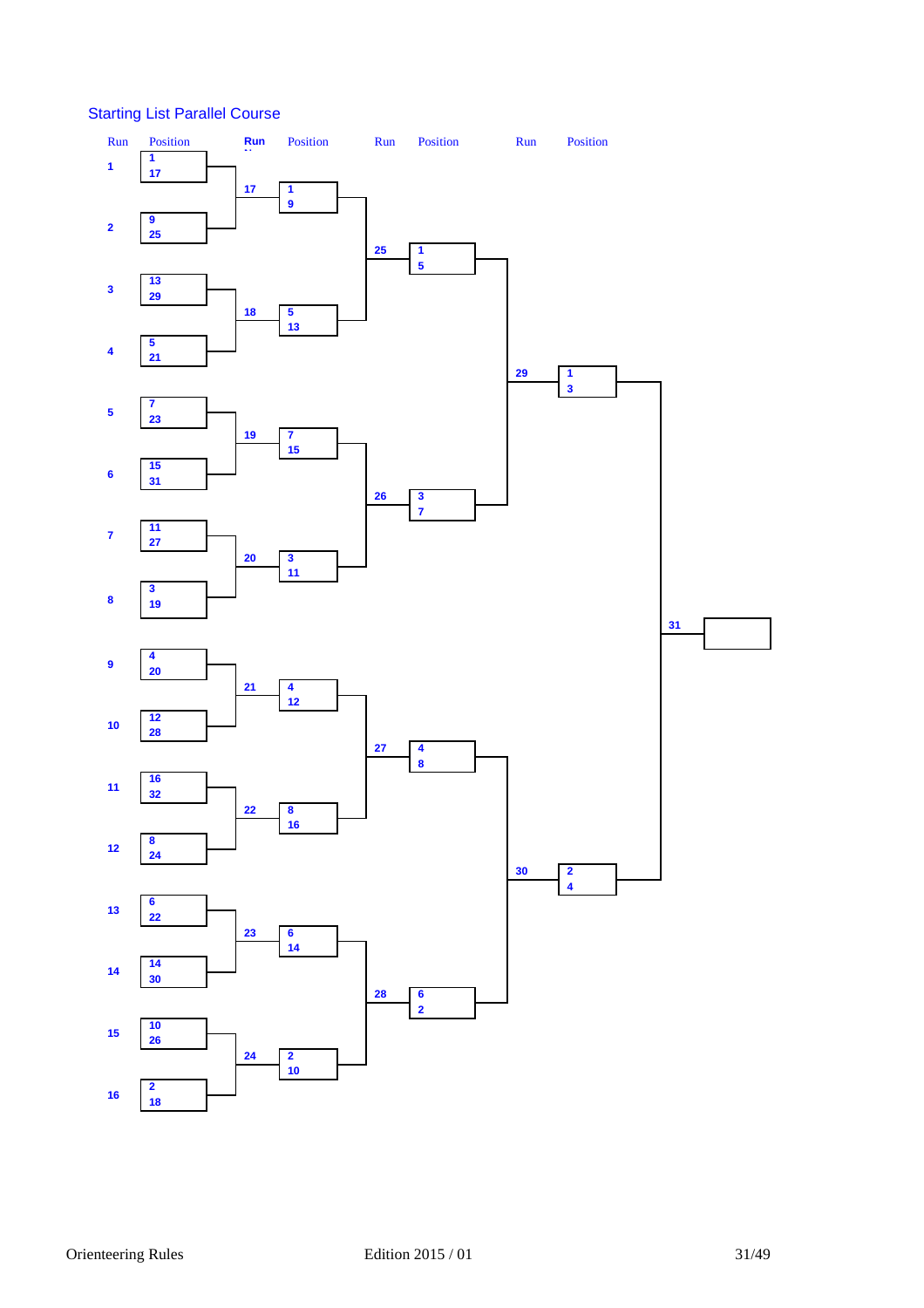## Starting List Parallel Course

| Run | Position | Run | Position | Run | Position | Run | Position | Run | Position |
|---|---|---|---|---|---|---|---|---|---|
| 1 | 1 / 17 | 17 | 1 / 9 | 25 | 1 / 5 | 29 | 1 / 3 | 31 | |
| 2 | 9 / 25 | | | | | | | | |
| 3 | 13 / 29 | 18 | 5 / 13 | | | | | | |
| 4 | 5 / 21 | | | | | | | | |
| 5 | 7 / 23 | 19 | 7 / 15 | 26 | 3 / 7 | | | | |
| 6 | 15 / 31 | | | | | | | | |
| 7 | 11 / 27 | 20 | 3 / 11 | | | | | | |
| 8 | 3 / 19 | | | | | | | | |
| 9 | 4 / 20 | 21 | 4 / 12 | 27 | 4 / 8 | 30 | 2 / 4 | | |
| 10 | 12 / 28 | | | | | | | | |
| 11 | 16 / 32 | 22 | 8 / 16 | | | | | | |
| 12 | 8 / 24 | | | | | | | | |
| 13 | 6 / 22 | 23 | 6 / 14 | 28 | 6 / 2 | | | | |
| 14 | 14 / 30 | | | | | | | | |
| 15 | 10 / 26 | 24 | 2 / 10 | | | | | | |
| 16 | 2 / 18 | | | | | | | | |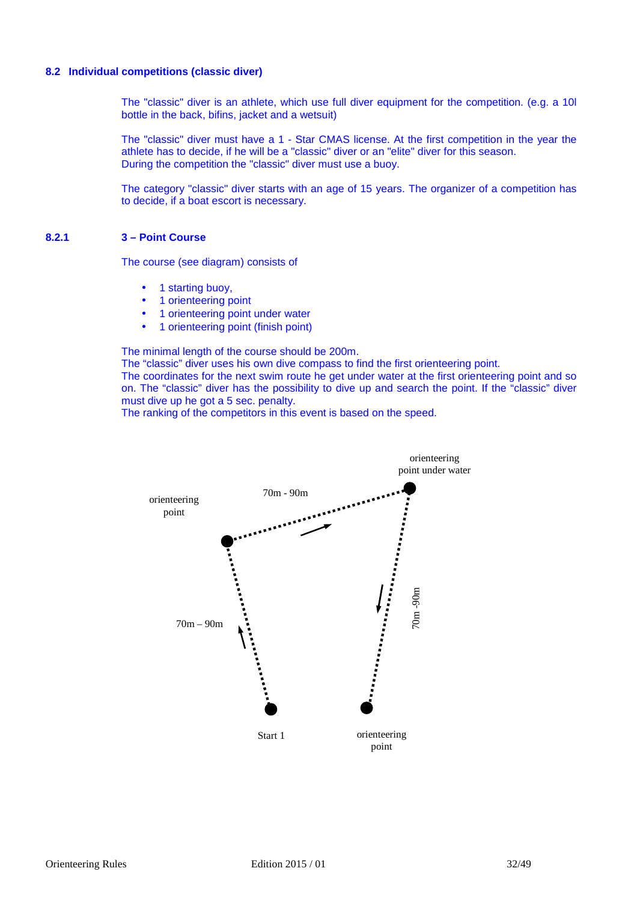## 8.2 Individual competitions (classic diver)

The "classic" diver is an athlete, which use full diver equipment for the competition. (e.g. a 10l bottle in the back, bifins, jacket and a wetsuit)

The "classic" diver must have a 1 - Star CMAS license. At the first competition in the year the athlete has to decide, if he will be a "classic" diver or an "elite" diver for this season.
During the competition the "classic" diver must use a buoy.

The category "classic" diver starts with an age of 15 years. The organizer of a competition has to decide, if a boat escort is necessary.

### 8.2.1 3 – Point Course

The course (see diagram) consists of

- 1 starting buoy,
- 1 orienteering point
- 1 orienteering point under water
- 1 orienteering point (finish point)

The minimal length of the course should be 200m.
The "classic" diver uses his own dive compass to find the first orienteering point.
The coordinates for the next swim route he get under water at the first orienteering point and so on. The "classic" diver has the possibility to dive up and search the point. If the "classic" diver must dive up he got a 5 sec. penalty.
The ranking of the competitors in this event is based on the speed.

orienteering point under water

70m - 90m

orienteering point

70m – 90m

70m -90m

Start 1

orienteering point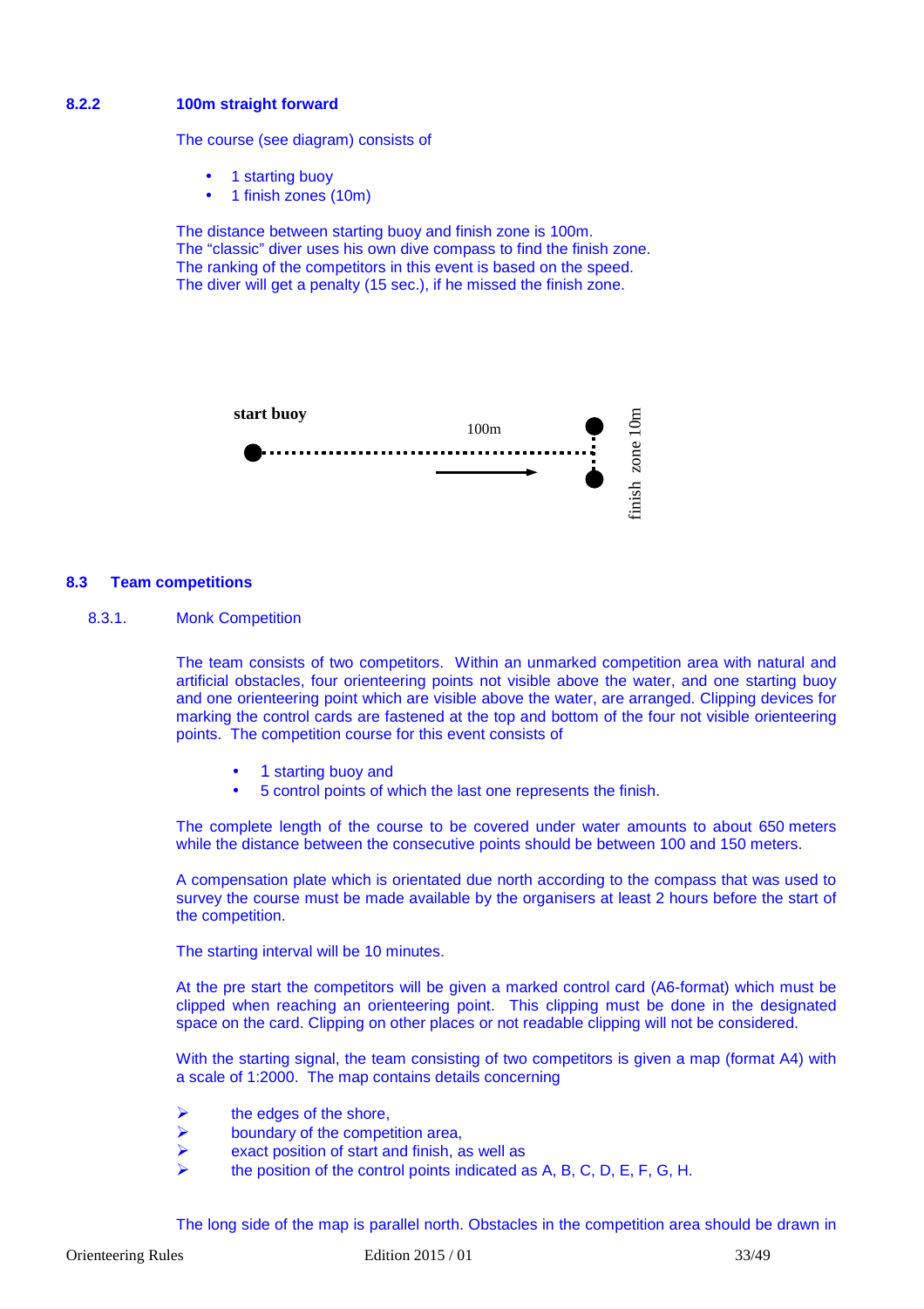### 8.2.2 100m straight forward

The course (see diagram) consists of

- 1 starting buoy
- 1 finish zones (10m)

The distance between starting buoy and finish zone is 100m.
The "classic" diver uses his own dive compass to find the finish zone.
The ranking of the competitors in this event is based on the speed.
The diver will get a penalty (15 sec.), if he missed the finish zone.

start buoy

100m

finish zone 10m

## 8.3 Team competitions

### 8.3.1. Monk Competition

The team consists of two competitors. Within an unmarked competition area with natural and artificial obstacles, four orienteering points not visible above the water, and one starting buoy and one orienteering point which are visible above the water, are arranged. Clipping devices for marking the control cards are fastened at the top and bottom of the four not visible orienteering points. The competition course for this event consists of

- 1 starting buoy and
- 5 control points of which the last one represents the finish.

The complete length of the course to be covered under water amounts to about 650 meters while the distance between the consecutive points should be between 100 and 150 meters.

A compensation plate which is orientated due north according to the compass that was used to survey the course must be made available by the organisers at least 2 hours before the start of the competition.

The starting interval will be 10 minutes.

At the pre start the competitors will be given a marked control card (A6-format) which must be clipped when reaching an orienteering point. This clipping must be done in the designated space on the card. Clipping on other places or not readable clipping will not be considered.

With the starting signal, the team consisting of two competitors is given a map (format A4) with a scale of 1:2000. The map contains details concerning

- the edges of the shore,
- boundary of the competition area,
- exact position of start and finish, as well as
- the position of the control points indicated as A, B, C, D, E, F, G, H.

The long side of the map is parallel north. Obstacles in the competition area should be drawn in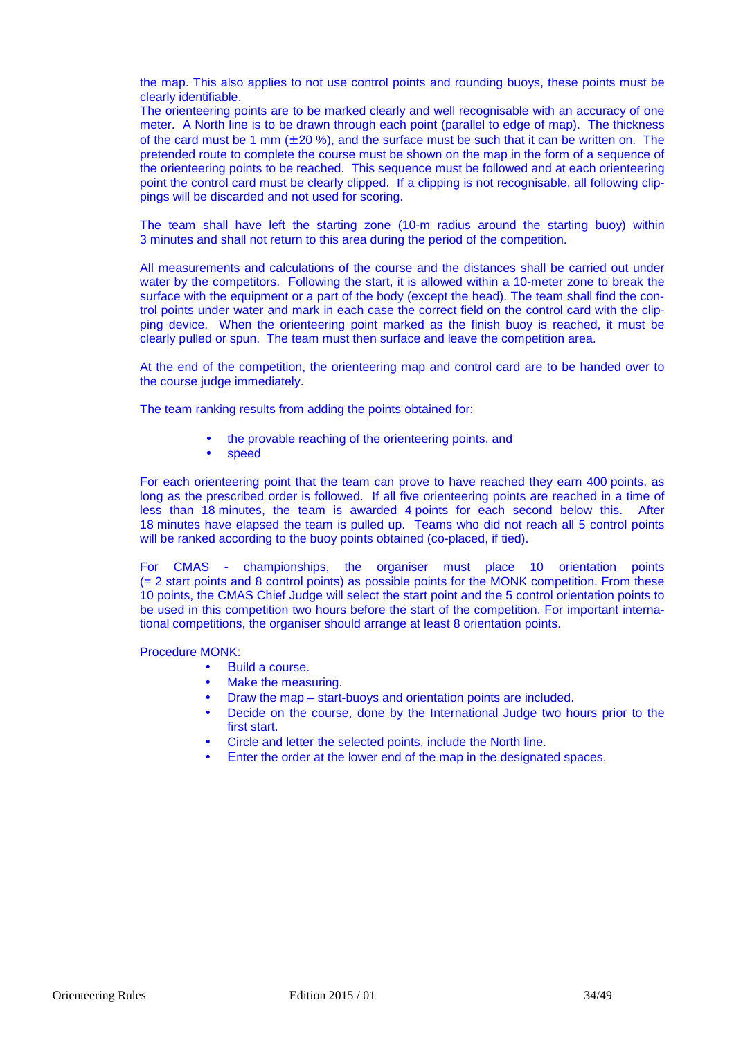the map. This also applies to not use control points and rounding buoys, these points must be clearly identifiable.
The orienteering points are to be marked clearly and well recognisable with an accuracy of one meter. A North line is to be drawn through each point (parallel to edge of map). The thickness of the card must be 1 mm (± 20 %), and the surface must be such that it can be written on. The pretended route to complete the course must be shown on the map in the form of a sequence of the orienteering points to be reached. This sequence must be followed and at each orienteering point the control card must be clearly clipped. If a clipping is not recognisable, all following clippings will be discarded and not used for scoring.

The team shall have left the starting zone (10-m radius around the starting buoy) within 3 minutes and shall not return to this area during the period of the competition.

All measurements and calculations of the course and the distances shall be carried out under water by the competitors. Following the start, it is allowed within a 10-meter zone to break the surface with the equipment or a part of the body (except the head). The team shall find the control points under water and mark in each case the correct field on the control card with the clipping device. When the orienteering point marked as the finish buoy is reached, it must be clearly pulled or spun. The team must then surface and leave the competition area.

At the end of the competition, the orienteering map and control card are to be handed over to the course judge immediately.

The team ranking results from adding the points obtained for:

- the provable reaching of the orienteering points, and
- speed

For each orienteering point that the team can prove to have reached they earn 400 points, as long as the prescribed order is followed. If all five orienteering points are reached in a time of less than 18 minutes, the team is awarded 4 points for each second below this. After 18 minutes have elapsed the team is pulled up. Teams who did not reach all 5 control points will be ranked according to the buoy points obtained (co-placed, if tied).

For CMAS - championships, the organiser must place 10 orientation points (= 2 start points and 8 control points) as possible points for the MONK competition. From these 10 points, the CMAS Chief Judge will select the start point and the 5 control orientation points to be used in this competition two hours before the start of the competition. For important international competitions, the organiser should arrange at least 8 orientation points.

Procedure MONK:

- Build a course.
- Make the measuring.
- Draw the map – start-buoys and orientation points are included.
- Decide on the course, done by the International Judge two hours prior to the first start.
- Circle and letter the selected points, include the North line.
- Enter the order at the lower end of the map in the designated spaces.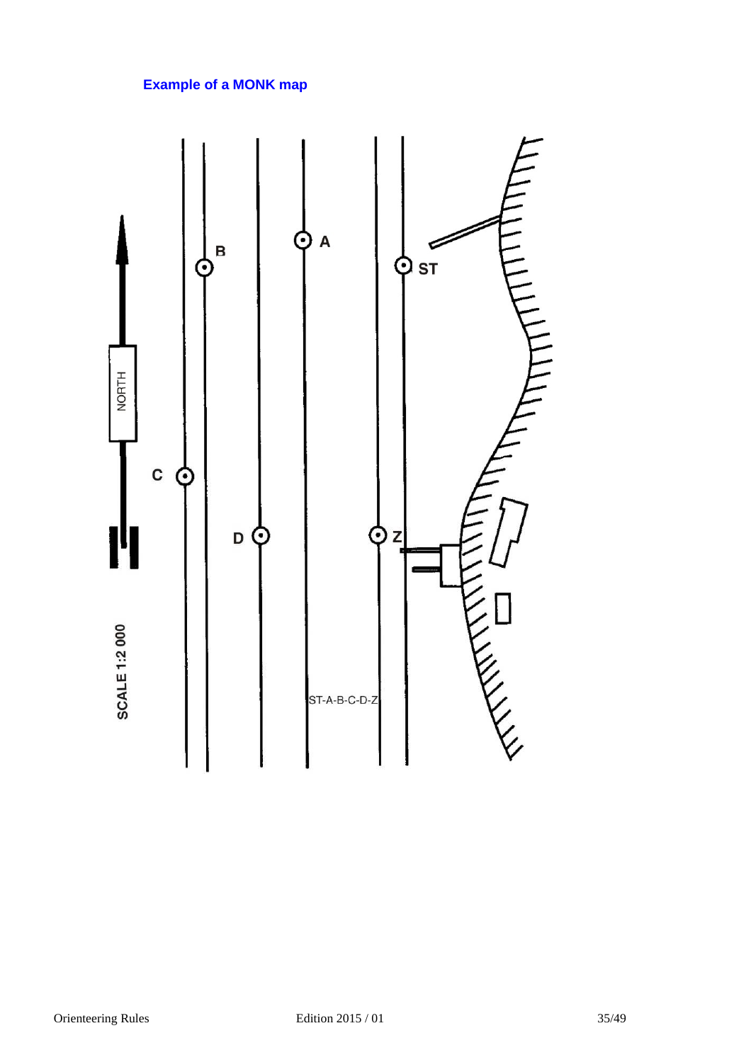### Example of a MONK map

NORTH

SCALE 1:2 000

B

A

ST

C

D

Z

ST-A-B-C-D-Z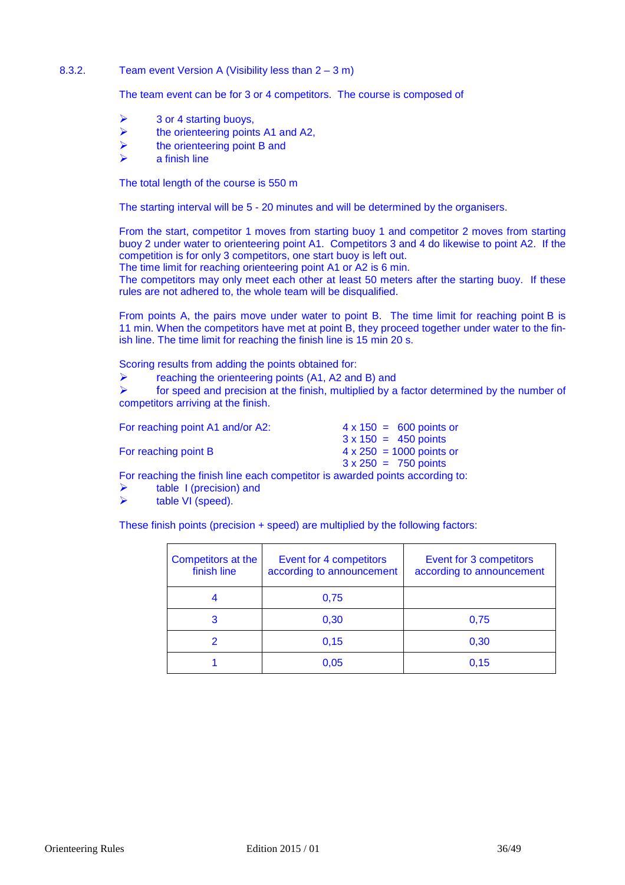### 8.3.2. Team event Version A (Visibility less than 2 – 3 m)

The team event can be for 3 or 4 competitors. The course is composed of

- 3 or 4 starting buoys,
- the orienteering points A1 and A2,
- the orienteering point B and
- a finish line

The total length of the course is 550 m

The starting interval will be 5 - 20 minutes and will be determined by the organisers.

From the start, competitor 1 moves from starting buoy 1 and competitor 2 moves from starting buoy 2 under water to orienteering point A1. Competitors 3 and 4 do likewise to point A2. If the competition is for only 3 competitors, one start buoy is left out.
The time limit for reaching orienteering point A1 or A2 is 6 min.
The competitors may only meet each other at least 50 meters after the starting buoy. If these rules are not adhered to, the whole team will be disqualified.

From points A, the pairs move under water to point B. The time limit for reaching point B is 11 min. When the competitors have met at point B, they proceed together under water to the finish line. The time limit for reaching the finish line is 15 min 20 s.

Scoring results from adding the points obtained for:

- reaching the orienteering points (A1, A2 and B) and
- for speed and precision at the finish, multiplied by a factor determined by the number of competitors arriving at the finish.

For reaching point A1 and/or A2: 4 x 150 = 600 points or
3 x 150 = 450 points

For reaching point B 4 x 250 = 1000 points or
3 x 250 = 750 points

For reaching the finish line each competitor is awarded points according to:

- table I (precision) and
- table VI (speed).

These finish points (precision + speed) are multiplied by the following factors:

| Competitors at the finish line | Event for 4 competitors according to announcement | Event for 3 competitors according to announcement |
|---|---|---|
| 4 | 0,75 | |
| 3 | 0,30 | 0,75 |
| 2 | 0,15 | 0,30 |
| 1 | 0,05 | 0,15 |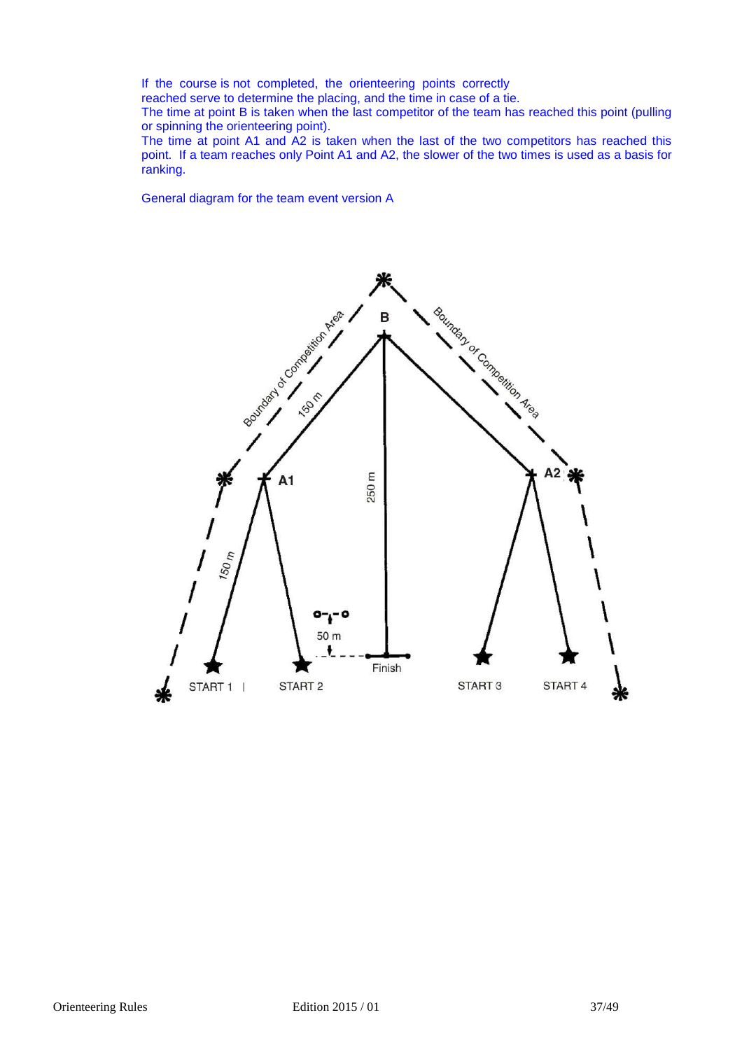If the course is not completed, the orienteering points correctly reached serve to determine the placing, and the time in case of a tie.
The time at point B is taken when the last competitor of the team has reached this point (pulling or spinning the orienteering point).
The time at point A1 and A2 is taken when the last of the two competitors has reached this point. If a team reaches only Point A1 and A2, the slower of the two times is used as a basis for ranking.

General diagram for the team event version A

Boundary of Competition Area

B

Boundary of Competition Area

150 m

A1

250 m

A2

150 m

50 m

Finish

START 1

START 2

START 3

START 4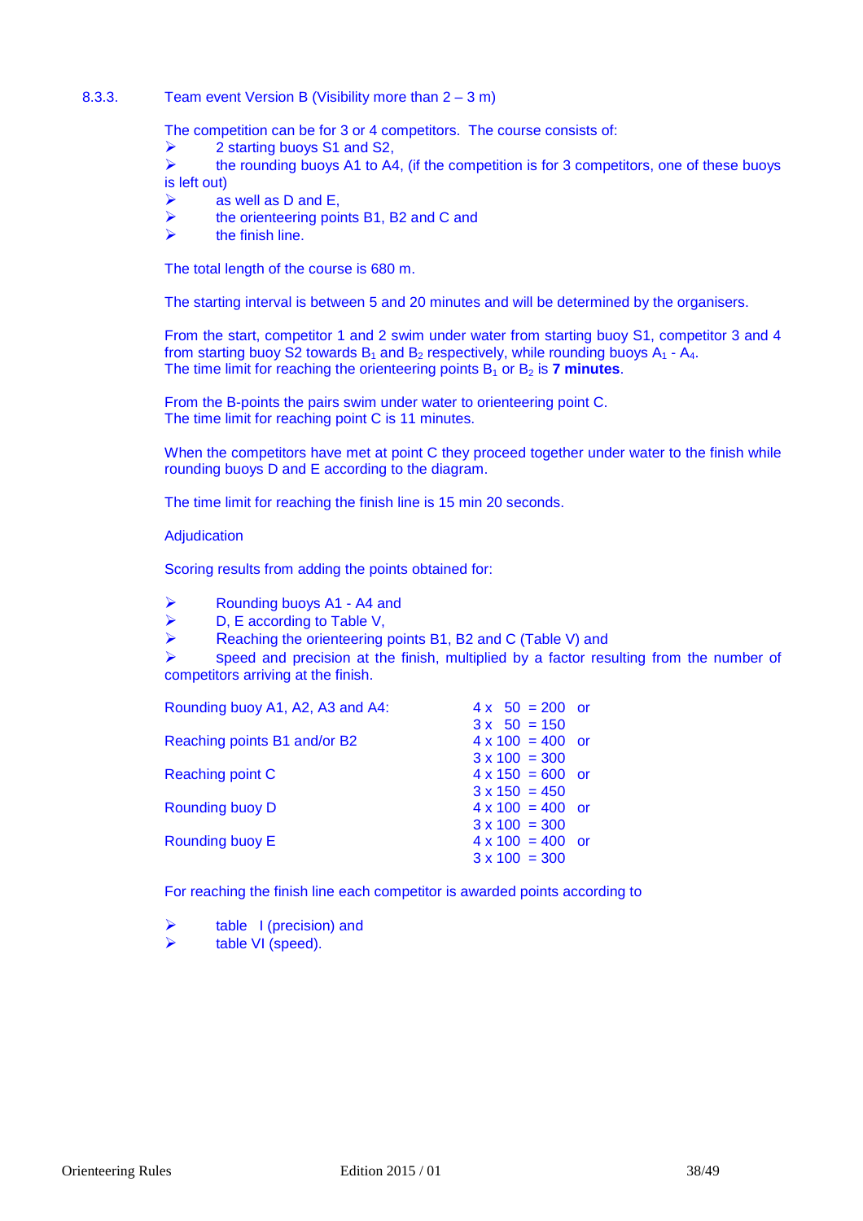### 8.3.3. Team event Version B (Visibility more than 2 – 3 m)

The competition can be for 3 or 4 competitors. The course consists of:

- 2 starting buoys S1 and S2,
- the rounding buoys A1 to A4, (if the competition is for 3 competitors, one of these buoys is left out)
- as well as D and E,
- the orienteering points B1, B2 and C and
- the finish line.

The total length of the course is 680 m.

The starting interval is between 5 and 20 minutes and will be determined by the organisers.

From the start, competitor 1 and 2 swim under water from starting buoy S1, competitor 3 and 4 from starting buoy S2 towards $B_1$ and $B_2$ respectively, while rounding buoys $A_1$ - $A_4$.
The time limit for reaching the orienteering points $B_1$ or $B_2$ is **7 minutes**.

From the B-points the pairs swim under water to orienteering point C.
The time limit for reaching point C is 11 minutes.

When the competitors have met at point C they proceed together under water to the finish while rounding buoys D and E according to the diagram.

The time limit for reaching the finish line is 15 min 20 seconds.

Adjudication

Scoring results from adding the points obtained for:

- Rounding buoys A1 - A4 and
- D, E according to Table V,
- Reaching the orienteering points B1, B2 and C (Table V) and
- speed and precision at the finish, multiplied by a factor resulting from the number of competitors arriving at the finish.

| | |
|---|---|
| Rounding buoy A1, A2, A3 and A4: | 4 x 50 = 200 or |
| | 3 x 50 = 150 |
| Reaching points B1 and/or B2 | 4 x 100 = 400 or |
| | 3 x 100 = 300 |
| Reaching point C | 4 x 150 = 600 or |
| | 3 x 150 = 450 |
| Rounding buoy D | 4 x 100 = 400 or |
| | 3 x 100 = 300 |
| Rounding buoy E | 4 x 100 = 400 or |
| | 3 x 100 = 300 |

For reaching the finish line each competitor is awarded points according to

- table I (precision) and
- table VI (speed).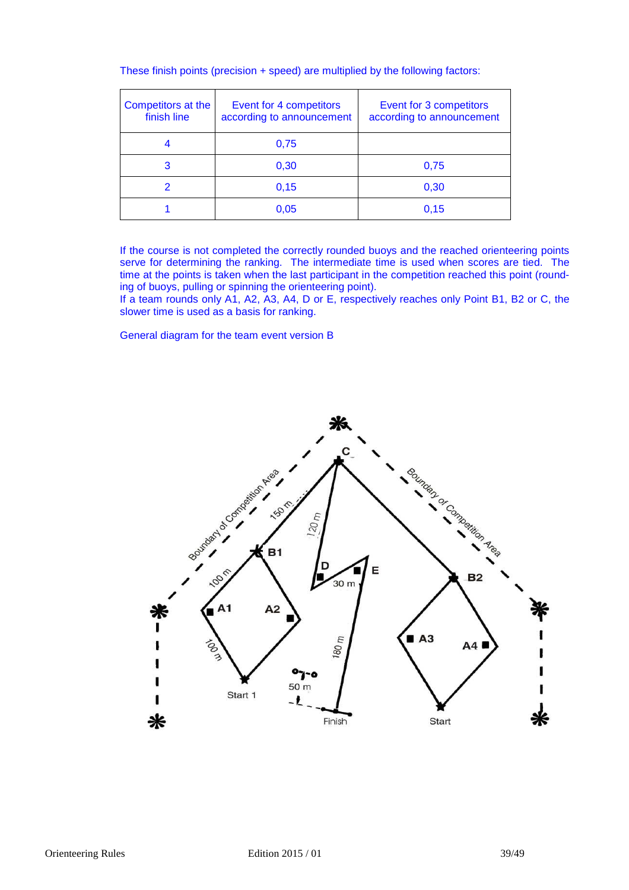These finish points (precision + speed) are multiplied by the following factors:

| Competitors at the finish line | Event for 4 competitors according to announcement | Event for 3 competitors according to announcement |
|---|---|---|
| 4 | 0,75 | |
| 3 | 0,30 | 0,75 |
| 2 | 0,15 | 0,30 |
| 1 | 0,05 | 0,15 |

If the course is not completed the correctly rounded buoys and the reached orienteering points serve for determining the ranking. The intermediate time is used when scores are tied. The time at the points is taken when the last participant in the competition reached this point (rounding of buoys, pulling or spinning the orienteering point).
If a team rounds only A1, A2, A3, A4, D or E, respectively reaches only Point B1, B2 or C, the slower time is used as a basis for ranking.

General diagram for the team event version B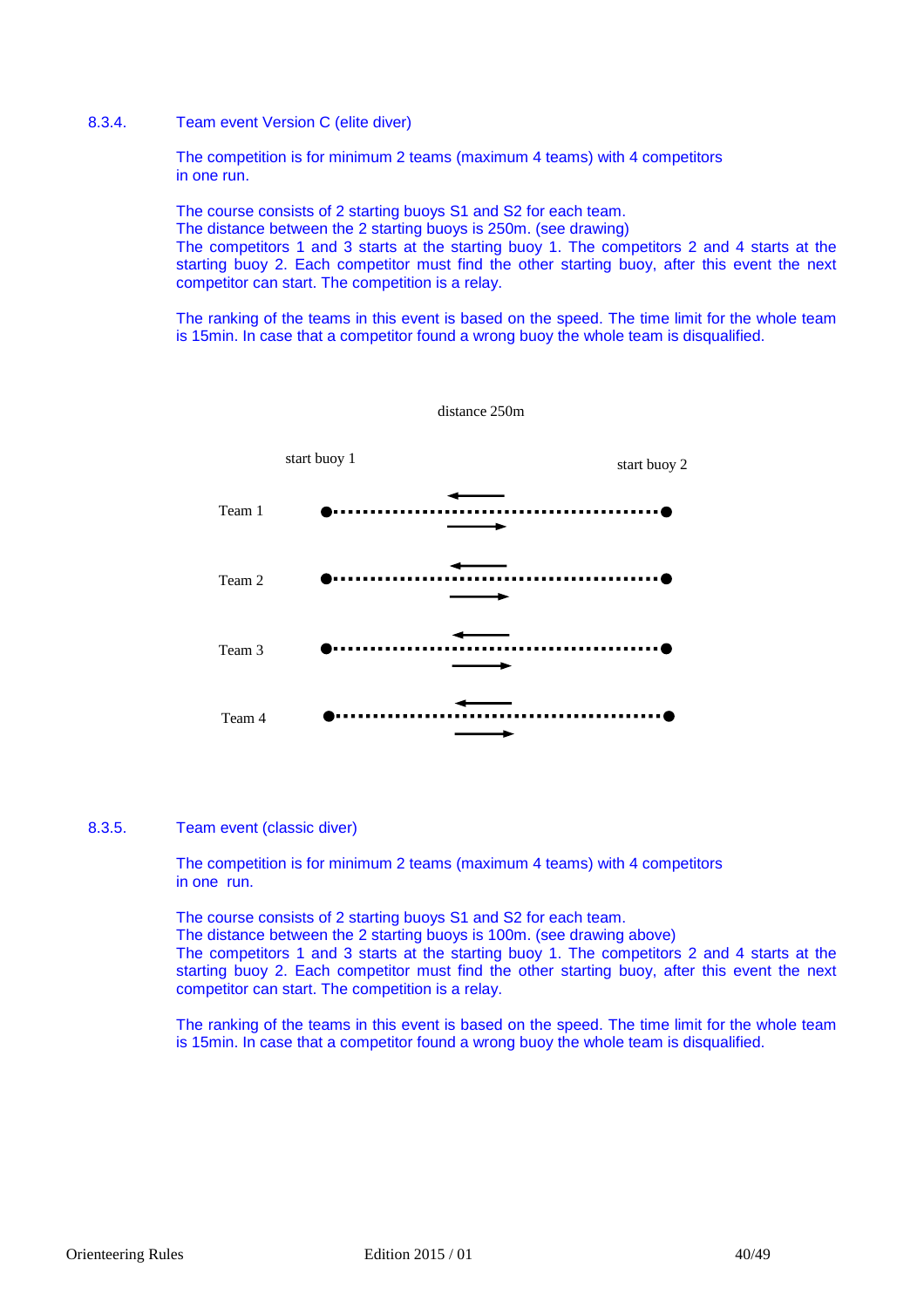### 8.3.4. Team event Version C (elite diver)

The competition is for minimum 2 teams (maximum 4 teams) with 4 competitors in one run.

The course consists of 2 starting buoys S1 and S2 for each team.
The distance between the 2 starting buoys is 250m. (see drawing)
The competitors 1 and 3 starts at the starting buoy 1. The competitors 2 and 4 starts at the starting buoy 2. Each competitor must find the other starting buoy, after this event the next competitor can start. The competition is a relay.

The ranking of the teams in this event is based on the speed. The time limit for the whole team is 15min. In case that a competitor found a wrong buoy the whole team is disqualified.

distance 250m

start buoy 1 start buoy 2

Team 1

Team 2

Team 3

Team 4

### 8.3.5. Team event (classic diver)

The competition is for minimum 2 teams (maximum 4 teams) with 4 competitors in one run.

The course consists of 2 starting buoys S1 and S2 for each team.
The distance between the 2 starting buoys is 100m. (see drawing above)
The competitors 1 and 3 starts at the starting buoy 1. The competitors 2 and 4 starts at the starting buoy 2. Each competitor must find the other starting buoy, after this event the next competitor can start. The competition is a relay.

The ranking of the teams in this event is based on the speed. The time limit for the whole team is 15min. In case that a competitor found a wrong buoy the whole team is disqualified.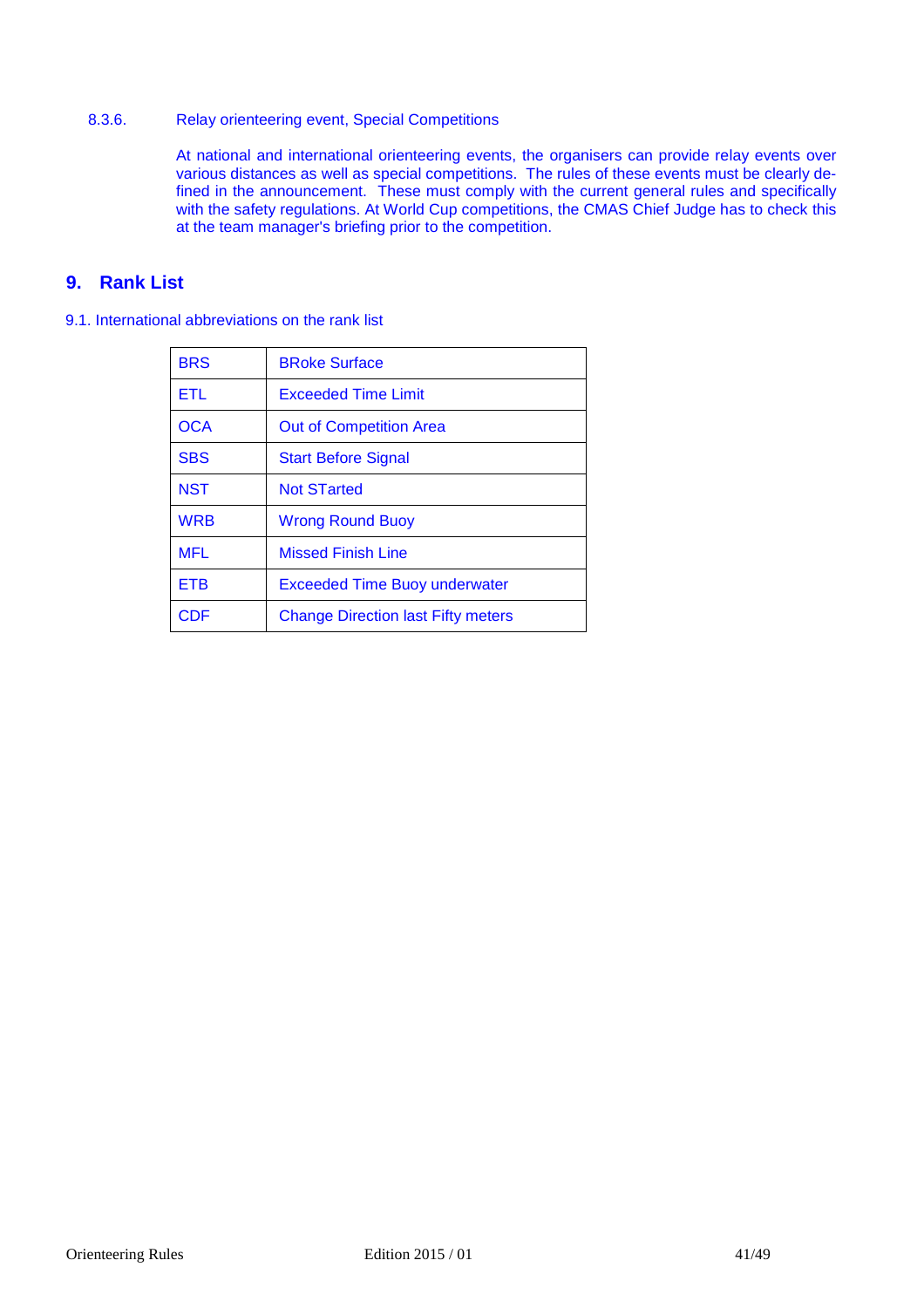8.3.6. Relay orienteering event, Special Competitions

At national and international orienteering events, the organisers can provide relay events over various distances as well as special competitions. The rules of these events must be clearly defined in the announcement. These must comply with the current general rules and specifically with the safety regulations. At World Cup competitions, the CMAS Chief Judge has to check this at the team manager's briefing prior to the competition.

# 9. Rank List

## 9.1. International abbreviations on the rank list

| | |
|---|---|
| BRS | BRoke Surface |
| ETL | Exceeded Time Limit |
| OCA | Out of Competition Area |
| SBS | Start Before Signal |
| NST | Not STarted |
| WRB | Wrong Round Buoy |
| MFL | Missed Finish Line |
| ETB | Exceeded Time Buoy underwater |
| CDF | Change Direction last Fifty meters |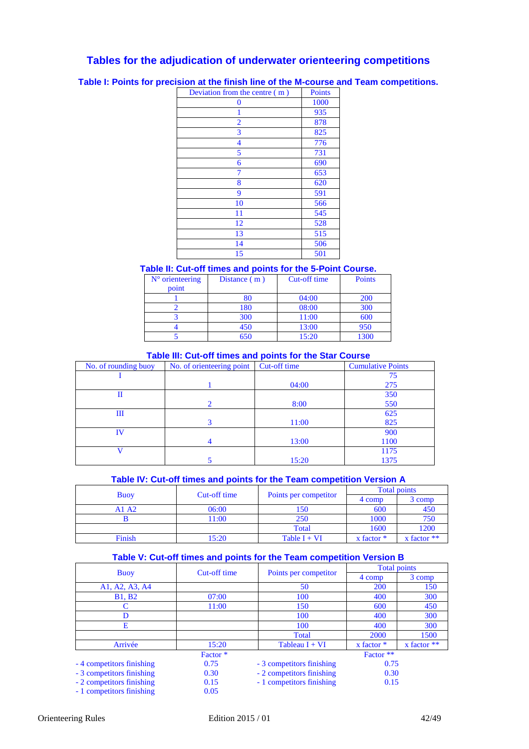## Tables for the adjudication of underwater orienteering competitions

### Table I: Points for precision at the finish line of the M-course and Team competitions.

| Deviation from the centre ( m ) | Points |
|---|---|
| 0 | 1000 |
| 1 | 935 |
| 2 | 878 |
| 3 | 825 |
| 4 | 776 |
| 5 | 731 |
| 6 | 690 |
| 7 | 653 |
| 8 | 620 |
| 9 | 591 |
| 10 | 566 |
| 11 | 545 |
| 12 | 528 |
| 13 | 515 |
| 14 | 506 |
| 15 | 501 |

### Table II: Cut-off times and points for the 5-Point Course.

| N° orienteering point | Distance ( m ) | Cut-off time | Points |
|---|---|---|---|
| 1 | 80 | 04:00 | 200 |
| 2 | 180 | 08:00 | 300 |
| 3 | 300 | 11:00 | 600 |
| 4 | 450 | 13:00 | 950 |
| 5 | 650 | 15:20 | 1300 |

### Table III: Cut-off times and points for the Star Course

| No. of rounding buoy | No. of orienteering point | Cut-off time | Cumulative Points |
|---|---|---|---|
| I | | | 75 |
| | 1 | 04:00 | 275 |
| II | | | 350 |
| | 2 | 8:00 | 550 |
| III | | | 625 |
| | 3 | 11:00 | 825 |
| IV | | | 900 |
| | 4 | 13:00 | 1100 |
| V | | | 1175 |
| | 5 | 15:20 | 1375 |

### Table IV: Cut-off times and points for the Team competition Version A

| Buoy | Cut-off time | Points per competitor | Total points | |
|---|---|---|---|---|
| | | | 4 comp | 3 comp |
| A1 A2 | 06:00 | 150 | 600 | 450 |
| B | 11:00 | 250 | 1000 | 750 |
| | | Total | 1600 | 1200 |
| Finish | 15:20 | Table I + VI | x factor * | x factor ** |

### Table V: Cut-off times and points for the Team competition Version B

| Buoy | Cut-off time | Points per competitor | Total points | |
|---|---|---|---|---|
| | | | 4 comp | 3 comp |
| A1, A2, A3, A4 | | 50 | 200 | 150 |
| B1, B2 | 07:00 | 100 | 400 | 300 |
| C | 11:00 | 150 | 600 | 450 |
| D | | 100 | 400 | 300 |
| E | | 100 | 400 | 300 |
| | | Total | 2000 | 1500 |
| Arrivée | 15:20 | Tableau I + VI | x factor * | x factor ** |

| | Factor * | | Factor ** |
|---|---|---|---|
| - 4 competitors finishing | 0.75 | - 3 competitors finishing | 0.75 |
| - 3 competitors finishing | 0.30 | - 2 competitors finishing | 0.30 |
| - 2 competitors finishing | 0.15 | - 1 competitors finishing | 0.15 |
| - 1 competitors finishing | 0.05 | | |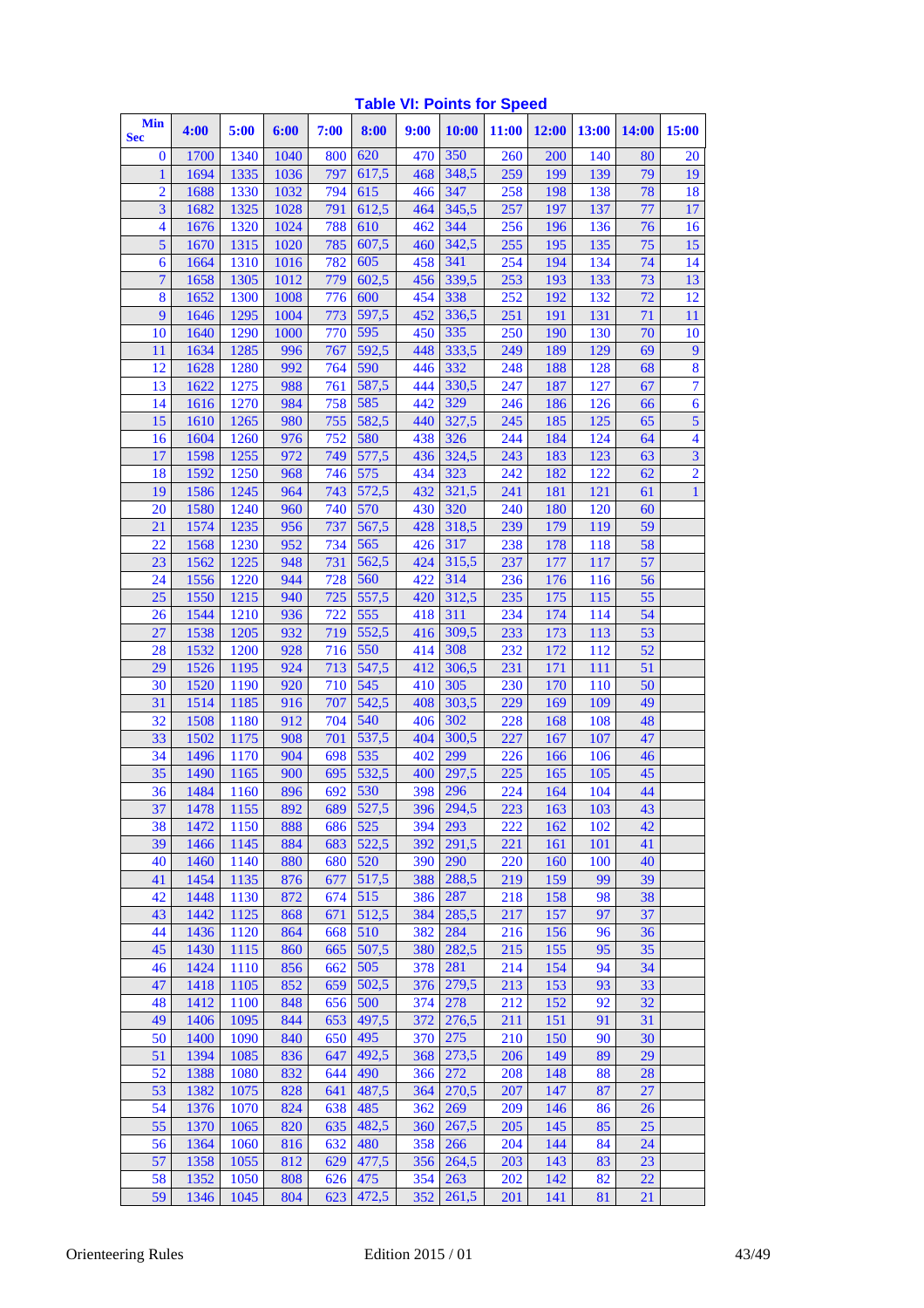### Table VI: Points for Speed

| Min / Sec | 4:00 | 5:00 | 6:00 | 7:00 | 8:00 | 9:00 | 10:00 | 11:00 | 12:00 | 13:00 | 14:00 | 15:00 |
|---|---|---|---|---|---|---|---|---|---|---|---|---|
| 0 | 1700 | 1340 | 1040 | 800 | 620 | 470 | 350 | 260 | 200 | 140 | 80 | 20 |
| 1 | 1694 | 1335 | 1036 | 797 | 617,5 | 468 | 348,5 | 259 | 199 | 139 | 79 | 19 |
| 2 | 1688 | 1330 | 1032 | 794 | 615 | 466 | 347 | 258 | 198 | 138 | 78 | 18 |
| 3 | 1682 | 1325 | 1028 | 791 | 612,5 | 464 | 345,5 | 257 | 197 | 137 | 77 | 17 |
| 4 | 1676 | 1320 | 1024 | 788 | 610 | 462 | 344 | 256 | 196 | 136 | 76 | 16 |
| 5 | 1670 | 1315 | 1020 | 785 | 607,5 | 460 | 342,5 | 255 | 195 | 135 | 75 | 15 |
| 6 | 1664 | 1310 | 1016 | 782 | 605 | 458 | 341 | 254 | 194 | 134 | 74 | 14 |
| 7 | 1658 | 1305 | 1012 | 779 | 602,5 | 456 | 339,5 | 253 | 193 | 133 | 73 | 13 |
| 8 | 1652 | 1300 | 1008 | 776 | 600 | 454 | 338 | 252 | 192 | 132 | 72 | 12 |
| 9 | 1646 | 1295 | 1004 | 773 | 597,5 | 452 | 336,5 | 251 | 191 | 131 | 71 | 11 |
| 10 | 1640 | 1290 | 1000 | 770 | 595 | 450 | 335 | 250 | 190 | 130 | 70 | 10 |
| 11 | 1634 | 1285 | 996 | 767 | 592,5 | 448 | 333,5 | 249 | 189 | 129 | 69 | 9 |
| 12 | 1628 | 1280 | 992 | 764 | 590 | 446 | 332 | 248 | 188 | 128 | 68 | 8 |
| 13 | 1622 | 1275 | 988 | 761 | 587,5 | 444 | 330,5 | 247 | 187 | 127 | 67 | 7 |
| 14 | 1616 | 1270 | 984 | 758 | 585 | 442 | 329 | 246 | 186 | 126 | 66 | 6 |
| 15 | 1610 | 1265 | 980 | 755 | 582,5 | 440 | 327,5 | 245 | 185 | 125 | 65 | 5 |
| 16 | 1604 | 1260 | 976 | 752 | 580 | 438 | 326 | 244 | 184 | 124 | 64 | 4 |
| 17 | 1598 | 1255 | 972 | 749 | 577,5 | 436 | 324,5 | 243 | 183 | 123 | 63 | 3 |
| 18 | 1592 | 1250 | 968 | 746 | 575 | 434 | 323 | 242 | 182 | 122 | 62 | 2 |
| 19 | 1586 | 1245 | 964 | 743 | 572,5 | 432 | 321,5 | 241 | 181 | 121 | 61 | 1 |
| 20 | 1580 | 1240 | 960 | 740 | 570 | 430 | 320 | 240 | 180 | 120 | 60 | |
| 21 | 1574 | 1235 | 956 | 737 | 567,5 | 428 | 318,5 | 239 | 179 | 119 | 59 | |
| 22 | 1568 | 1230 | 952 | 734 | 565 | 426 | 317 | 238 | 178 | 118 | 58 | |
| 23 | 1562 | 1225 | 948 | 731 | 562,5 | 424 | 315,5 | 237 | 177 | 117 | 57 | |
| 24 | 1556 | 1220 | 944 | 728 | 560 | 422 | 314 | 236 | 176 | 116 | 56 | |
| 25 | 1550 | 1215 | 940 | 725 | 557,5 | 420 | 312,5 | 235 | 175 | 115 | 55 | |
| 26 | 1544 | 1210 | 936 | 722 | 555 | 418 | 311 | 234 | 174 | 114 | 54 | |
| 27 | 1538 | 1205 | 932 | 719 | 552,5 | 416 | 309,5 | 233 | 173 | 113 | 53 | |
| 28 | 1532 | 1200 | 928 | 716 | 550 | 414 | 308 | 232 | 172 | 112 | 52 | |
| 29 | 1526 | 1195 | 924 | 713 | 547,5 | 412 | 306,5 | 231 | 171 | 111 | 51 | |
| 30 | 1520 | 1190 | 920 | 710 | 545 | 410 | 305 | 230 | 170 | 110 | 50 | |
| 31 | 1514 | 1185 | 916 | 707 | 542,5 | 408 | 303,5 | 229 | 169 | 109 | 49 | |
| 32 | 1508 | 1180 | 912 | 704 | 540 | 406 | 302 | 228 | 168 | 108 | 48 | |
| 33 | 1502 | 1175 | 908 | 701 | 537,5 | 404 | 300,5 | 227 | 167 | 107 | 47 | |
| 34 | 1496 | 1170 | 904 | 698 | 535 | 402 | 299 | 226 | 166 | 106 | 46 | |
| 35 | 1490 | 1165 | 900 | 695 | 532,5 | 400 | 297,5 | 225 | 165 | 105 | 45 | |
| 36 | 1484 | 1160 | 896 | 692 | 530 | 398 | 296 | 224 | 164 | 104 | 44 | |
| 37 | 1478 | 1155 | 892 | 689 | 527,5 | 396 | 294,5 | 223 | 163 | 103 | 43 | |
| 38 | 1472 | 1150 | 888 | 686 | 525 | 394 | 293 | 222 | 162 | 102 | 42 | |
| 39 | 1466 | 1145 | 884 | 683 | 522,5 | 392 | 291,5 | 221 | 161 | 101 | 41 | |
| 40 | 1460 | 1140 | 880 | 680 | 520 | 390 | 290 | 220 | 160 | 100 | 40 | |
| 41 | 1454 | 1135 | 876 | 677 | 517,5 | 388 | 288,5 | 219 | 159 | 99 | 39 | |
| 42 | 1448 | 1130 | 872 | 674 | 515 | 386 | 287 | 218 | 158 | 98 | 38 | |
| 43 | 1442 | 1125 | 868 | 671 | 512,5 | 384 | 285,5 | 217 | 157 | 97 | 37 | |
| 44 | 1436 | 1120 | 864 | 668 | 510 | 382 | 284 | 216 | 156 | 96 | 36 | |
| 45 | 1430 | 1115 | 860 | 665 | 507,5 | 380 | 282,5 | 215 | 155 | 95 | 35 | |
| 46 | 1424 | 1110 | 856 | 662 | 505 | 378 | 281 | 214 | 154 | 94 | 34 | |
| 47 | 1418 | 1105 | 852 | 659 | 502,5 | 376 | 279,5 | 213 | 153 | 93 | 33 | |
| 48 | 1412 | 1100 | 848 | 656 | 500 | 374 | 278 | 212 | 152 | 92 | 32 | |
| 49 | 1406 | 1095 | 844 | 653 | 497,5 | 372 | 276,5 | 211 | 151 | 91 | 31 | |
| 50 | 1400 | 1090 | 840 | 650 | 495 | 370 | 275 | 210 | 150 | 90 | 30 | |
| 51 | 1394 | 1085 | 836 | 647 | 492,5 | 368 | 273,5 | 206 | 149 | 89 | 29 | |
| 52 | 1388 | 1080 | 832 | 644 | 490 | 366 | 272 | 208 | 148 | 88 | 28 | |
| 53 | 1382 | 1075 | 828 | 641 | 487,5 | 364 | 270,5 | 207 | 147 | 87 | 27 | |
| 54 | 1376 | 1070 | 824 | 638 | 485 | 362 | 269 | 209 | 146 | 86 | 26 | |
| 55 | 1370 | 1065 | 820 | 635 | 482,5 | 360 | 267,5 | 205 | 145 | 85 | 25 | |
| 56 | 1364 | 1060 | 816 | 632 | 480 | 358 | 266 | 204 | 144 | 84 | 24 | |
| 57 | 1358 | 1055 | 812 | 629 | 477,5 | 356 | 264,5 | 203 | 143 | 83 | 23 | |
| 58 | 1352 | 1050 | 808 | 626 | 475 | 354 | 263 | 202 | 142 | 82 | 22 | |
| 59 | 1346 | 1045 | 804 | 623 | 472,5 | 352 | 261,5 | 201 | 141 | 81 | 21 | |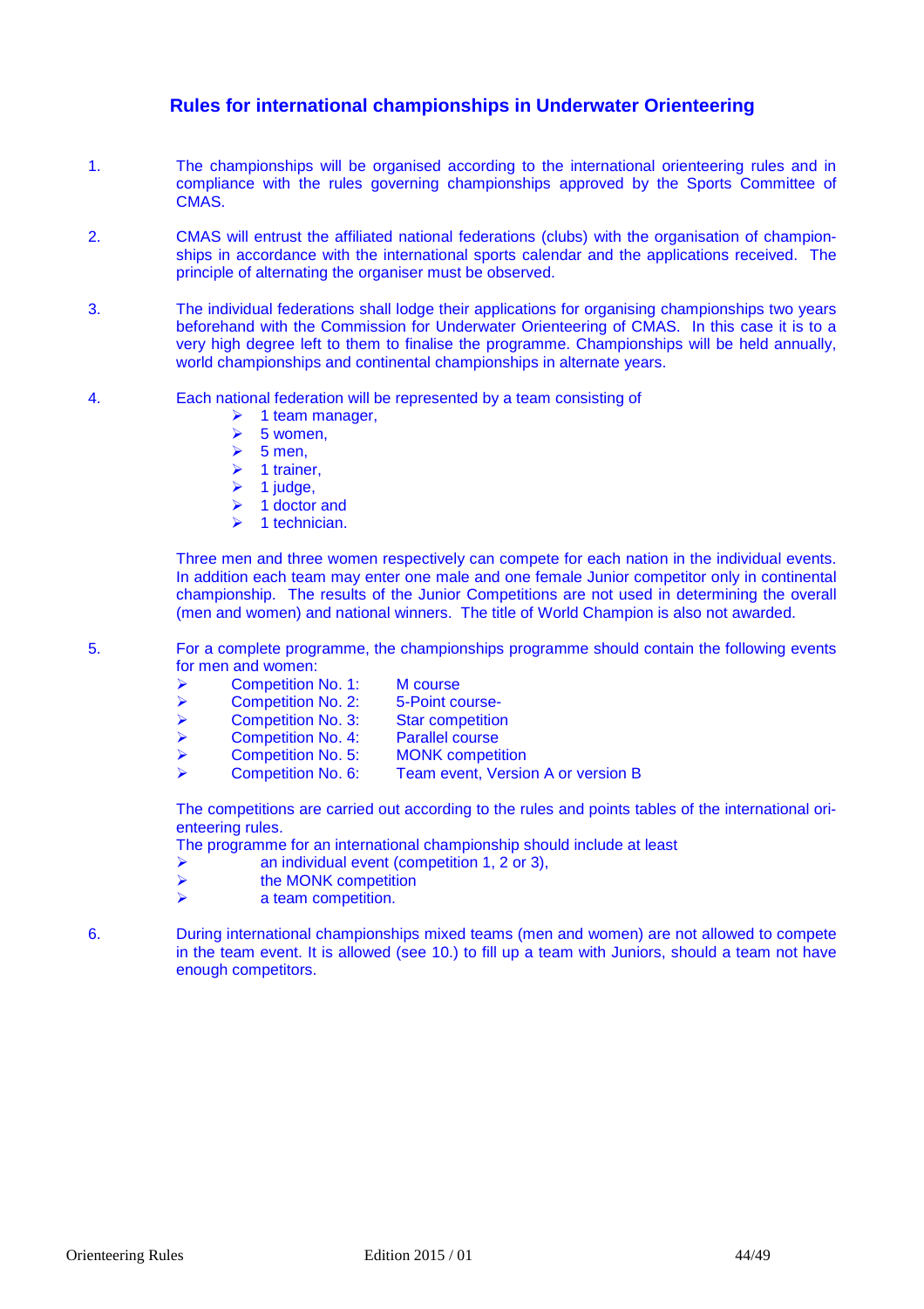## Rules for international championships in Underwater Orienteering

1. The championships will be organised according to the international orienteering rules and in compliance with the rules governing championships approved by the Sports Committee of CMAS.

2. CMAS will entrust the affiliated national federations (clubs) with the organisation of championships in accordance with the international sports calendar and the applications received. The principle of alternating the organiser must be observed.

3. The individual federations shall lodge their applications for organising championships two years beforehand with the Commission for Underwater Orienteering of CMAS. In this case it is to a very high degree left to them to finalise the programme. Championships will be held annually, world championships and continental championships in alternate years.

4. Each national federation will be represented by a team consisting of
   - 1 team manager,
   - 5 women,
   - 5 men,
   - 1 trainer,
   - 1 judge,
   - 1 doctor and
   - 1 technician.

   Three men and three women respectively can compete for each nation in the individual events. In addition each team may enter one male and one female Junior competitor only in continental championship. The results of the Junior Competitions are not used in determining the overall (men and women) and national winners. The title of World Champion is also not awarded.

5. For a complete programme, the championships programme should contain the following events for men and women:
   - Competition No. 1: M course
   - Competition No. 2: 5-Point course-
   - Competition No. 3: Star competition
   - Competition No. 4: Parallel course
   - Competition No. 5: MONK competition
   - Competition No. 6: Team event, Version A or version B

   The competitions are carried out according to the rules and points tables of the international orienteering rules.
   The programme for an international championship should include at least
   - an individual event (competition 1, 2 or 3),
   - the MONK competition
   - a team competition.

6. During international championships mixed teams (men and women) are not allowed to compete in the team event. It is allowed (see 10.) to fill up a team with Juniors, should a team not have enough competitors.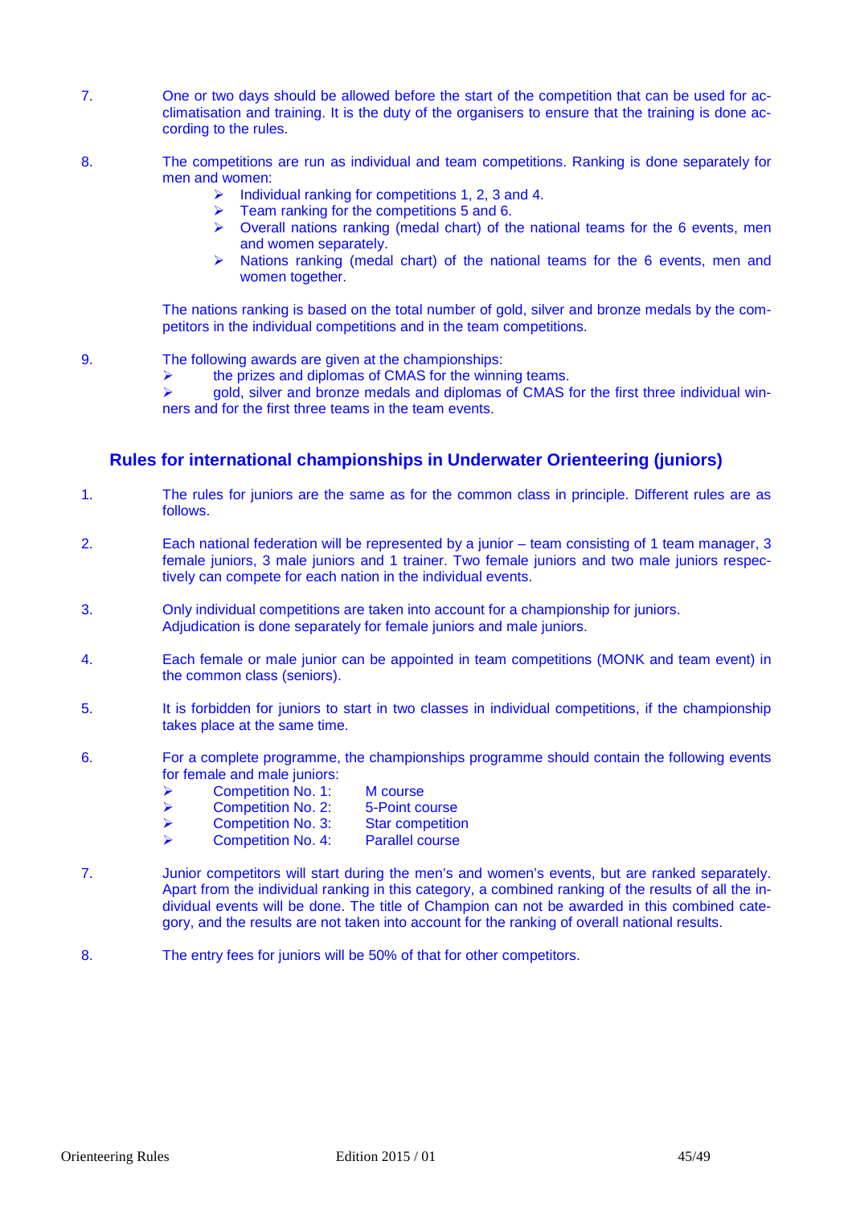7. One or two days should be allowed before the start of the competition that can be used for acclimatisation and training. It is the duty of the organisers to ensure that the training is done according to the rules.

8. The competitions are run as individual and team competitions. Ranking is done separately for men and women:
   - Individual ranking for competitions 1, 2, 3 and 4.
   - Team ranking for the competitions 5 and 6.
   - Overall nations ranking (medal chart) of the national teams for the 6 events, men and women separately.
   - Nations ranking (medal chart) of the national teams for the 6 events, men and women together.

   The nations ranking is based on the total number of gold, silver and bronze medals by the competitors in the individual competitions and in the team competitions.

9. The following awards are given at the championships:
   - the prizes and diplomas of CMAS for the winning teams.
   - gold, silver and bronze medals and diplomas of CMAS for the first three individual winners and for the first three teams in the team events.

## Rules for international championships in Underwater Orienteering (juniors)

1. The rules for juniors are the same as for the common class in principle. Different rules are as follows.

2. Each national federation will be represented by a junior – team consisting of 1 team manager, 3 female juniors, 3 male juniors and 1 trainer. Two female juniors and two male juniors respectively can compete for each nation in the individual events.

3. Only individual competitions are taken into account for a championship for juniors.
   Adjudication is done separately for female juniors and male juniors.

4. Each female or male junior can be appointed in team competitions (MONK and team event) in the common class (seniors).

5. It is forbidden for juniors to start in two classes in individual competitions, if the championship takes place at the same time.

6. For a complete programme, the championships programme should contain the following events for female and male juniors:
   - Competition No. 1: M course
   - Competition No. 2: 5-Point course
   - Competition No. 3: Star competition
   - Competition No. 4: Parallel course

7. Junior competitors will start during the men's and women's events, but are ranked separately. Apart from the individual ranking in this category, a combined ranking of the results of all the individual events will be done. The title of Champion can not be awarded in this combined category, and the results are not taken into account for the ranking of overall national results.

8. The entry fees for juniors will be 50% of that for other competitors.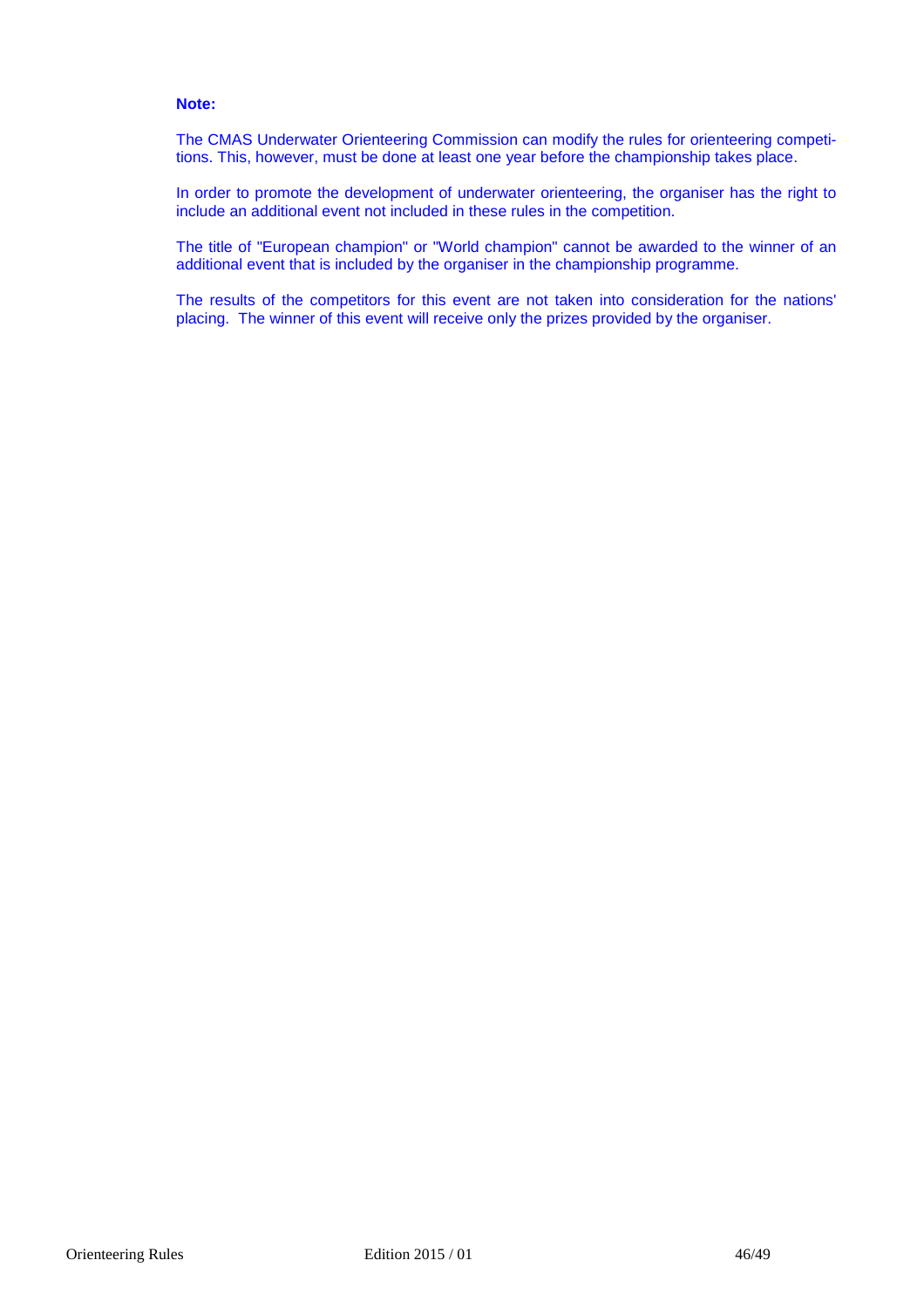**Note:**

The CMAS Underwater Orienteering Commission can modify the rules for orienteering competitions. This, however, must be done at least one year before the championship takes place.

In order to promote the development of underwater orienteering, the organiser has the right to include an additional event not included in these rules in the competition.

The title of "European champion" or "World champion" cannot be awarded to the winner of an additional event that is included by the organiser in the championship programme.

The results of the competitors for this event are not taken into consideration for the nations' placing. The winner of this event will receive only the prizes provided by the organiser.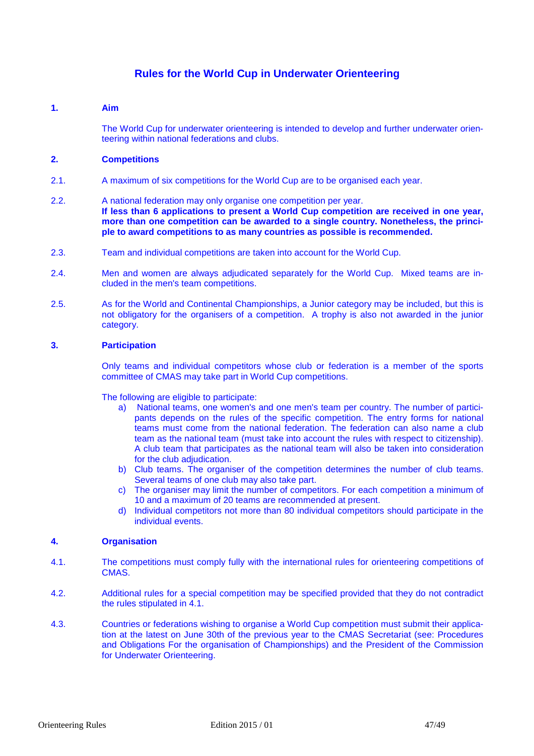# Rules for the World Cup in Underwater Orienteering

## 1. Aim

The World Cup for underwater orienteering is intended to develop and further underwater orienteering within national federations and clubs.

## 2. Competitions

2.1. A maximum of six competitions for the World Cup are to be organised each year.

2.2. A national federation may only organise one competition per year.
**If less than 6 applications to present a World Cup competition are received in one year, more than one competition can be awarded to a single country. Nonetheless, the principle to award competitions to as many countries as possible is recommended.**

2.3. Team and individual competitions are taken into account for the World Cup.

2.4. Men and women are always adjudicated separately for the World Cup. Mixed teams are included in the men's team competitions.

2.5. As for the World and Continental Championships, a Junior category may be included, but this is not obligatory for the organisers of a competition. A trophy is also not awarded in the junior category.

## 3. Participation

Only teams and individual competitors whose club or federation is a member of the sports committee of CMAS may take part in World Cup competitions.

The following are eligible to participate:

a) National teams, one women's and one men's team per country. The number of participants depends on the rules of the specific competition. The entry forms for national teams must come from the national federation. The federation can also name a club team as the national team (must take into account the rules with respect to citizenship). A club team that participates as the national team will also be taken into consideration for the club adjudication.

b) Club teams. The organiser of the competition determines the number of club teams. Several teams of one club may also take part.

c) The organiser may limit the number of competitors. For each competition a minimum of 10 and a maximum of 20 teams are recommended at present.

d) Individual competitors not more than 80 individual competitors should participate in the individual events.

## 4. Organisation

4.1. The competitions must comply fully with the international rules for orienteering competitions of CMAS.

4.2. Additional rules for a special competition may be specified provided that they do not contradict the rules stipulated in 4.1.

4.3. Countries or federations wishing to organise a World Cup competition must submit their application at the latest on June 30th of the previous year to the CMAS Secretariat (see: Procedures and Obligations For the organisation of Championships) and the President of the Commission for Underwater Orienteering.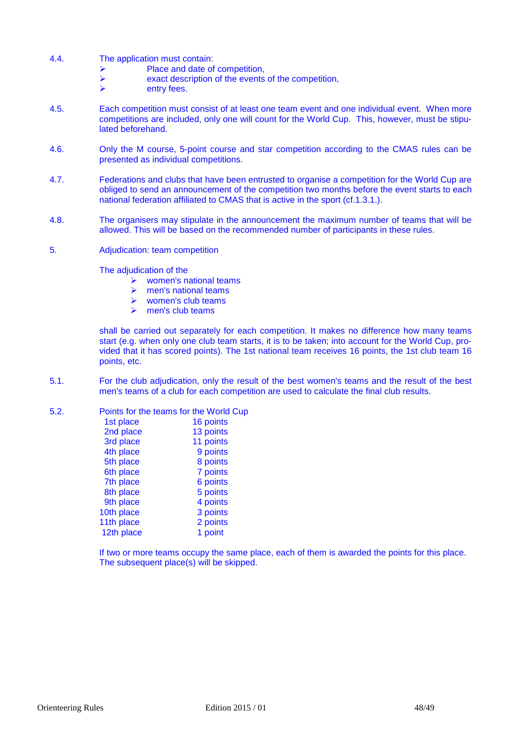4.4. The application must contain:

- Place and date of competition,
- exact description of the events of the competition,
- entry fees.

4.5. Each competition must consist of at least one team event and one individual event. When more competitions are included, only one will count for the World Cup. This, however, must be stipulated beforehand.

4.6. Only the M course, 5-point course and star competition according to the CMAS rules can be presented as individual competitions.

4.7. Federations and clubs that have been entrusted to organise a competition for the World Cup are obliged to send an announcement of the competition two months before the event starts to each national federation affiliated to CMAS that is active in the sport (cf.1.3.1.).

4.8. The organisers may stipulate in the announcement the maximum number of teams that will be allowed. This will be based on the recommended number of participants in these rules.

## 5. Adjudication: team competition

The adjudication of the

- women's national teams
- men's national teams
- women's club teams
- men's club teams

shall be carried out separately for each competition. It makes no difference how many teams start (e.g. when only one club team starts, it is to be taken; into account for the World Cup, provided that it has scored points). The 1st national team receives 16 points, the 1st club team 16 points, etc.

5.1. For the club adjudication, only the result of the best women's teams and the result of the best men's teams of a club for each competition are used to calculate the final club results.

5.2. Points for the teams for the World Cup

| | |
|---|---|
| 1st place | 16 points |
| 2nd place | 13 points |
| 3rd place | 11 points |
| 4th place | 9 points |
| 5th place | 8 points |
| 6th place | 7 points |
| 7th place | 6 points |
| 8th place | 5 points |
| 9th place | 4 points |
| 10th place | 3 points |
| 11th place | 2 points |
| 12th place | 1 point |

If two or more teams occupy the same place, each of them is awarded the points for this place. The subsequent place(s) will be skipped.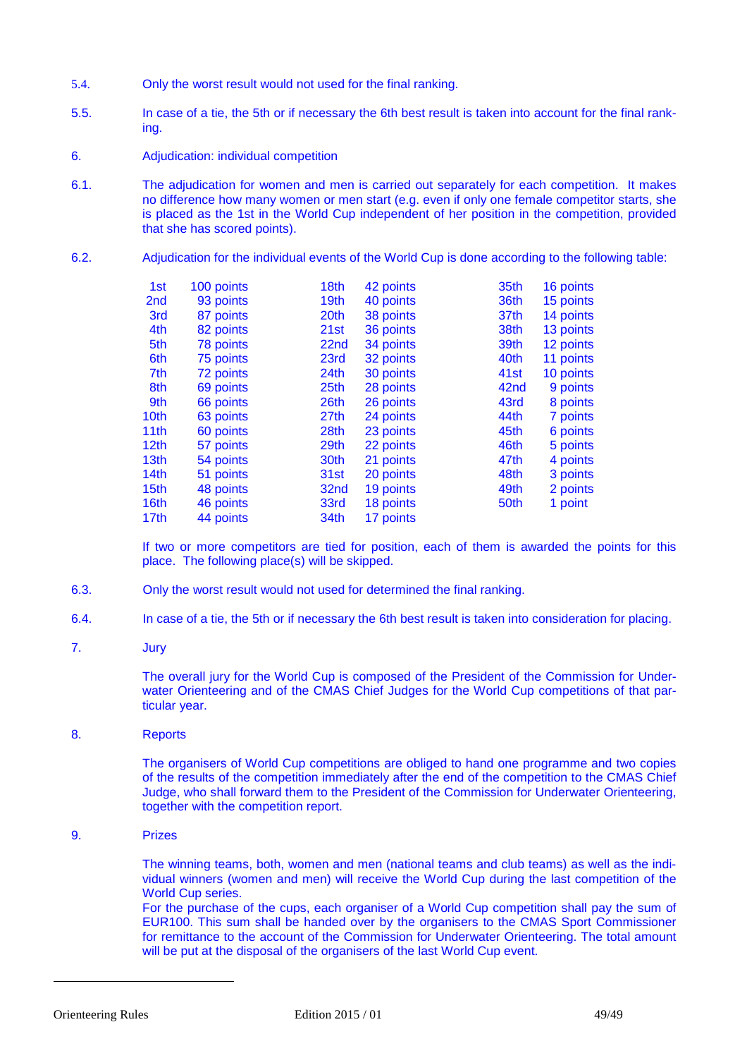5.4. Only the worst result would not used for the final ranking.

5.5. In case of a tie, the 5th or if necessary the 6th best result is taken into account for the final ranking.

## 6. Adjudication: individual competition

6.1. The adjudication for women and men is carried out separately for each competition. It makes no difference how many women or men start (e.g. even if only one female competitor starts, she is placed as the 1st in the World Cup independent of her position in the competition, provided that she has scored points).

6.2. Adjudication for the individual events of the World Cup is done according to the following table:

| Place | Points | Place | Points | Place | Points |
|---|---|---|---|---|---|
| 1st | 100 points | 18th | 42 points | 35th | 16 points |
| 2nd | 93 points | 19th | 40 points | 36th | 15 points |
| 3rd | 87 points | 20th | 38 points | 37th | 14 points |
| 4th | 82 points | 21st | 36 points | 38th | 13 points |
| 5th | 78 points | 22nd | 34 points | 39th | 12 points |
| 6th | 75 points | 23rd | 32 points | 40th | 11 points |
| 7th | 72 points | 24th | 30 points | 41st | 10 points |
| 8th | 69 points | 25th | 28 points | 42nd | 9 points |
| 9th | 66 points | 26th | 26 points | 43rd | 8 points |
| 10th | 63 points | 27th | 24 points | 44th | 7 points |
| 11th | 60 points | 28th | 23 points | 45th | 6 points |
| 12th | 57 points | 29th | 22 points | 46th | 5 points |
| 13th | 54 points | 30th | 21 points | 47th | 4 points |
| 14th | 51 points | 31st | 20 points | 48th | 3 points |
| 15th | 48 points | 32nd | 19 points | 49th | 2 points |
| 16th | 46 points | 33rd | 18 points | 50th | 1 point |
| 17th | 44 points | 34th | 17 points | | |

If two or more competitors are tied for position, each of them is awarded the points for this place. The following place(s) will be skipped.

6.3. Only the worst result would not used for determined the final ranking.

6.4. In case of a tie, the 5th or if necessary the 6th best result is taken into consideration for placing.

## 7. Jury

The overall jury for the World Cup is composed of the President of the Commission for Underwater Orienteering and of the CMAS Chief Judges for the World Cup competitions of that particular year.

## 8. Reports

The organisers of World Cup competitions are obliged to hand one programme and two copies of the results of the competition immediately after the end of the competition to the CMAS Chief Judge, who shall forward them to the President of the Commission for Underwater Orienteering, together with the competition report.

## 9. Prizes

The winning teams, both, women and men (national teams and club teams) as well as the individual winners (women and men) will receive the World Cup during the last competition of the World Cup series.
For the purchase of the cups, each organiser of a World Cup competition shall pay the sum of EUR100. This sum shall be handed over by the organisers to the CMAS Sport Commissioner for remittance to the account of the Commission for Underwater Orienteering. The total amount will be put at the disposal of the organisers of the last World Cup event.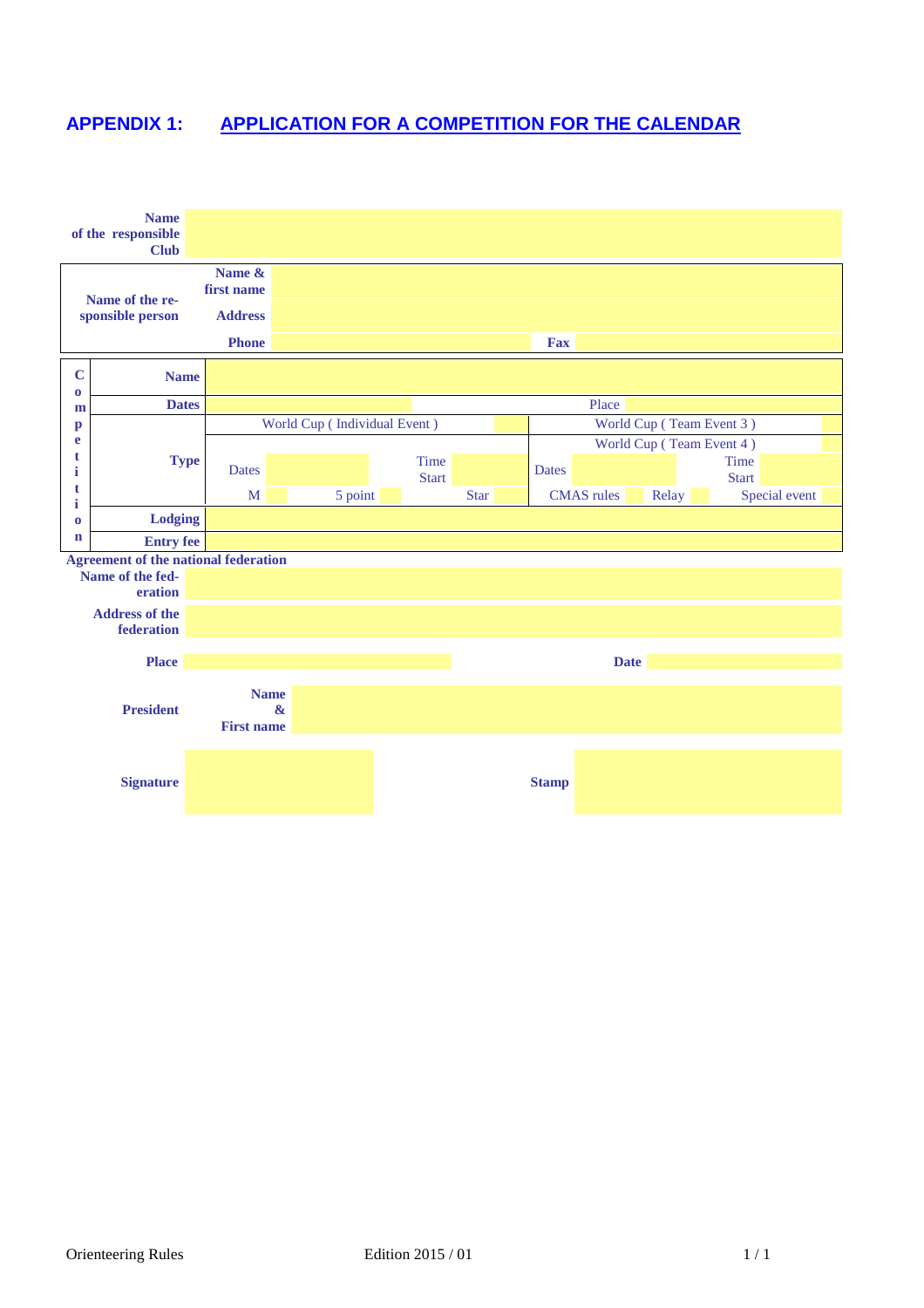# APPENDIX 1: APPLICATION FOR A COMPETITION FOR THE CALENDAR

| | | |
|---|---|---|
| **Name of the responsible Club** | | |

| | | | | |
|---|---|---|---|---|
| **Name of the responsible person** | **Name & first name** | | | |
| | **Address** | | | |
| | **Phone** | | **Fax** | |

| | | | | | | | | | | | | | |
|---|---|---|---|---|---|---|---|---|---|---|---|---|---|
| **Competition** | **Name** | | | | | | | | | | | | |
| | **Dates** | | | | | | Place | | | | | | |
| | **Type** | World Cup ( Individual Event ) | | | | | World Cup ( Team Event 3 ) | | | | | | |
| | | | | | | | World Cup ( Team Event 4 ) | | | | | | |
| | | Dates | | Time Start | | | Dates | | | Time Start | | | |
| | | M | | 5 point | | Star | CMAS rules | | Relay | | Special event | | |
| | **Lodging** | | | | | | | | | | | | |
| | **Entry fee** | | | | | | | | | | | | |

**Agreement of the national federation**

| | | | |
|---|---|---|---|
| **Name of the federation** | | | |
| **Address of the federation** | | | |
| **Place** | | **Date** | |
| **President** | **Name & First name** | | |
| **Signature** | | **Stamp** | |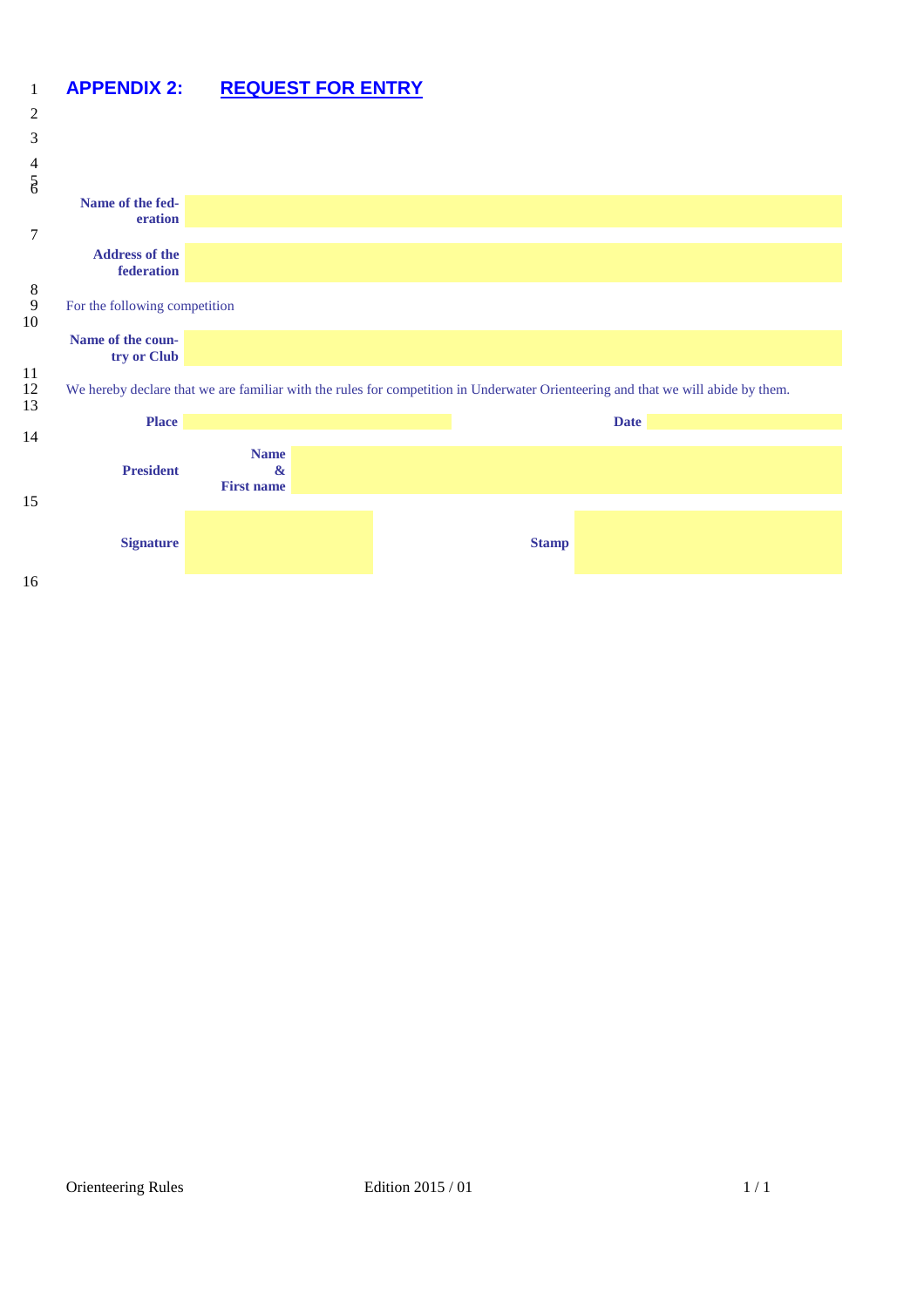# APPENDIX 2: REQUEST FOR ENTRY

| | |
|---|---|
| **Name of the federation** | |
| **Address of the federation** | |

For the following competition

| | |
|---|---|
| **Name of the country or Club** | |

We hereby declare that we are familiar with the rules for competition in Underwater Orienteering and that we will abide by them.

| | | | |
|---|---|---|---|
| **Place** | | **Date** | |
| **President** | **Name & First name** | | |
| **Signature** | | **Stamp** | |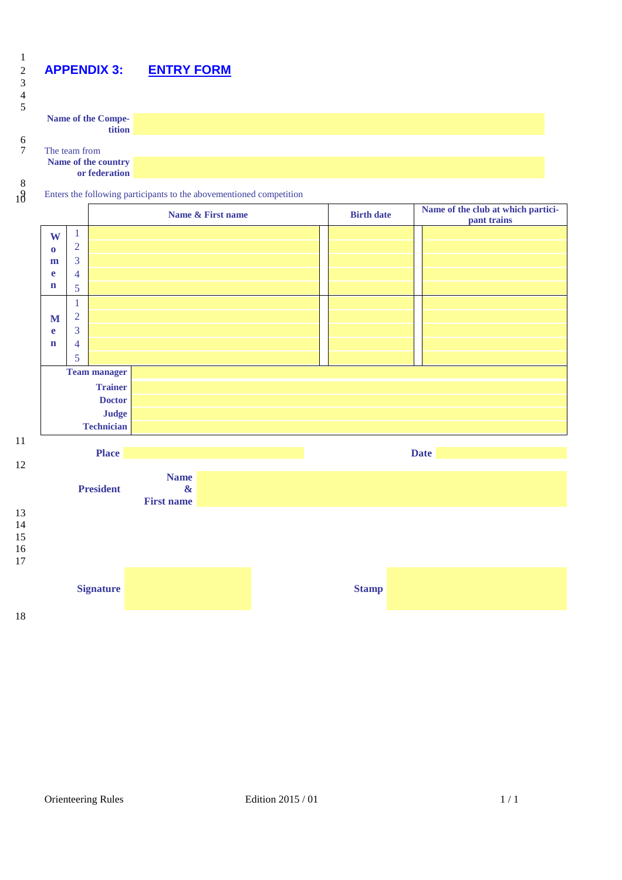## APPENDIX 3: ENTRY FORM

**Name of the Competition**

The team from
**Name of the country or federation**

Enters the following participants to the abovementioned competition

| | | Name & First name | Birth date | Name of the club at which participant trains |
|---|---|---|---|---|
| **Women** | 1 | | | |
| | 2 | | | |
| | 3 | | | |
| | 4 | | | |
| | 5 | | | |
| **Men** | 1 | | | |
| | 2 | | | |
| | 3 | | | |
| | 4 | | | |
| | 5 | | | |
| **Team manager** | | | | |
| **Trainer** | | | | |
| **Doctor** | | | | |
| **Judge** | | | | |
| **Technician** | | | | |

**Place** &nbsp;&nbsp;&nbsp;&nbsp; **Date**

**President** &nbsp;&nbsp; **Name & First name**

**Signature** &nbsp;&nbsp;&nbsp;&nbsp; **Stamp**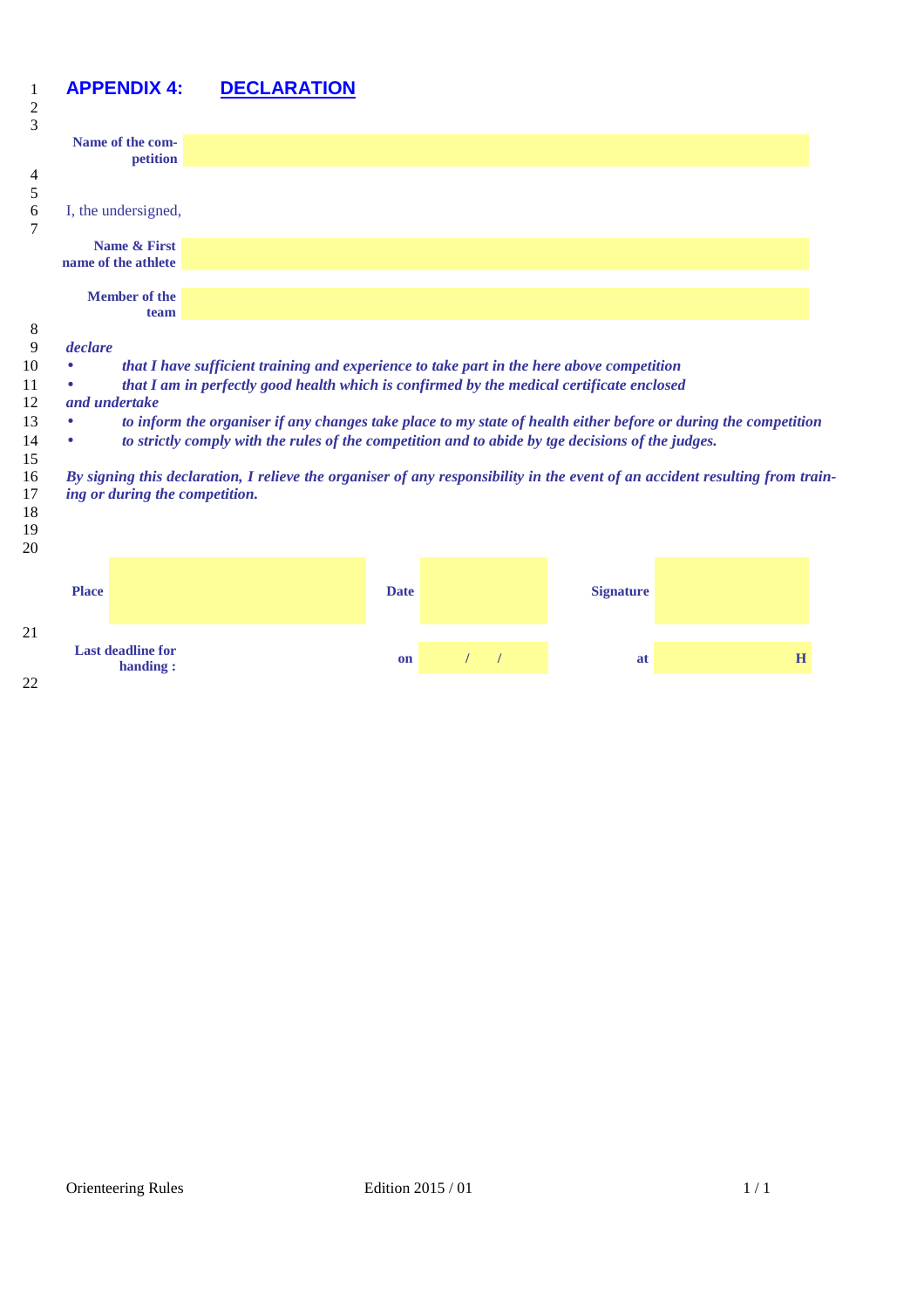# APPENDIX 4: DECLARATION

| Name of the competition | |
|---|---|

I, the undersigned,

| Name & First name of the athlete | |
|---|---|
| Member of the team | |

*declare*

- ***that I have sufficient training and experience to take part in the here above competition***
- ***that I am in perfectly good health which is confirmed by the medical certificate enclosed***

*and undertake*

- ***to inform the organiser if any changes take place to my state of health either before or during the competition***
- ***to strictly comply with the rules of the competition and to abide by tge decisions of the judges.***

***By signing this declaration, I relieve the organiser of any responsibility in the event of an accident resulting from training or during the competition.***

| Place | | Date | | Signature | |
|---|---|---|---|---|---|
| **Last deadline for handing :** | | **on** | / / | **at** | H |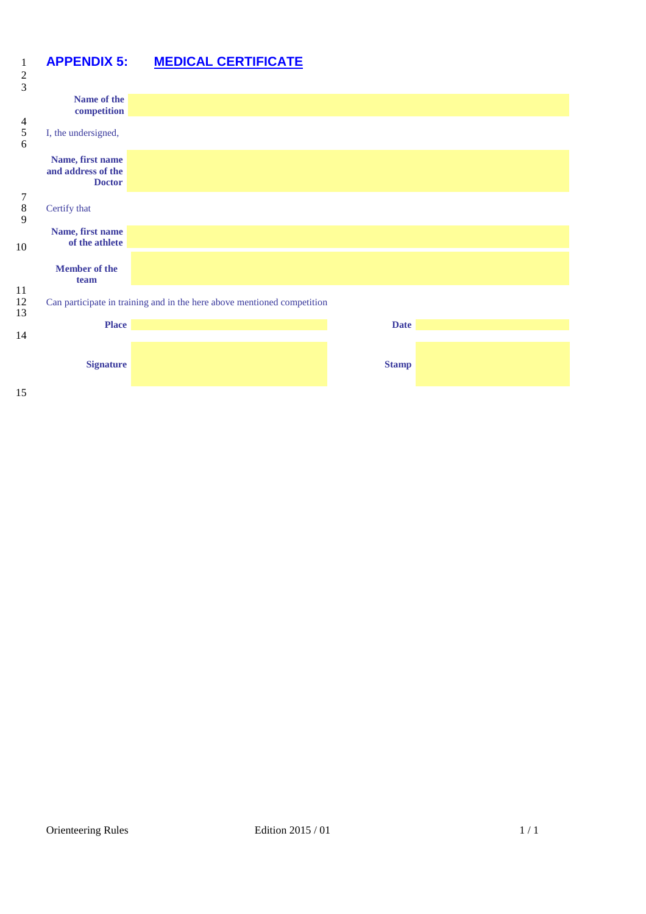# APPENDIX 5: MEDICAL CERTIFICATE

| | |
|---|---|
| **Name of the competition** | |

I, the undersigned,

| | |
|---|---|
| **Name, first name and address of the Doctor** | |

Certify that

| | |
|---|---|
| **Name, first name of the athlete** | |
| **Member of the team** | |

Can participate in training and in the here above mentioned competition

| | | | |
|---|---|---|---|
| **Place** | | **Date** | |
| **Signature** | | **Stamp** | |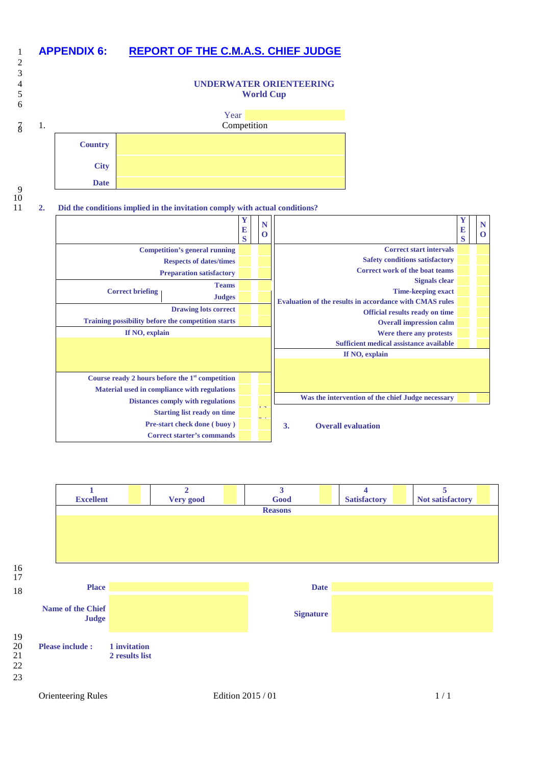# APPENDIX 6: REPORT OF THE C.M.A.S. CHIEF JUDGE

**UNDERWATER ORIENTEERING**
**World Cup**

Year

1. Competition

| | |
|---|---|
| **Country** | |
| **City** | |
| **Date** | |

**2. Did the conditions implied in the invitation comply with actual conditions?**

| | YES | NO |
|---|---|---|
| **Competition's general running** | | |
| **Respects of dates/times** | | |
| **Preparation satisfactory** | | |
| **Correct briefing – Teams** | | |
| **Correct briefing – Judges** | | |
| **Drawing lots correct** | | |
| **Training possibility before the competition starts** | | |
| **If NO, explain** | | |
| | | |
| **Course ready 2 hours before the 1st competition** | | |
| **Material used in compliance with regulations** | | |
| **Distances comply with regulations** | | |
| **Starting list ready on time** | | |
| **Pre-start check done ( buoy )** | | |
| **Correct starter's commands** | | |

| | YES | NO |
|---|---|---|
| **Correct start intervals** | | |
| **Safety conditions satisfactory** | | |
| **Correct work of the boat teams** | | |
| **Signals clear** | | |
| **Time-keeping exact** | | |
| **Evaluation of the results in accordance with CMAS rules** | | |
| **Official results ready on time** | | |
| **Overall impression calm** | | |
| **Were there any protests** | | |
| **Sufficient medical assistance available** | | |
| **If NO, explain** | | |
| | | |
| **Was the intervention of the chief Judge necessary** | | |

**3. Overall evaluation**

| 1 Excellent | | 2 Very good | | 3 Good | | 4 Satisfactory | | 5 Not satisfactory | |
|---|---|---|---|---|---|---|---|---|---|
| **Reasons** | | | | | | | | | |
| | | | | | | | | | |

| | | | |
|---|---|---|---|
| **Place** | | **Date** | |
| **Name of the Chief Judge** | | **Signature** | |

**Please include :** **1 invitation**
**2 results list**